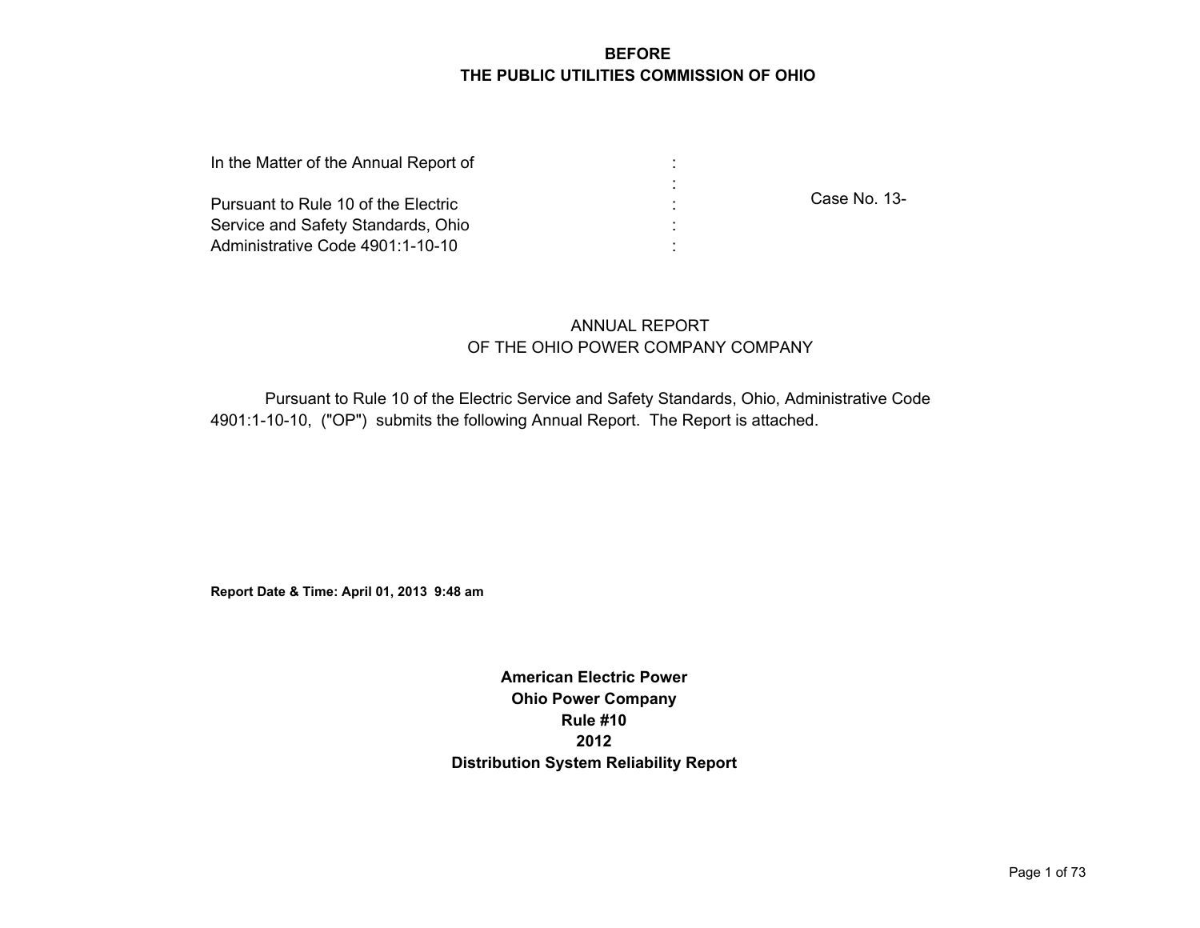**BEFORE**
**THE PUBLIC UTILITIES COMMISSION OF OHIO**

| | | |
|---|---|---|
| In the Matter of the Annual Report of | : | |
| | : | |
| Pursuant to Rule 10 of the Electric | : | Case No. 13- |
| Service and Safety Standards, Ohio | : | |
| Administrative Code 4901:1-10-10 | : | |

ANNUAL REPORT
OF THE OHIO POWER COMPANY COMPANY

Pursuant to Rule 10 of the Electric Service and Safety Standards, Ohio, Administrative Code 4901:1-10-10, ("OP") submits the following Annual Report. The Report is attached.

**Report Date & Time: April 01, 2013 9:48 am**

**American Electric Power**
**Ohio Power Company**
**Rule #10**
**2012**
**Distribution System Reliability Report**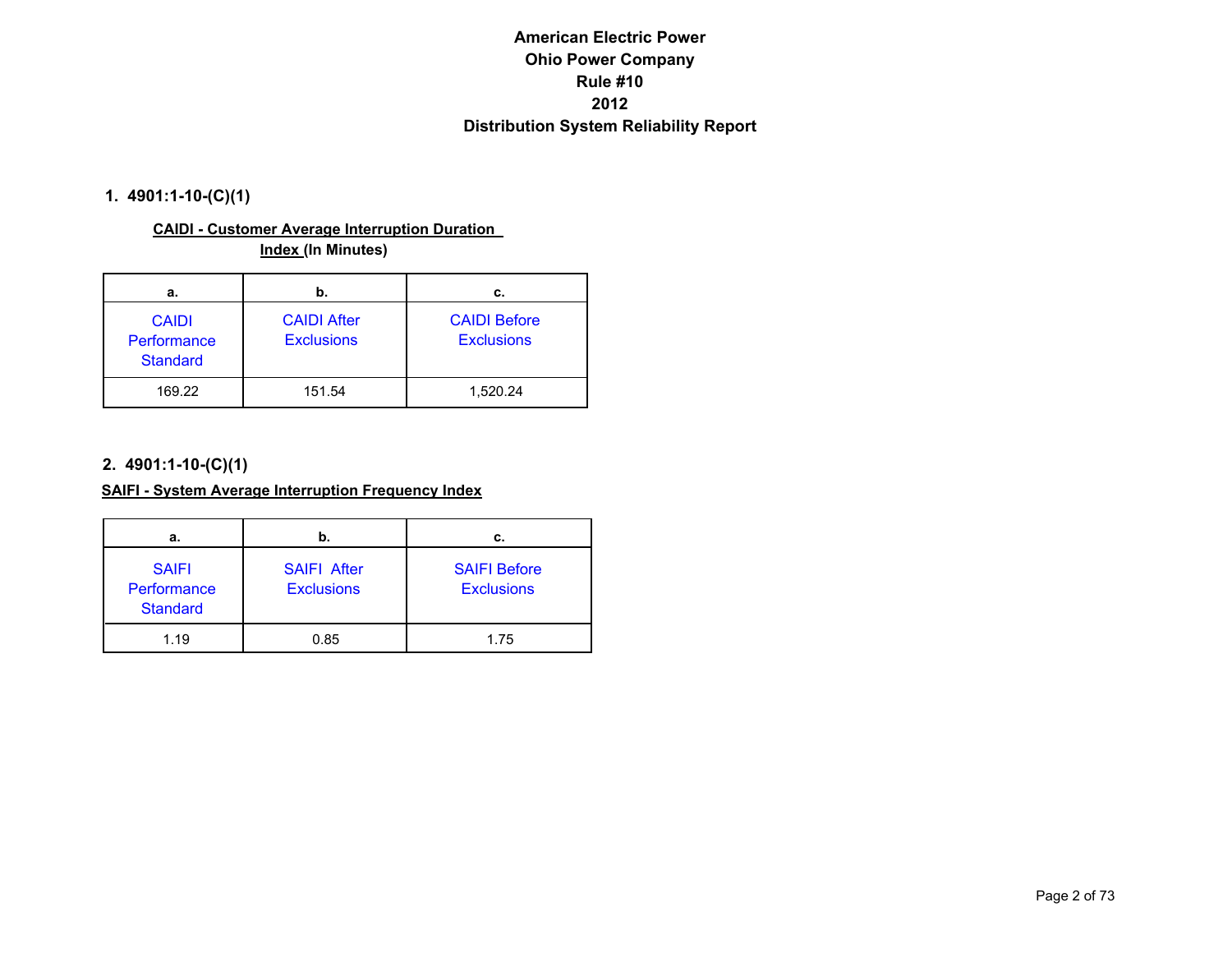# American Electric Power
# Ohio Power Company
# Rule #10
# 2012
# Distribution System Reliability Report

## 1. 4901:1-10-(C)(1)

**CAIDI - Customer Average Interruption Duration Index (In Minutes)**

| a. | b. | c. |
|---|---|---|
| CAIDI Performance Standard | CAIDI After Exclusions | CAIDI Before Exclusions |
| 169.22 | 151.54 | 1,520.24 |

## 2. 4901:1-10-(C)(1)

**SAIFI - System Average Interruption Frequency Index**

| a. | b. | c. |
|---|---|---|
| SAIFI Performance Standard | SAIFI After Exclusions | SAIFI Before Exclusions |
| 1.19 | 0.85 | 1.75 |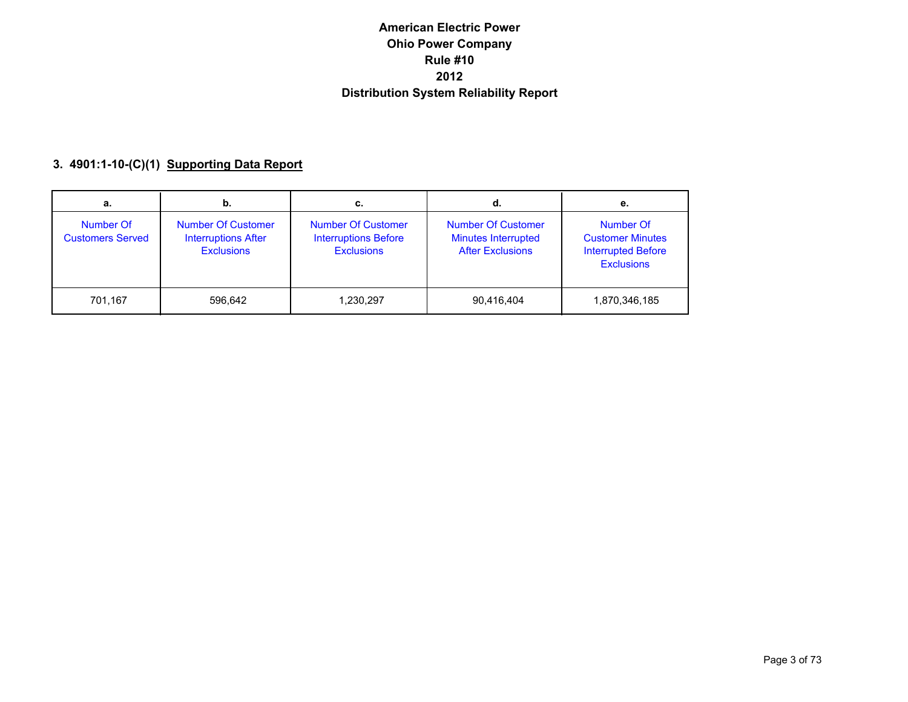# American Electric Power
# Ohio Power Company
# Rule #10
# 2012
# Distribution System Reliability Report

### 3. 4901:1-10-(C)(1) Supporting Data Report

| a. | b. | c. | d. | e. |
|---|---|---|---|---|
| Number Of Customers Served | Number Of Customer Interruptions After Exclusions | Number Of Customer Interruptions Before Exclusions | Number Of Customer Minutes Interrupted After Exclusions | Number Of Customer Minutes Interrupted Before Exclusions |
| 701,167 | 596,642 | 1,230,297 | 90,416,404 | 1,870,346,185 |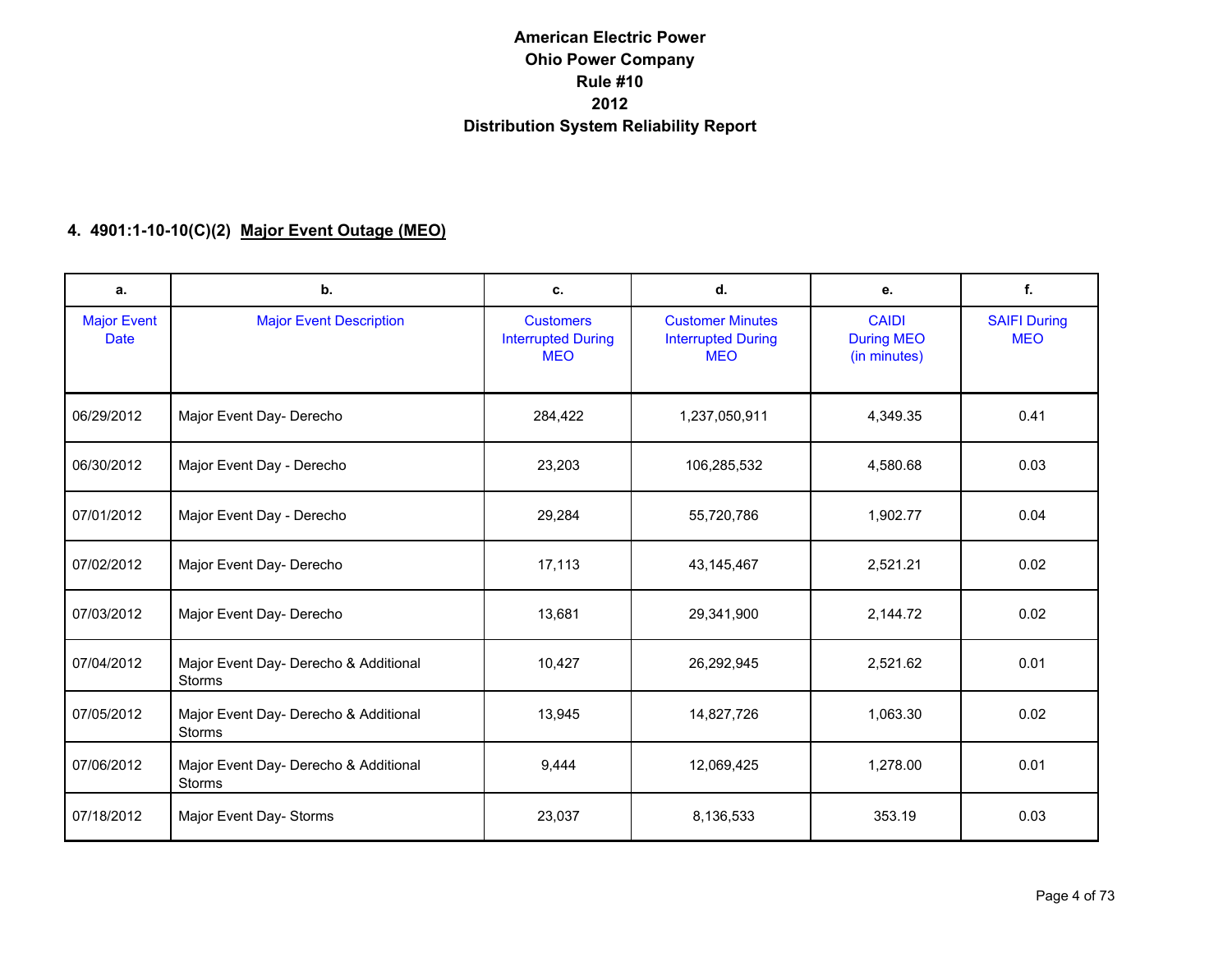# American Electric Power
# Ohio Power Company
# Rule #10
# 2012
# Distribution System Reliability Report

## 4. 4901:1-10-10(C)(2) Major Event Outage (MEO)

| a. | b. | c. | d. | e. | f. |
|---|---|---|---|---|---|
| Major Event Date | Major Event Description | Customers Interrupted During MEO | Customer Minutes Interrupted During MEO | CAIDI During MEO (in minutes) | SAIFI During MEO |
| 06/29/2012 | Major Event Day- Derecho | 284,422 | 1,237,050,911 | 4,349.35 | 0.41 |
| 06/30/2012 | Major Event Day - Derecho | 23,203 | 106,285,532 | 4,580.68 | 0.03 |
| 07/01/2012 | Major Event Day - Derecho | 29,284 | 55,720,786 | 1,902.77 | 0.04 |
| 07/02/2012 | Major Event Day- Derecho | 17,113 | 43,145,467 | 2,521.21 | 0.02 |
| 07/03/2012 | Major Event Day- Derecho | 13,681 | 29,341,900 | 2,144.72 | 0.02 |
| 07/04/2012 | Major Event Day- Derecho & Additional Storms | 10,427 | 26,292,945 | 2,521.62 | 0.01 |
| 07/05/2012 | Major Event Day- Derecho & Additional Storms | 13,945 | 14,827,726 | 1,063.30 | 0.02 |
| 07/06/2012 | Major Event Day- Derecho & Additional Storms | 9,444 | 12,069,425 | 1,278.00 | 0.01 |
| 07/18/2012 | Major Event Day- Storms | 23,037 | 8,136,533 | 353.19 | 0.03 |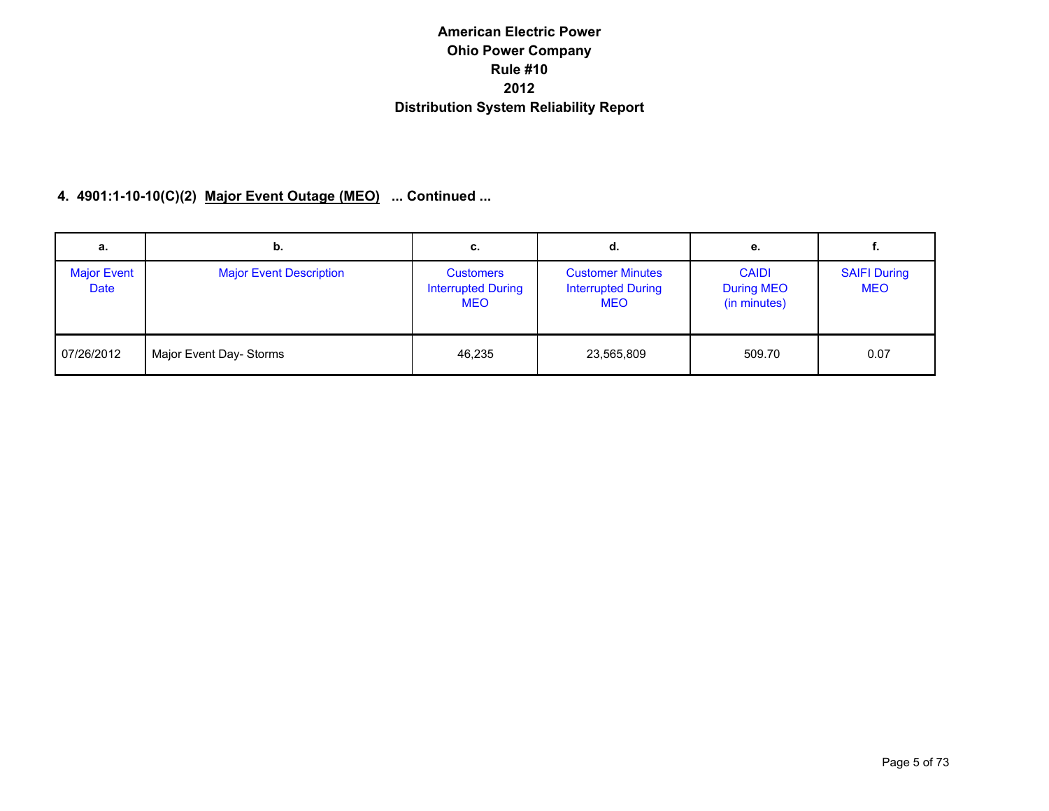# American Electric Power
# Ohio Power Company
# Rule #10
# 2012
# Distribution System Reliability Report

## 4. 4901:1-10-10(C)(2) Major Event Outage (MEO) ... Continued ...

| a. | b. | c. | d. | e. | f. |
|---|---|---|---|---|---|
| Major Event Date | Major Event Description | Customers Interrupted During MEO | Customer Minutes Interrupted During MEO | CAIDI During MEO (in minutes) | SAIFI During MEO |
| 07/26/2012 | Major Event Day- Storms | 46,235 | 23,565,809 | 509.70 | 0.07 |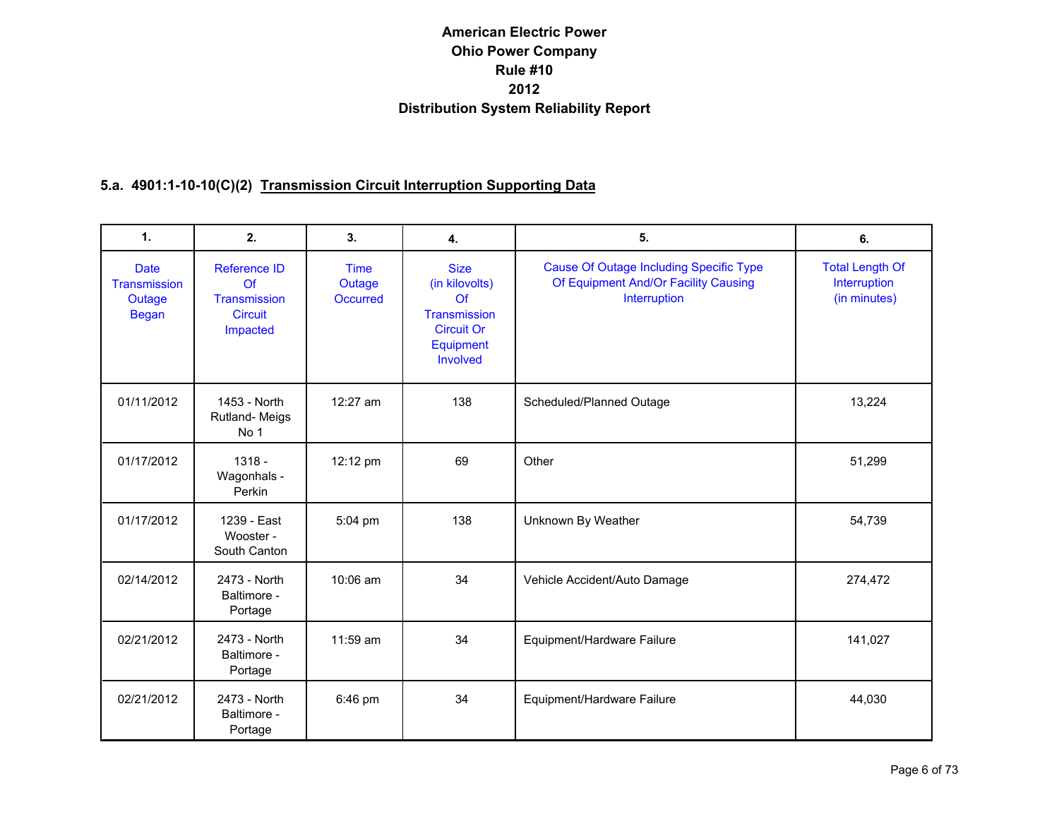**American Electric Power**
**Ohio Power Company**
**Rule #10**
**2012**
**Distribution System Reliability Report**

### 5.a. 4901:1-10-10(C)(2) Transmission Circuit Interruption Supporting Data

| 1. | 2. | 3. | 4. | 5. | 6. |
|---|---|---|---|---|---|
| Date Transmission Outage Began | Reference ID Of Transmission Circuit Impacted | Time Outage Occurred | Size (in kilovolts) Of Transmission Circuit Or Equipment Involved | Cause Of Outage Including Specific Type Of Equipment And/Or Facility Causing Interruption | Total Length Of Interruption (in minutes) |
| 01/11/2012 | 1453 - North Rutland- Meigs No 1 | 12:27 am | 138 | Scheduled/Planned Outage | 13,224 |
| 01/17/2012 | 1318 - Wagonhals - Perkin | 12:12 pm | 69 | Other | 51,299 |
| 01/17/2012 | 1239 - East Wooster - South Canton | 5:04 pm | 138 | Unknown By Weather | 54,739 |
| 02/14/2012 | 2473 - North Baltimore - Portage | 10:06 am | 34 | Vehicle Accident/Auto Damage | 274,472 |
| 02/21/2012 | 2473 - North Baltimore - Portage | 11:59 am | 34 | Equipment/Hardware Failure | 141,027 |
| 02/21/2012 | 2473 - North Baltimore - Portage | 6:46 pm | 34 | Equipment/Hardware Failure | 44,030 |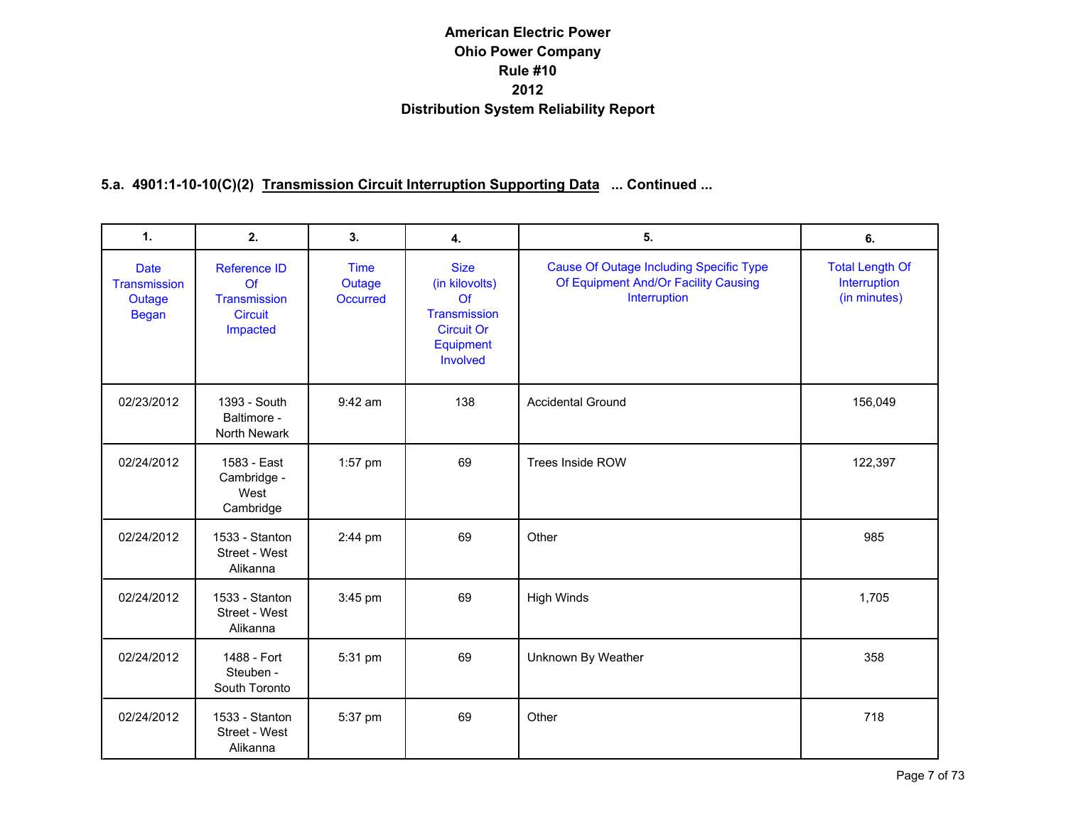# American Electric Power
# Ohio Power Company
# Rule #10
# 2012
# Distribution System Reliability Report

**5.a. 4901:1-10-10(C)(2) Transmission Circuit Interruption Supporting Data ... Continued ...**

| 1. | 2. | 3. | 4. | 5. | 6. |
|---|---|---|---|---|---|
| Date Transmission Outage Began | Reference ID Of Transmission Circuit Impacted | Time Outage Occurred | Size (in kilovolts) Of Transmission Circuit Or Equipment Involved | Cause Of Outage Including Specific Type Of Equipment And/Or Facility Causing Interruption | Total Length Of Interruption (in minutes) |
| 02/23/2012 | 1393 - South Baltimore - North Newark | 9:42 am | 138 | Accidental Ground | 156,049 |
| 02/24/2012 | 1583 - East Cambridge - West Cambridge | 1:57 pm | 69 | Trees Inside ROW | 122,397 |
| 02/24/2012 | 1533 - Stanton Street - West Alikanna | 2:44 pm | 69 | Other | 985 |
| 02/24/2012 | 1533 - Stanton Street - West Alikanna | 3:45 pm | 69 | High Winds | 1,705 |
| 02/24/2012 | 1488 - Fort Steuben - South Toronto | 5:31 pm | 69 | Unknown By Weather | 358 |
| 02/24/2012 | 1533 - Stanton Street - West Alikanna | 5:37 pm | 69 | Other | 718 |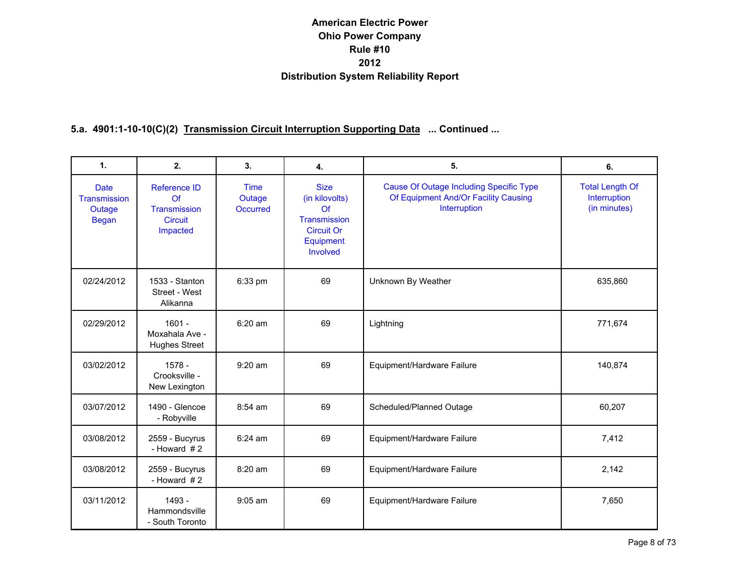# American Electric Power
# Ohio Power Company
# Rule #10
# 2012
# Distribution System Reliability Report

## 5.a. 4901:1-10-10(C)(2) Transmission Circuit Interruption Supporting Data ... Continued ...

| 1. | 2. | 3. | 4. | 5. | 6. |
|---|---|---|---|---|---|
| Date Transmission Outage Began | Reference ID Of Transmission Circuit Impacted | Time Outage Occurred | Size (in kilovolts) Of Transmission Circuit Or Equipment Involved | Cause Of Outage Including Specific Type Of Equipment And/Or Facility Causing Interruption | Total Length Of Interruption (in minutes) |
| 02/24/2012 | 1533 - Stanton Street - West Alikanna | 6:33 pm | 69 | Unknown By Weather | 635,860 |
| 02/29/2012 | 1601 - Moxahala Ave - Hughes Street | 6:20 am | 69 | Lightning | 771,674 |
| 03/02/2012 | 1578 - Crooksville - New Lexington | 9:20 am | 69 | Equipment/Hardware Failure | 140,874 |
| 03/07/2012 | 1490 - Glencoe - Robyville | 8:54 am | 69 | Scheduled/Planned Outage | 60,207 |
| 03/08/2012 | 2559 - Bucyrus - Howard # 2 | 6:24 am | 69 | Equipment/Hardware Failure | 7,412 |
| 03/08/2012 | 2559 - Bucyrus - Howard # 2 | 8:20 am | 69 | Equipment/Hardware Failure | 2,142 |
| 03/11/2012 | 1493 - Hammondsville - South Toronto | 9:05 am | 69 | Equipment/Hardware Failure | 7,650 |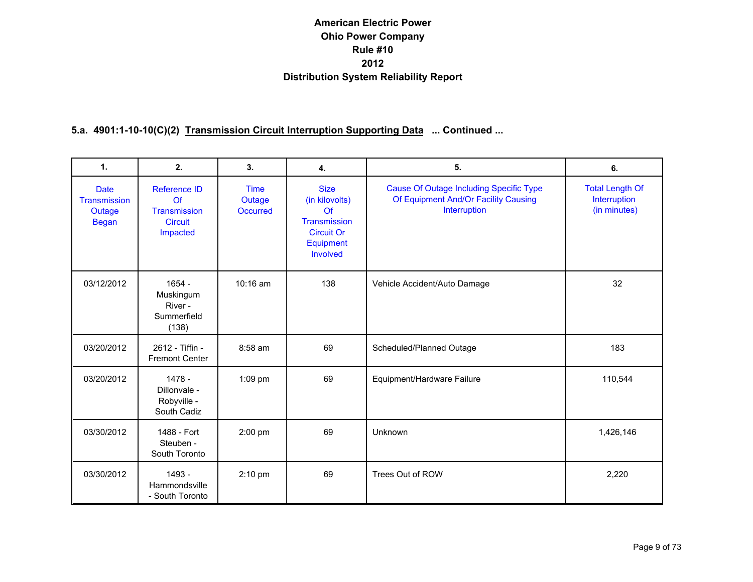# American Electric Power
# Ohio Power Company
# Rule #10
# 2012
# Distribution System Reliability Report

## 5.a. 4901:1-10-10(C)(2) Transmission Circuit Interruption Supporting Data ... Continued ...

| 1. | 2. | 3. | 4. | 5. | 6. |
|---|---|---|---|---|---|
| Date Transmission Outage Began | Reference ID Of Transmission Circuit Impacted | Time Outage Occurred | Size (in kilovolts) Of Transmission Circuit Or Equipment Involved | Cause Of Outage Including Specific Type Of Equipment And/Or Facility Causing Interruption | Total Length Of Interruption (in minutes) |
| 03/12/2012 | 1654 - Muskingum River - Summerfield (138) | 10:16 am | 138 | Vehicle Accident/Auto Damage | 32 |
| 03/20/2012 | 2612 - Tiffin - Fremont Center | 8:58 am | 69 | Scheduled/Planned Outage | 183 |
| 03/20/2012 | 1478 - Dillonvale - Robyville - South Cadiz | 1:09 pm | 69 | Equipment/Hardware Failure | 110,544 |
| 03/30/2012 | 1488 - Fort Steuben - South Toronto | 2:00 pm | 69 | Unknown | 1,426,146 |
| 03/30/2012 | 1493 - Hammondsville - South Toronto | 2:10 pm | 69 | Trees Out of ROW | 2,220 |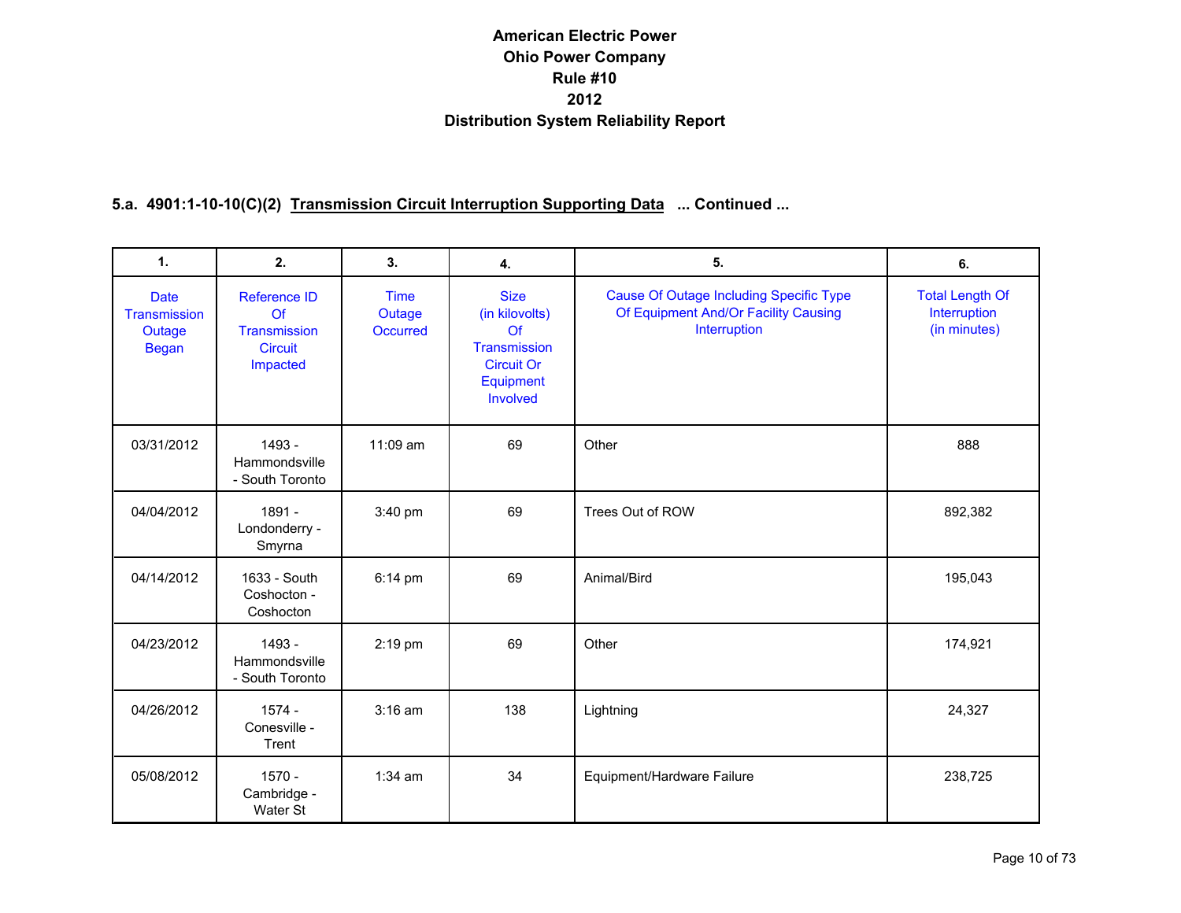# American Electric Power
# Ohio Power Company
# Rule #10
# 2012
# Distribution System Reliability Report

## 5.a. 4901:1-10-10(C)(2) Transmission Circuit Interruption Supporting Data ... Continued ...

| 1. | 2. | 3. | 4. | 5. | 6. |
|---|---|---|---|---|---|
| Date Transmission Outage Began | Reference ID Of Transmission Circuit Impacted | Time Outage Occurred | Size (in kilovolts) Of Transmission Circuit Or Equipment Involved | Cause Of Outage Including Specific Type Of Equipment And/Or Facility Causing Interruption | Total Length Of Interruption (in minutes) |
| 03/31/2012 | 1493 - Hammondsville - South Toronto | 11:09 am | 69 | Other | 888 |
| 04/04/2012 | 1891 - Londonderry - Smyrna | 3:40 pm | 69 | Trees Out of ROW | 892,382 |
| 04/14/2012 | 1633 - South Coshocton - Coshocton | 6:14 pm | 69 | Animal/Bird | 195,043 |
| 04/23/2012 | 1493 - Hammondsville - South Toronto | 2:19 pm | 69 | Other | 174,921 |
| 04/26/2012 | 1574 - Conesville - Trent | 3:16 am | 138 | Lightning | 24,327 |
| 05/08/2012 | 1570 - Cambridge - Water St | 1:34 am | 34 | Equipment/Hardware Failure | 238,725 |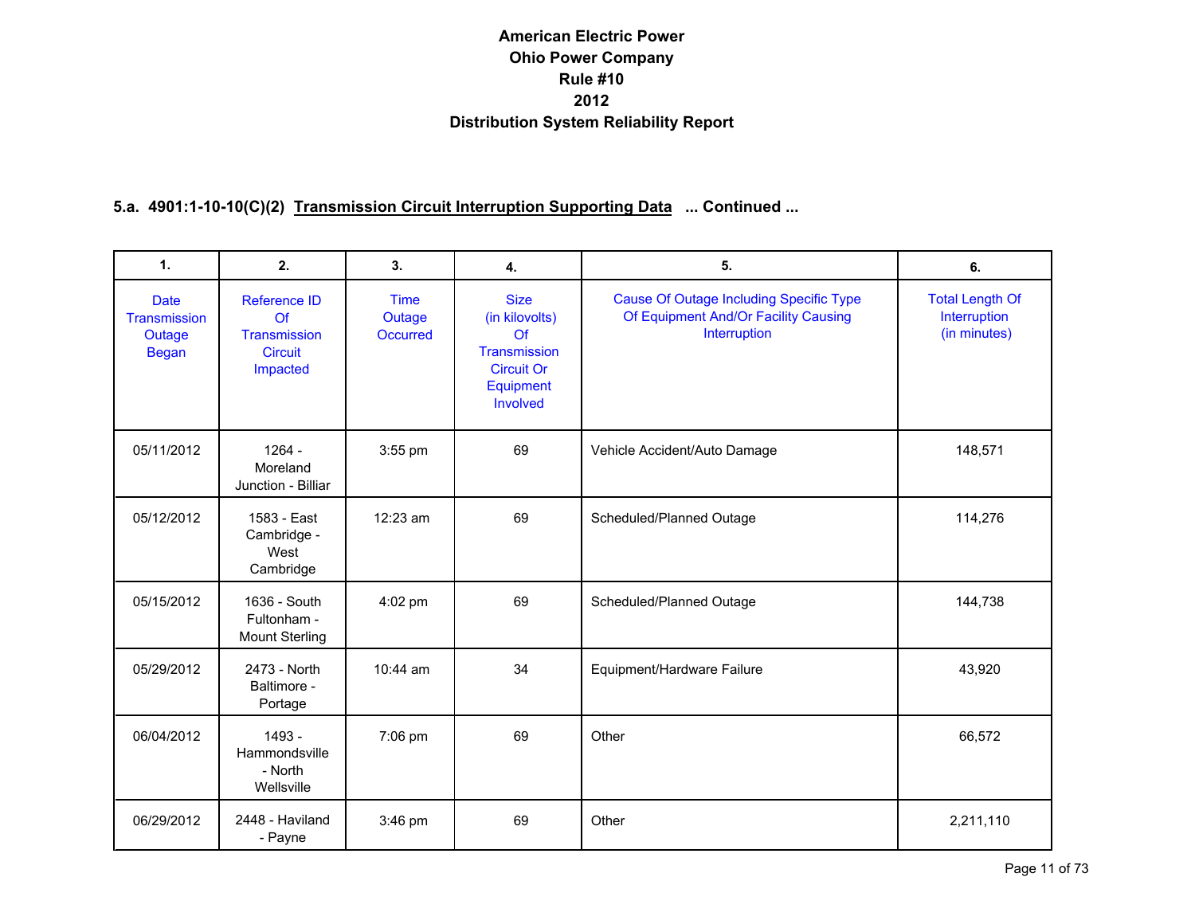# American Electric Power
# Ohio Power Company
# Rule #10
# 2012
# Distribution System Reliability Report

## 5.a. 4901:1-10-10(C)(2) Transmission Circuit Interruption Supporting Data ... Continued ...

| 1. | 2. | 3. | 4. | 5. | 6. |
|---|---|---|---|---|---|
| Date Transmission Outage Began | Reference ID Of Transmission Circuit Impacted | Time Outage Occurred | Size (in kilovolts) Of Transmission Circuit Or Equipment Involved | Cause Of Outage Including Specific Type Of Equipment And/Or Facility Causing Interruption | Total Length Of Interruption (in minutes) |
| 05/11/2012 | 1264 - Moreland Junction - Billiar | 3:55 pm | 69 | Vehicle Accident/Auto Damage | 148,571 |
| 05/12/2012 | 1583 - East Cambridge - West Cambridge | 12:23 am | 69 | Scheduled/Planned Outage | 114,276 |
| 05/15/2012 | 1636 - South Fultonham - Mount Sterling | 4:02 pm | 69 | Scheduled/Planned Outage | 144,738 |
| 05/29/2012 | 2473 - North Baltimore - Portage | 10:44 am | 34 | Equipment/Hardware Failure | 43,920 |
| 06/04/2012 | 1493 - Hammondsville - North Wellsville | 7:06 pm | 69 | Other | 66,572 |
| 06/29/2012 | 2448 - Haviland - Payne | 3:46 pm | 69 | Other | 2,211,110 |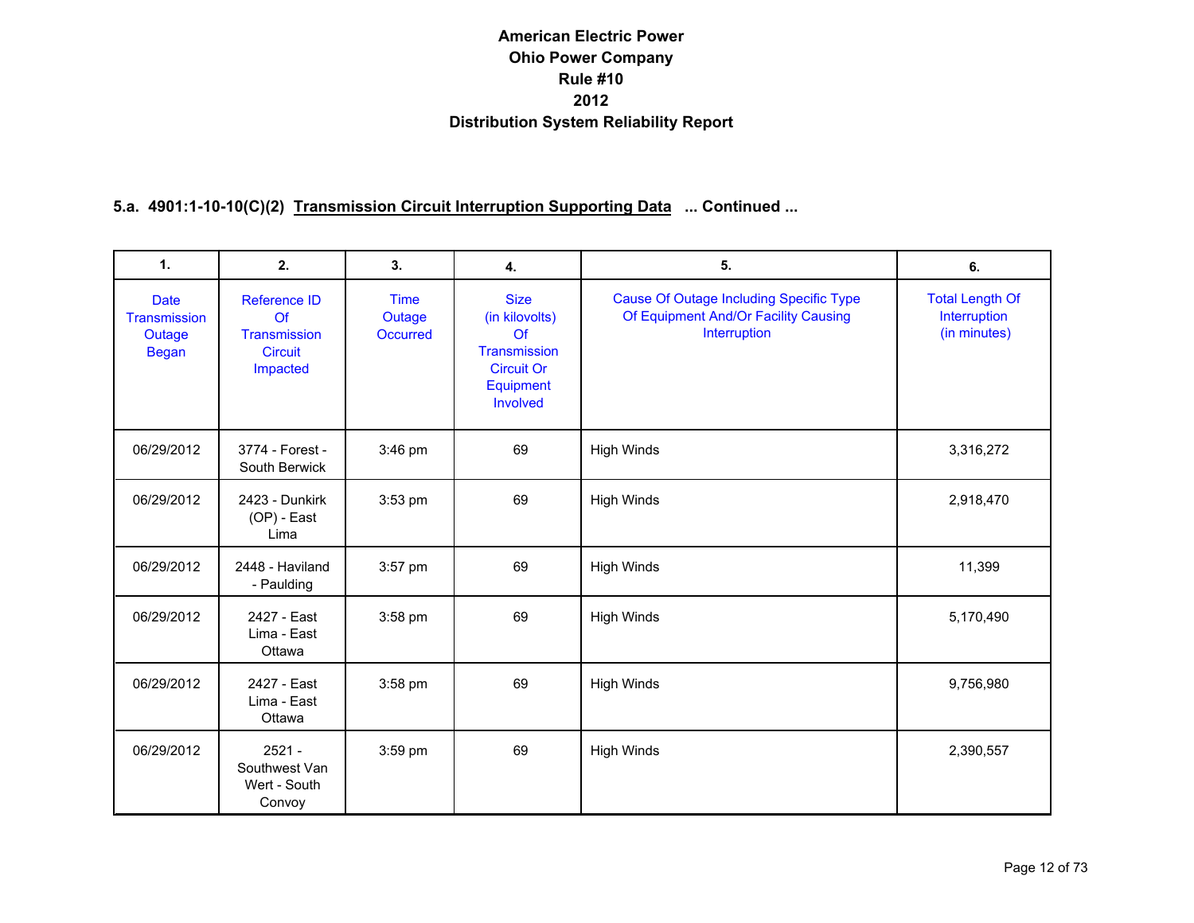# American Electric Power
# Ohio Power Company
# Rule #10
# 2012
# Distribution System Reliability Report

## 5.a. 4901:1-10-10(C)(2) Transmission Circuit Interruption Supporting Data ... Continued ...

| 1. | 2. | 3. | 4. | 5. | 6. |
|---|---|---|---|---|---|
| Date Transmission Outage Began | Reference ID Of Transmission Circuit Impacted | Time Outage Occurred | Size (in kilovolts) Of Transmission Circuit Or Equipment Involved | Cause Of Outage Including Specific Type Of Equipment And/Or Facility Causing Interruption | Total Length Of Interruption (in minutes) |
| 06/29/2012 | 3774 - Forest - South Berwick | 3:46 pm | 69 | High Winds | 3,316,272 |
| 06/29/2012 | 2423 - Dunkirk (OP) - East Lima | 3:53 pm | 69 | High Winds | 2,918,470 |
| 06/29/2012 | 2448 - Haviland - Paulding | 3:57 pm | 69 | High Winds | 11,399 |
| 06/29/2012 | 2427 - East Lima - East Ottawa | 3:58 pm | 69 | High Winds | 5,170,490 |
| 06/29/2012 | 2427 - East Lima - East Ottawa | 3:58 pm | 69 | High Winds | 9,756,980 |
| 06/29/2012 | 2521 - Southwest Van Wert - South Convoy | 3:59 pm | 69 | High Winds | 2,390,557 |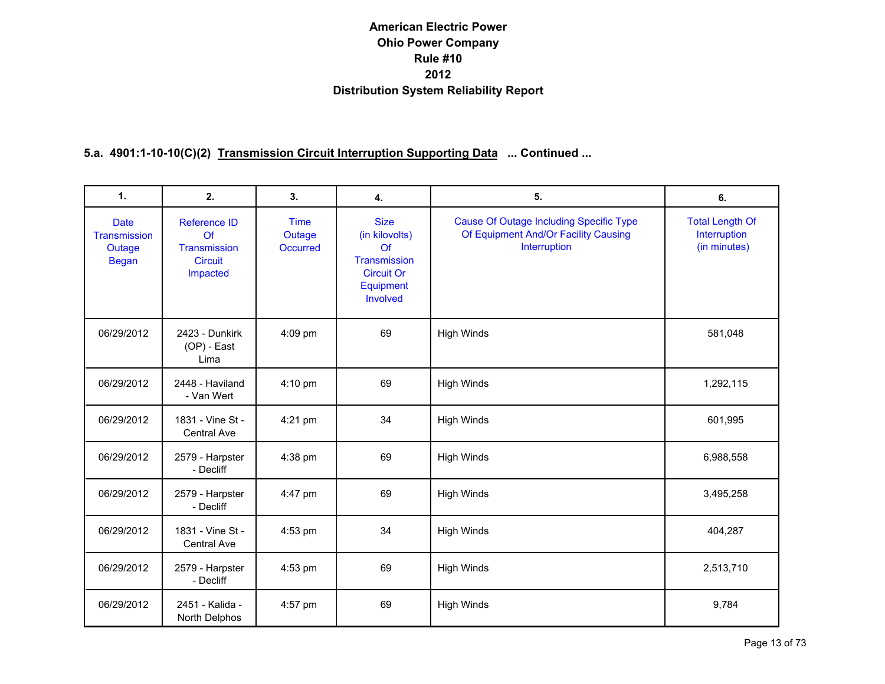# American Electric Power
# Ohio Power Company
# Rule #10
# 2012
# Distribution System Reliability Report

**5.a. 4901:1-10-10(C)(2) Transmission Circuit Interruption Supporting Data ... Continued ...**

| 1. | 2. | 3. | 4. | 5. | 6. |
|---|---|---|---|---|---|
| Date Transmission Outage Began | Reference ID Of Transmission Circuit Impacted | Time Outage Occurred | Size (in kilovolts) Of Transmission Circuit Or Equipment Involved | Cause Of Outage Including Specific Type Of Equipment And/Or Facility Causing Interruption | Total Length Of Interruption (in minutes) |
| 06/29/2012 | 2423 - Dunkirk (OP) - East Lima | 4:09 pm | 69 | High Winds | 581,048 |
| 06/29/2012 | 2448 - Haviland - Van Wert | 4:10 pm | 69 | High Winds | 1,292,115 |
| 06/29/2012 | 1831 - Vine St - Central Ave | 4:21 pm | 34 | High Winds | 601,995 |
| 06/29/2012 | 2579 - Harpster - Decliff | 4:38 pm | 69 | High Winds | 6,988,558 |
| 06/29/2012 | 2579 - Harpster - Decliff | 4:47 pm | 69 | High Winds | 3,495,258 |
| 06/29/2012 | 1831 - Vine St - Central Ave | 4:53 pm | 34 | High Winds | 404,287 |
| 06/29/2012 | 2579 - Harpster - Decliff | 4:53 pm | 69 | High Winds | 2,513,710 |
| 06/29/2012 | 2451 - Kalida - North Delphos | 4:57 pm | 69 | High Winds | 9,784 |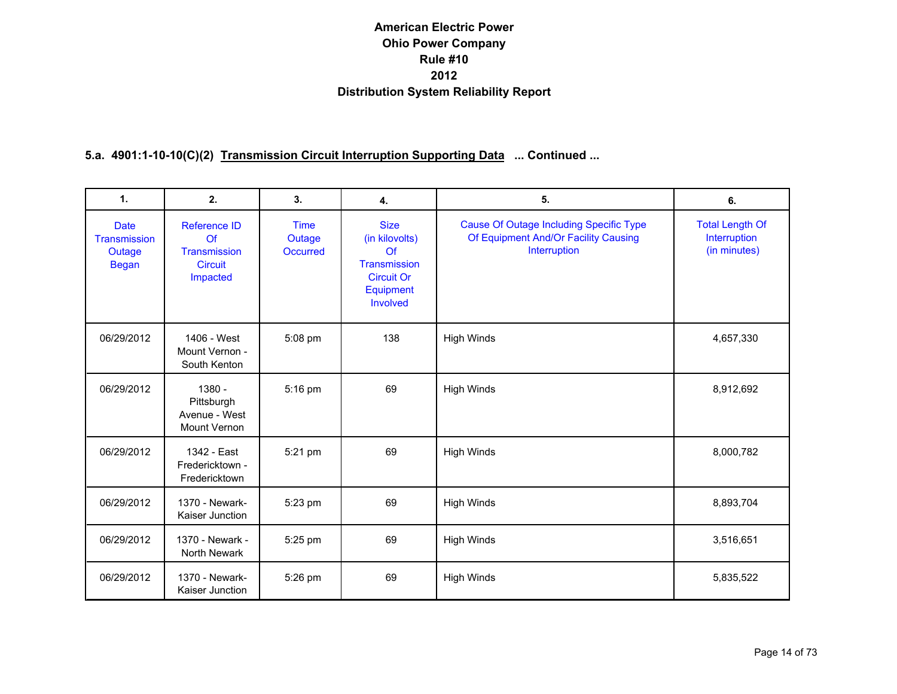# American Electric Power
# Ohio Power Company
# Rule #10
# 2012
# Distribution System Reliability Report

**5.a. 4901:1-10-10(C)(2) Transmission Circuit Interruption Supporting Data ... Continued ...**

| 1. | 2. | 3. | 4. | 5. | 6. |
|---|---|---|---|---|---|
| Date Transmission Outage Began | Reference ID Of Transmission Circuit Impacted | Time Outage Occurred | Size (in kilovolts) Of Transmission Circuit Or Equipment Involved | Cause Of Outage Including Specific Type Of Equipment And/Or Facility Causing Interruption | Total Length Of Interruption (in minutes) |
| 06/29/2012 | 1406 - West Mount Vernon - South Kenton | 5:08 pm | 138 | High Winds | 4,657,330 |
| 06/29/2012 | 1380 - Pittsburgh Avenue - West Mount Vernon | 5:16 pm | 69 | High Winds | 8,912,692 |
| 06/29/2012 | 1342 - East Fredericktown - Fredericktown | 5:21 pm | 69 | High Winds | 8,000,782 |
| 06/29/2012 | 1370 - Newark-Kaiser Junction | 5:23 pm | 69 | High Winds | 8,893,704 |
| 06/29/2012 | 1370 - Newark - North Newark | 5:25 pm | 69 | High Winds | 3,516,651 |
| 06/29/2012 | 1370 - Newark-Kaiser Junction | 5:26 pm | 69 | High Winds | 5,835,522 |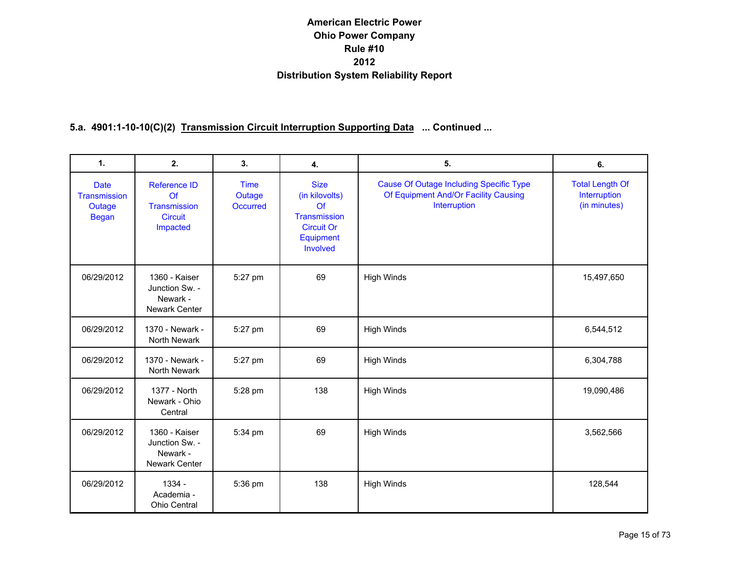# American Electric Power
# Ohio Power Company
# Rule #10
# 2012
# Distribution System Reliability Report

## 5.a. 4901:1-10-10(C)(2) Transmission Circuit Interruption Supporting Data ... Continued ...

| 1. | 2. | 3. | 4. | 5. | 6. |
|---|---|---|---|---|---|
| Date Transmission Outage Began | Reference ID Of Transmission Circuit Impacted | Time Outage Occurred | Size (in kilovolts) Of Transmission Circuit Or Equipment Involved | Cause Of Outage Including Specific Type Of Equipment And/Or Facility Causing Interruption | Total Length Of Interruption (in minutes) |
| 06/29/2012 | 1360 - Kaiser Junction Sw. - Newark - Newark Center | 5:27 pm | 69 | High Winds | 15,497,650 |
| 06/29/2012 | 1370 - Newark - North Newark | 5:27 pm | 69 | High Winds | 6,544,512 |
| 06/29/2012 | 1370 - Newark - North Newark | 5:27 pm | 69 | High Winds | 6,304,788 |
| 06/29/2012 | 1377 - North Newark - Ohio Central | 5:28 pm | 138 | High Winds | 19,090,486 |
| 06/29/2012 | 1360 - Kaiser Junction Sw. - Newark - Newark Center | 5:34 pm | 69 | High Winds | 3,562,566 |
| 06/29/2012 | 1334 - Academia - Ohio Central | 5:36 pm | 138 | High Winds | 128,544 |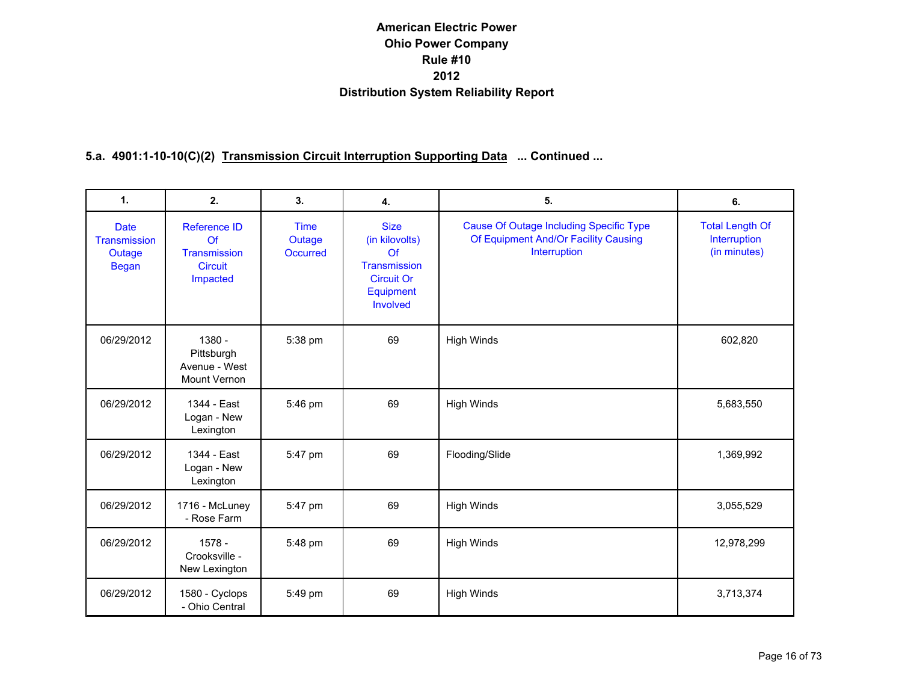# American Electric Power
# Ohio Power Company
# Rule #10
# 2012
# Distribution System Reliability Report

**5.a. 4901:1-10-10(C)(2) Transmission Circuit Interruption Supporting Data ... Continued ...**

| 1. | 2. | 3. | 4. | 5. | 6. |
|---|---|---|---|---|---|
| Date Transmission Outage Began | Reference ID Of Transmission Circuit Impacted | Time Outage Occurred | Size (in kilovolts) Of Transmission Circuit Or Equipment Involved | Cause Of Outage Including Specific Type Of Equipment And/Or Facility Causing Interruption | Total Length Of Interruption (in minutes) |
| 06/29/2012 | 1380 - Pittsburgh Avenue - West Mount Vernon | 5:38 pm | 69 | High Winds | 602,820 |
| 06/29/2012 | 1344 - East Logan - New Lexington | 5:46 pm | 69 | High Winds | 5,683,550 |
| 06/29/2012 | 1344 - East Logan - New Lexington | 5:47 pm | 69 | Flooding/Slide | 1,369,992 |
| 06/29/2012 | 1716 - McLuney - Rose Farm | 5:47 pm | 69 | High Winds | 3,055,529 |
| 06/29/2012 | 1578 - Crooksville - New Lexington | 5:48 pm | 69 | High Winds | 12,978,299 |
| 06/29/2012 | 1580 - Cyclops - Ohio Central | 5:49 pm | 69 | High Winds | 3,713,374 |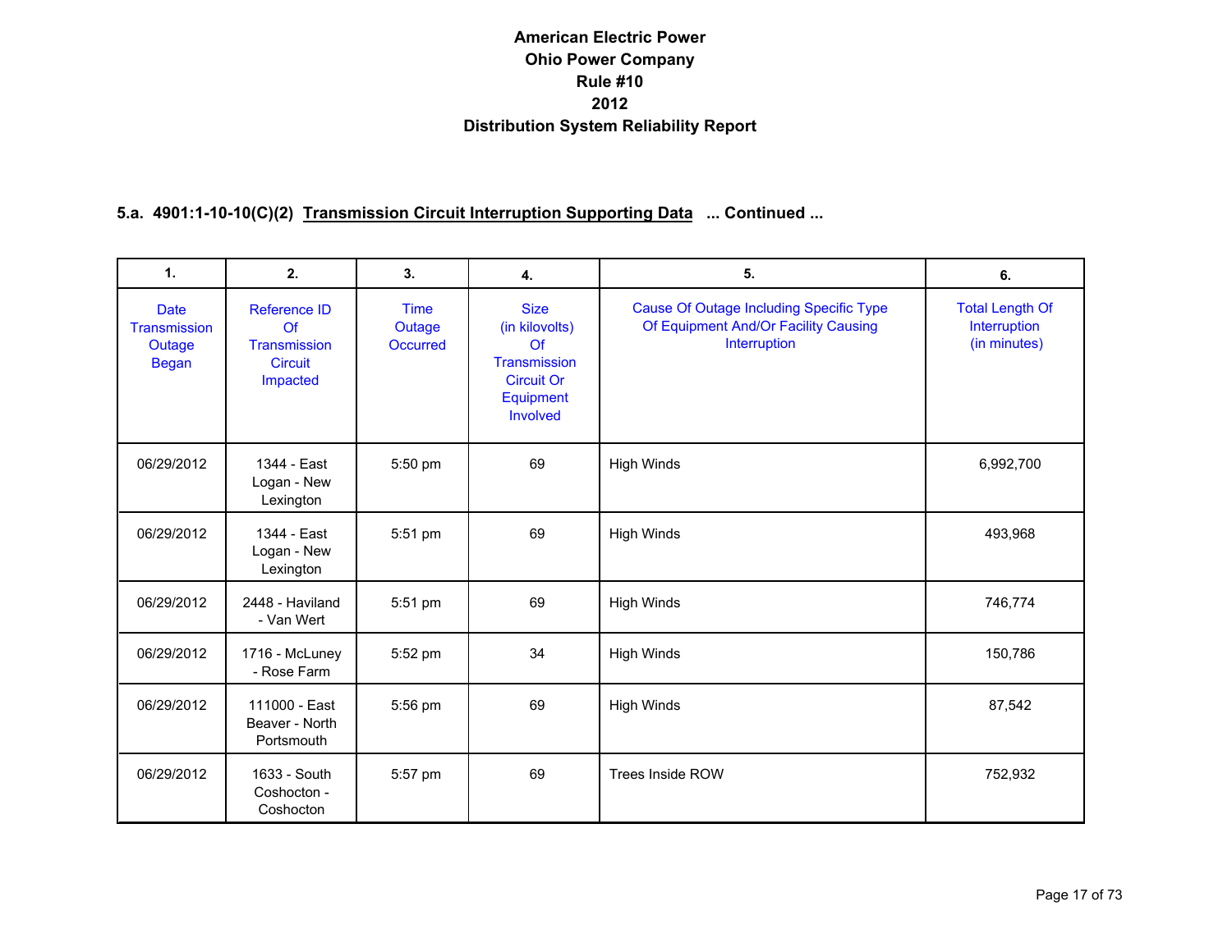# American Electric Power
# Ohio Power Company
# Rule #10
# 2012
# Distribution System Reliability Report

## 5.a. 4901:1-10-10(C)(2) Transmission Circuit Interruption Supporting Data ... Continued ...

| 1. | 2. | 3. | 4. | 5. | 6. |
|---|---|---|---|---|---|
| Date Transmission Outage Began | Reference ID Of Transmission Circuit Impacted | Time Outage Occurred | Size (in kilovolts) Of Transmission Circuit Or Equipment Involved | Cause Of Outage Including Specific Type Of Equipment And/Or Facility Causing Interruption | Total Length Of Interruption (in minutes) |
| 06/29/2012 | 1344 - East Logan - New Lexington | 5:50 pm | 69 | High Winds | 6,992,700 |
| 06/29/2012 | 1344 - East Logan - New Lexington | 5:51 pm | 69 | High Winds | 493,968 |
| 06/29/2012 | 2448 - Haviland - Van Wert | 5:51 pm | 69 | High Winds | 746,774 |
| 06/29/2012 | 1716 - McLuney - Rose Farm | 5:52 pm | 34 | High Winds | 150,786 |
| 06/29/2012 | 111000 - East Beaver - North Portsmouth | 5:56 pm | 69 | High Winds | 87,542 |
| 06/29/2012 | 1633 - South Coshocton - Coshocton | 5:57 pm | 69 | Trees Inside ROW | 752,932 |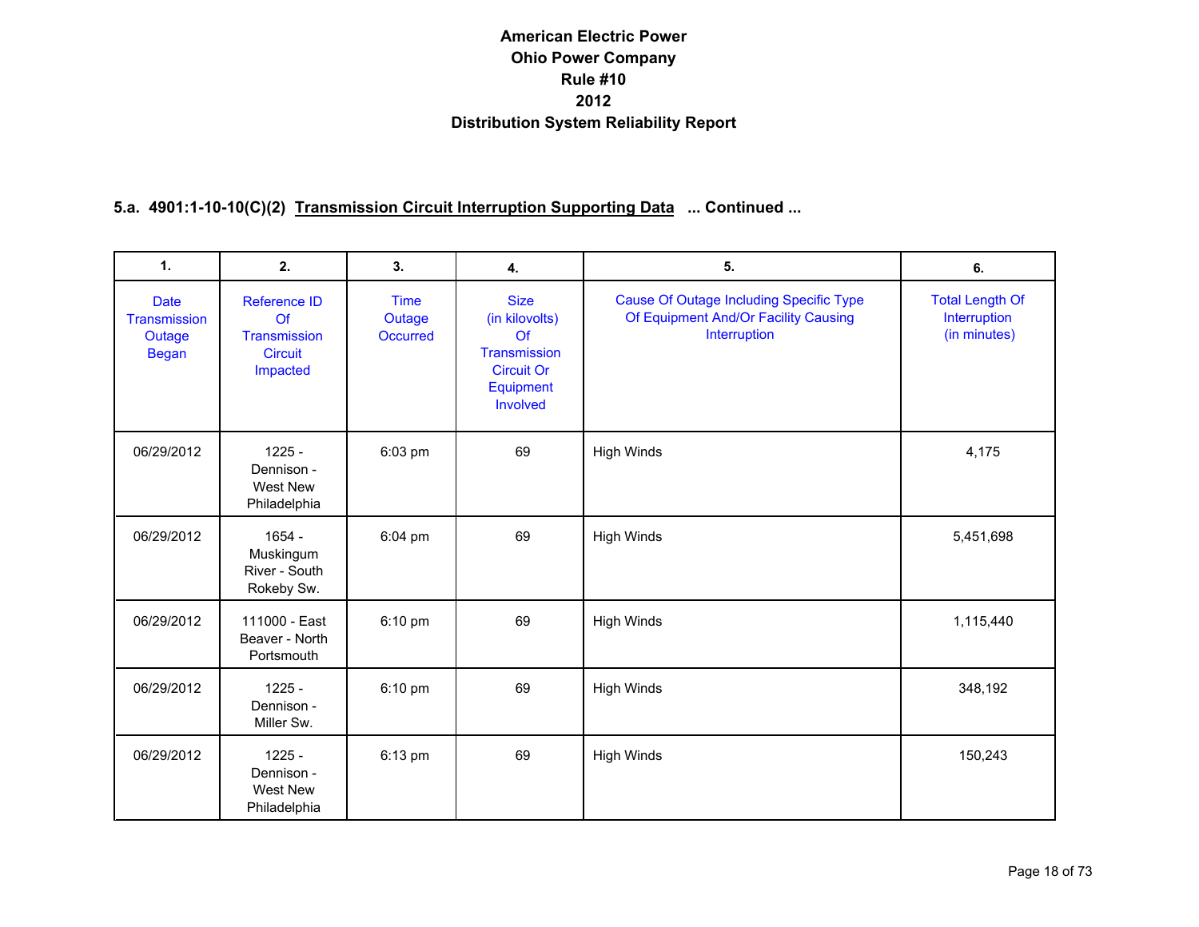# American Electric Power
# Ohio Power Company
# Rule #10
# 2012
# Distribution System Reliability Report

## 5.a. 4901:1-10-10(C)(2) Transmission Circuit Interruption Supporting Data ... Continued ...

| 1. | 2. | 3. | 4. | 5. | 6. |
|---|---|---|---|---|---|
| Date Transmission Outage Began | Reference ID Of Transmission Circuit Impacted | Time Outage Occurred | Size (in kilovolts) Of Transmission Circuit Or Equipment Involved | Cause Of Outage Including Specific Type Of Equipment And/Or Facility Causing Interruption | Total Length Of Interruption (in minutes) |
| 06/29/2012 | 1225 - Dennison - West New Philadelphia | 6:03 pm | 69 | High Winds | 4,175 |
| 06/29/2012 | 1654 - Muskingum River - South Rokeby Sw. | 6:04 pm | 69 | High Winds | 5,451,698 |
| 06/29/2012 | 111000 - East Beaver - North Portsmouth | 6:10 pm | 69 | High Winds | 1,115,440 |
| 06/29/2012 | 1225 - Dennison - Miller Sw. | 6:10 pm | 69 | High Winds | 348,192 |
| 06/29/2012 | 1225 - Dennison - West New Philadelphia | 6:13 pm | 69 | High Winds | 150,243 |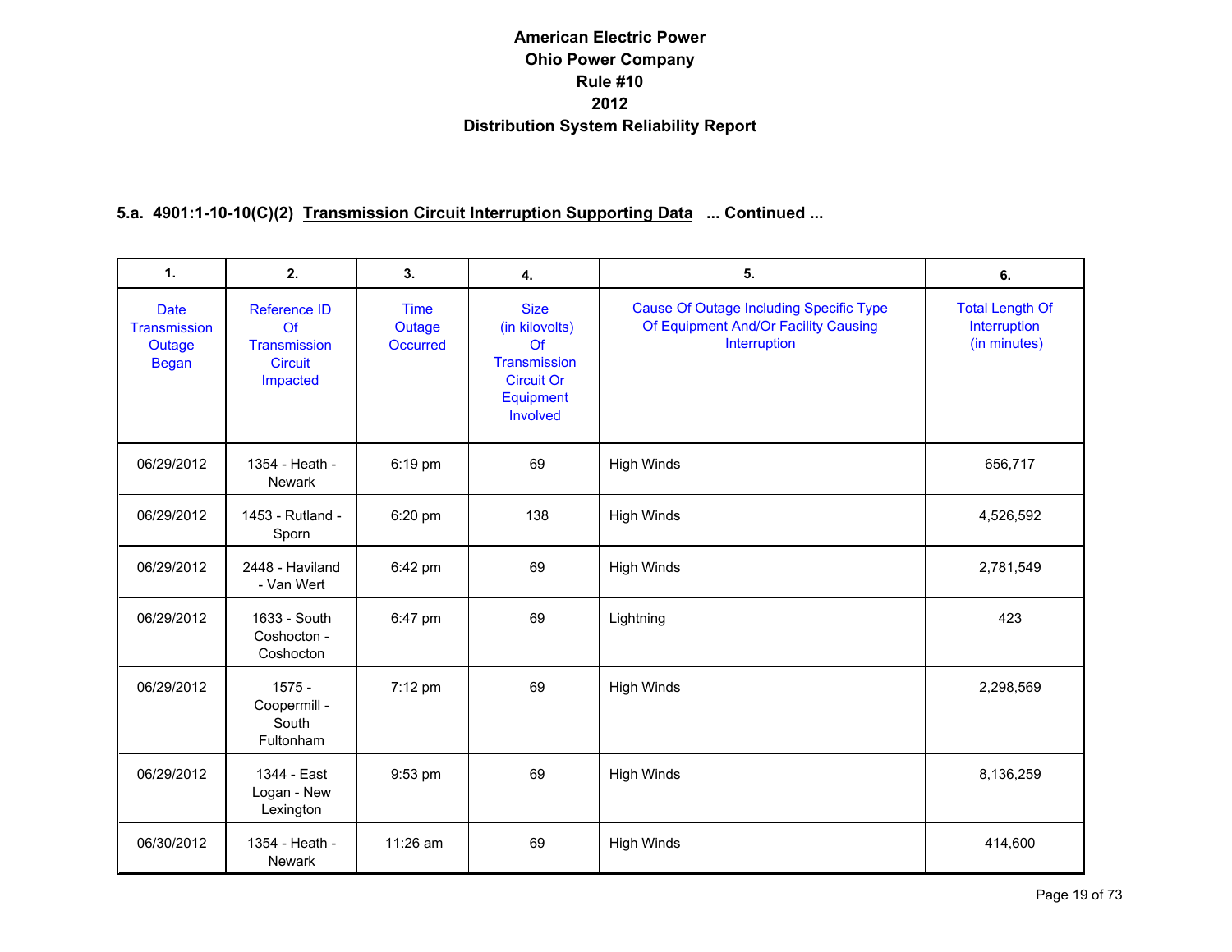# American Electric Power
# Ohio Power Company
# Rule #10
# 2012
# Distribution System Reliability Report

## 5.a. 4901:1-10-10(C)(2) Transmission Circuit Interruption Supporting Data ... Continued ...

| 1. | 2. | 3. | 4. | 5. | 6. |
|---|---|---|---|---|---|
| Date Transmission Outage Began | Reference ID Of Transmission Circuit Impacted | Time Outage Occurred | Size (in kilovolts) Of Transmission Circuit Or Equipment Involved | Cause Of Outage Including Specific Type Of Equipment And/Or Facility Causing Interruption | Total Length Of Interruption (in minutes) |
| 06/29/2012 | 1354 - Heath - Newark | 6:19 pm | 69 | High Winds | 656,717 |
| 06/29/2012 | 1453 - Rutland - Sporn | 6:20 pm | 138 | High Winds | 4,526,592 |
| 06/29/2012 | 2448 - Haviland - Van Wert | 6:42 pm | 69 | High Winds | 2,781,549 |
| 06/29/2012 | 1633 - South Coshocton - Coshocton | 6:47 pm | 69 | Lightning | 423 |
| 06/29/2012 | 1575 - Coopermill - South Fultonham | 7:12 pm | 69 | High Winds | 2,298,569 |
| 06/29/2012 | 1344 - East Logan - New Lexington | 9:53 pm | 69 | High Winds | 8,136,259 |
| 06/30/2012 | 1354 - Heath - Newark | 11:26 am | 69 | High Winds | 414,600 |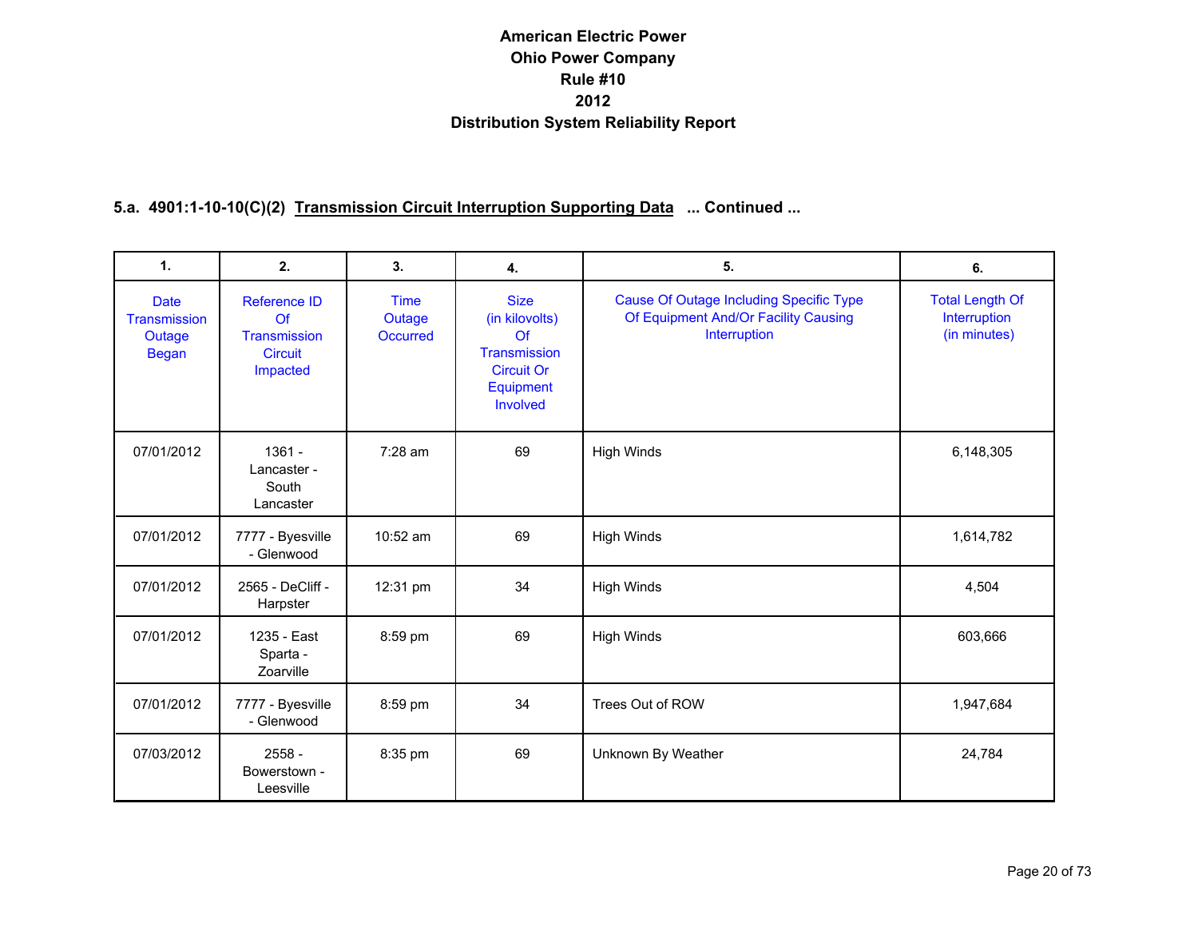# American Electric Power
# Ohio Power Company
# Rule #10
# 2012
# Distribution System Reliability Report

## 5.a. 4901:1-10-10(C)(2) Transmission Circuit Interruption Supporting Data ... Continued ...

| 1. | 2. | 3. | 4. | 5. | 6. |
|---|---|---|---|---|---|
| Date Transmission Outage Began | Reference ID Of Transmission Circuit Impacted | Time Outage Occurred | Size (in kilovolts) Of Transmission Circuit Or Equipment Involved | Cause Of Outage Including Specific Type Of Equipment And/Or Facility Causing Interruption | Total Length Of Interruption (in minutes) |
| 07/01/2012 | 1361 - Lancaster - South Lancaster | 7:28 am | 69 | High Winds | 6,148,305 |
| 07/01/2012 | 7777 - Byesville - Glenwood | 10:52 am | 69 | High Winds | 1,614,782 |
| 07/01/2012 | 2565 - DeCliff - Harpster | 12:31 pm | 34 | High Winds | 4,504 |
| 07/01/2012 | 1235 - East Sparta - Zoarville | 8:59 pm | 69 | High Winds | 603,666 |
| 07/01/2012 | 7777 - Byesville - Glenwood | 8:59 pm | 34 | Trees Out of ROW | 1,947,684 |
| 07/03/2012 | 2558 - Bowerstown - Leesville | 8:35 pm | 69 | Unknown By Weather | 24,784 |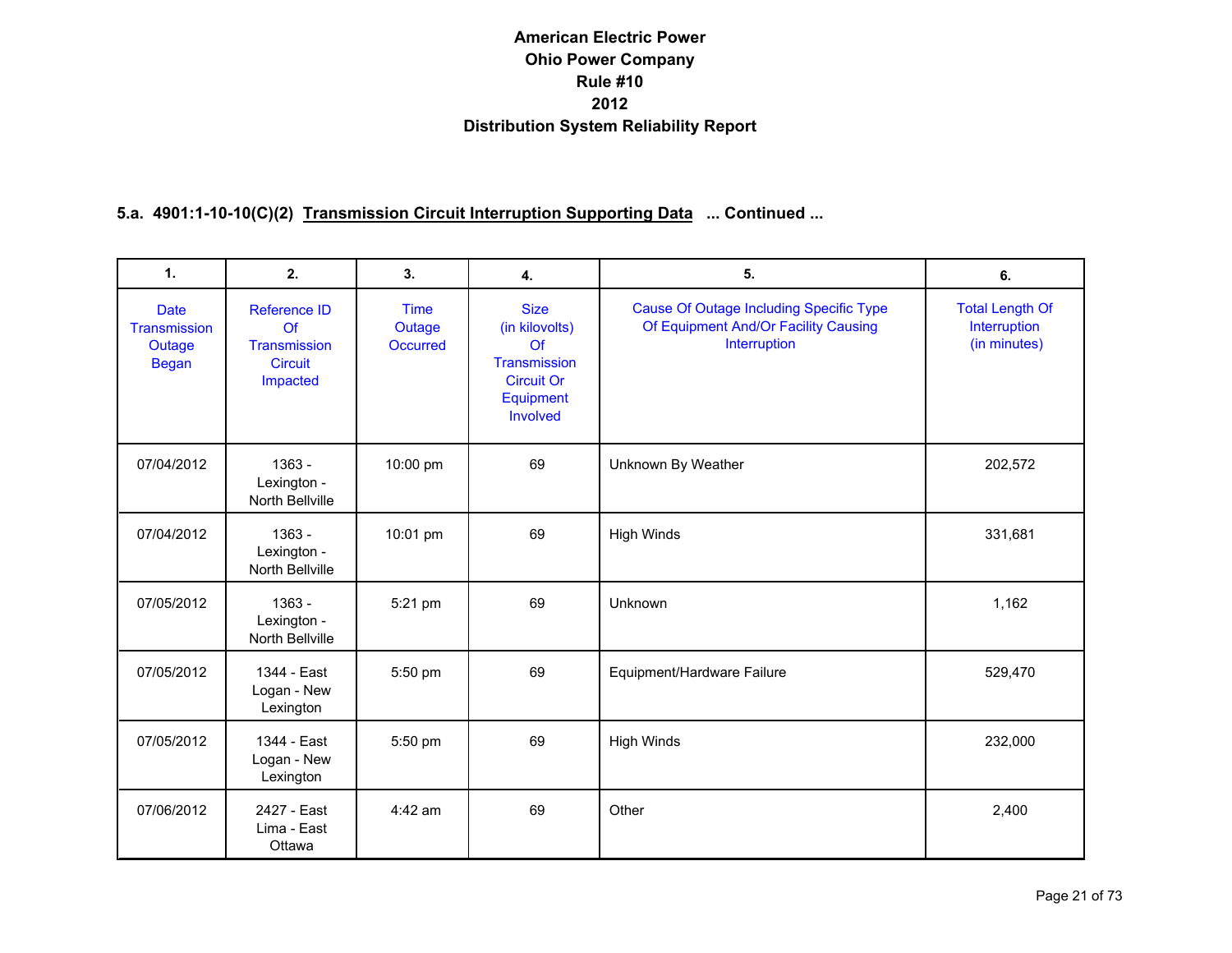# American Electric Power
# Ohio Power Company
# Rule #10
# 2012
# Distribution System Reliability Report

### 5.a. 4901:1-10-10(C)(2) Transmission Circuit Interruption Supporting Data ... Continued ...

| 1. | 2. | 3. | 4. | 5. | 6. |
|---|---|---|---|---|---|
| Date Transmission Outage Began | Reference ID Of Transmission Circuit Impacted | Time Outage Occurred | Size (in kilovolts) Of Transmission Circuit Or Equipment Involved | Cause Of Outage Including Specific Type Of Equipment And/Or Facility Causing Interruption | Total Length Of Interruption (in minutes) |
| 07/04/2012 | 1363 - Lexington - North Bellville | 10:00 pm | 69 | Unknown By Weather | 202,572 |
| 07/04/2012 | 1363 - Lexington - North Bellville | 10:01 pm | 69 | High Winds | 331,681 |
| 07/05/2012 | 1363 - Lexington - North Bellville | 5:21 pm | 69 | Unknown | 1,162 |
| 07/05/2012 | 1344 - East Logan - New Lexington | 5:50 pm | 69 | Equipment/Hardware Failure | 529,470 |
| 07/05/2012 | 1344 - East Logan - New Lexington | 5:50 pm | 69 | High Winds | 232,000 |
| 07/06/2012 | 2427 - East Lima - East Ottawa | 4:42 am | 69 | Other | 2,400 |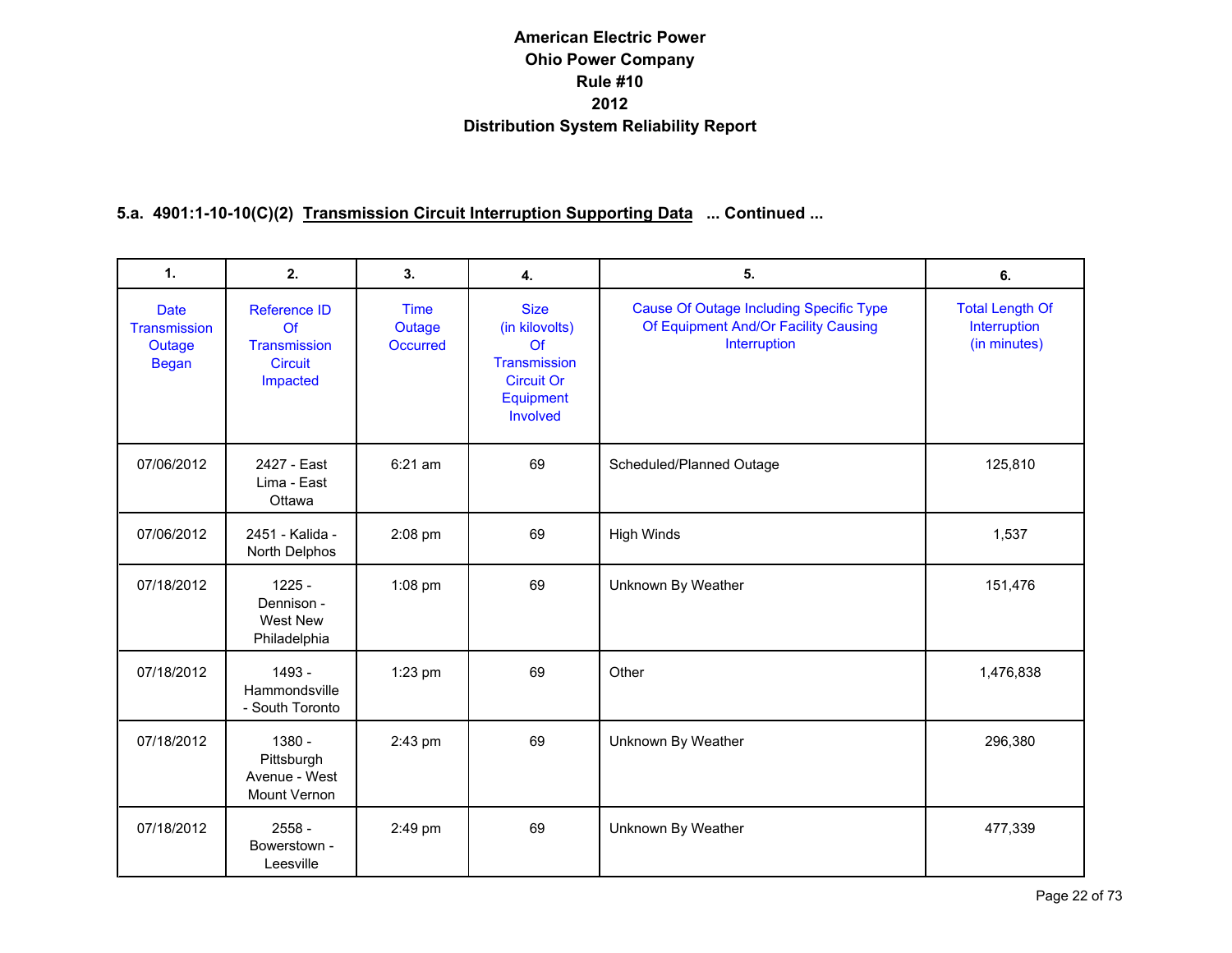# American Electric Power
# Ohio Power Company
# Rule #10
# 2012
# Distribution System Reliability Report

## 5.a. 4901:1-10-10(C)(2) Transmission Circuit Interruption Supporting Data ... Continued ...

| 1. | 2. | 3. | 4. | 5. | 6. |
|---|---|---|---|---|---|
| Date Transmission Outage Began | Reference ID Of Transmission Circuit Impacted | Time Outage Occurred | Size (in kilovolts) Of Transmission Circuit Or Equipment Involved | Cause Of Outage Including Specific Type Of Equipment And/Or Facility Causing Interruption | Total Length Of Interruption (in minutes) |
| 07/06/2012 | 2427 - East Lima - East Ottawa | 6:21 am | 69 | Scheduled/Planned Outage | 125,810 |
| 07/06/2012 | 2451 - Kalida - North Delphos | 2:08 pm | 69 | High Winds | 1,537 |
| 07/18/2012 | 1225 - Dennison - West New Philadelphia | 1:08 pm | 69 | Unknown By Weather | 151,476 |
| 07/18/2012 | 1493 - Hammondsville - South Toronto | 1:23 pm | 69 | Other | 1,476,838 |
| 07/18/2012 | 1380 - Pittsburgh Avenue - West Mount Vernon | 2:43 pm | 69 | Unknown By Weather | 296,380 |
| 07/18/2012 | 2558 - Bowerstown - Leesville | 2:49 pm | 69 | Unknown By Weather | 477,339 |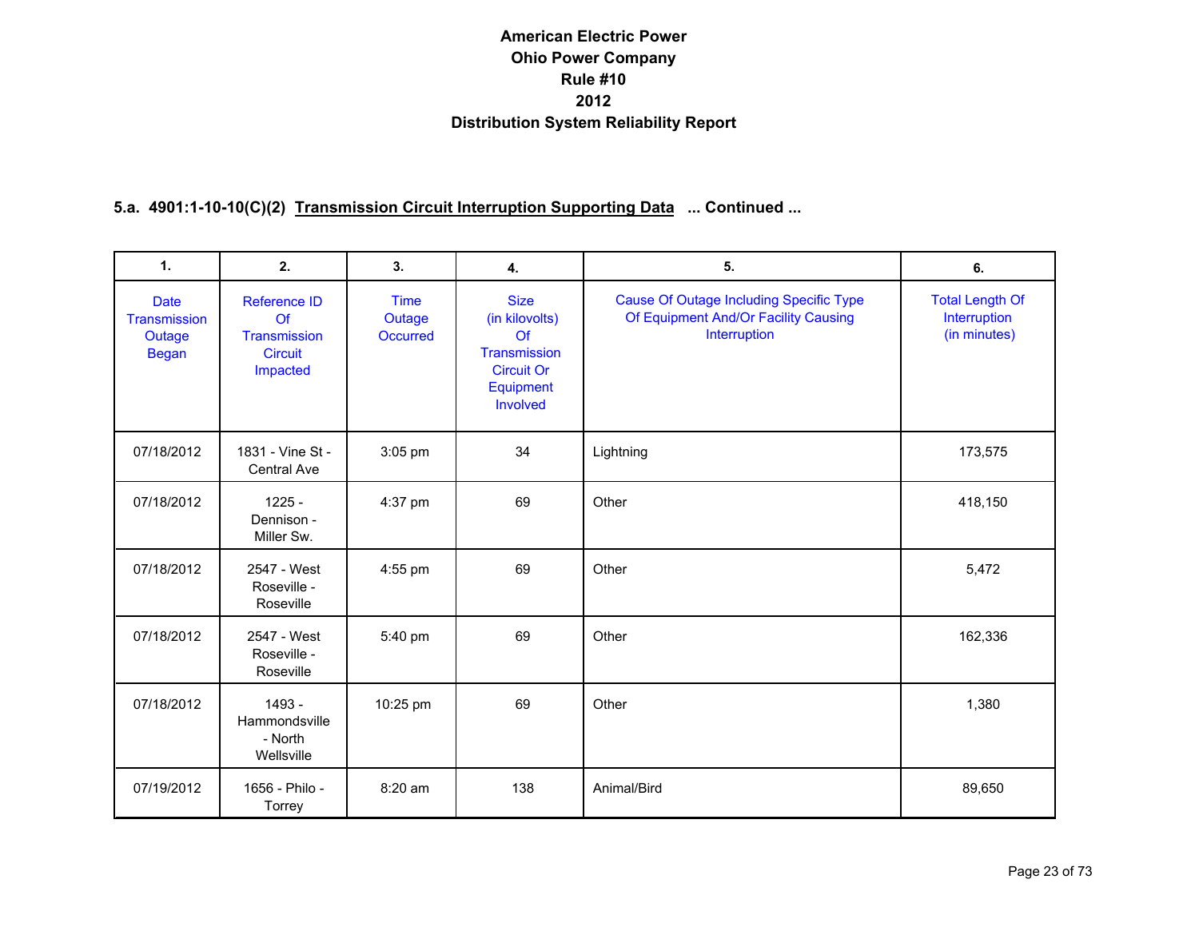# American Electric Power
# Ohio Power Company
# Rule #10
# 2012
# Distribution System Reliability Report

## 5.a. 4901:1-10-10(C)(2) Transmission Circuit Interruption Supporting Data ... Continued ...

| 1. | 2. | 3. | 4. | 5. | 6. |
|---|---|---|---|---|---|
| Date Transmission Outage Began | Reference ID Of Transmission Circuit Impacted | Time Outage Occurred | Size (in kilovolts) Of Transmission Circuit Or Equipment Involved | Cause Of Outage Including Specific Type Of Equipment And/Or Facility Causing Interruption | Total Length Of Interruption (in minutes) |
| 07/18/2012 | 1831 - Vine St - Central Ave | 3:05 pm | 34 | Lightning | 173,575 |
| 07/18/2012 | 1225 - Dennison - Miller Sw. | 4:37 pm | 69 | Other | 418,150 |
| 07/18/2012 | 2547 - West Roseville - Roseville | 4:55 pm | 69 | Other | 5,472 |
| 07/18/2012 | 2547 - West Roseville - Roseville | 5:40 pm | 69 | Other | 162,336 |
| 07/18/2012 | 1493 - Hammondsville - North Wellsville | 10:25 pm | 69 | Other | 1,380 |
| 07/19/2012 | 1656 - Philo - Torrey | 8:20 am | 138 | Animal/Bird | 89,650 |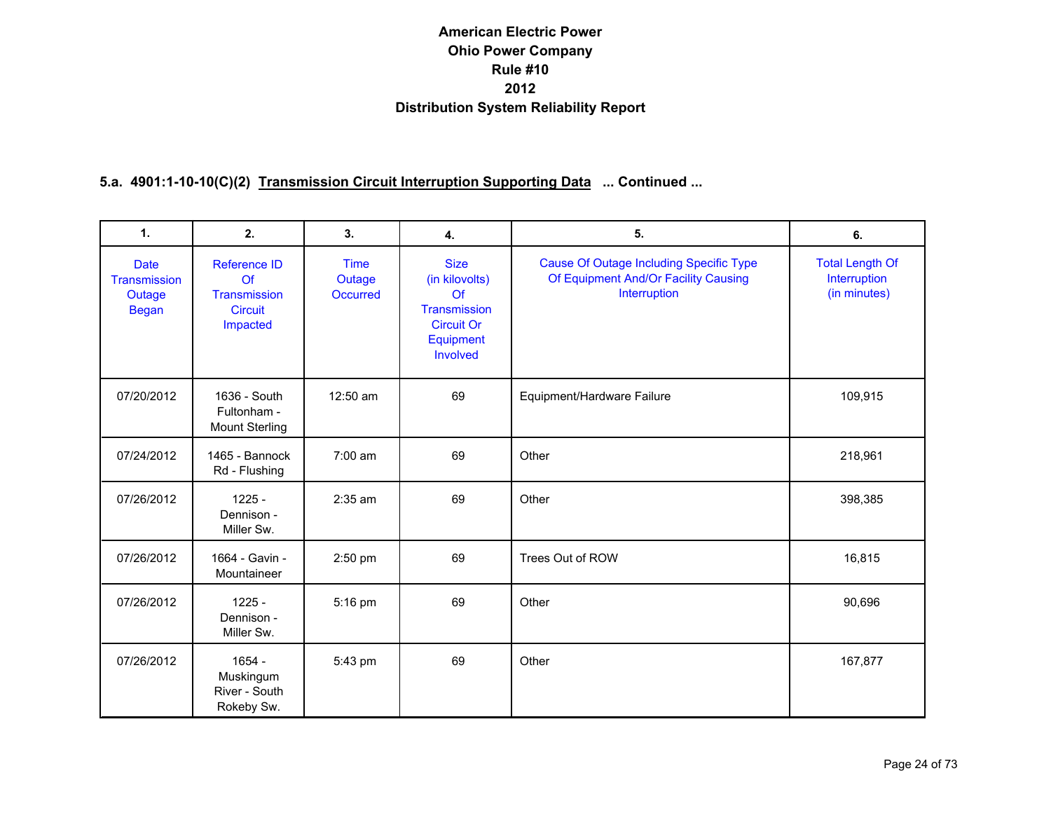# American Electric Power
# Ohio Power Company
# Rule #10
# 2012
# Distribution System Reliability Report

## 5.a. 4901:1-10-10(C)(2) Transmission Circuit Interruption Supporting Data ... Continued ...

| 1. | 2. | 3. | 4. | 5. | 6. |
|---|---|---|---|---|---|
| Date Transmission Outage Began | Reference ID Of Transmission Circuit Impacted | Time Outage Occurred | Size (in kilovolts) Of Transmission Circuit Or Equipment Involved | Cause Of Outage Including Specific Type Of Equipment And/Or Facility Causing Interruption | Total Length Of Interruption (in minutes) |
| 07/20/2012 | 1636 - South Fultonham - Mount Sterling | 12:50 am | 69 | Equipment/Hardware Failure | 109,915 |
| 07/24/2012 | 1465 - Bannock Rd - Flushing | 7:00 am | 69 | Other | 218,961 |
| 07/26/2012 | 1225 - Dennison - Miller Sw. | 2:35 am | 69 | Other | 398,385 |
| 07/26/2012 | 1664 - Gavin - Mountaineer | 2:50 pm | 69 | Trees Out of ROW | 16,815 |
| 07/26/2012 | 1225 - Dennison - Miller Sw. | 5:16 pm | 69 | Other | 90,696 |
| 07/26/2012 | 1654 - Muskingum River - South Rokeby Sw. | 5:43 pm | 69 | Other | 167,877 |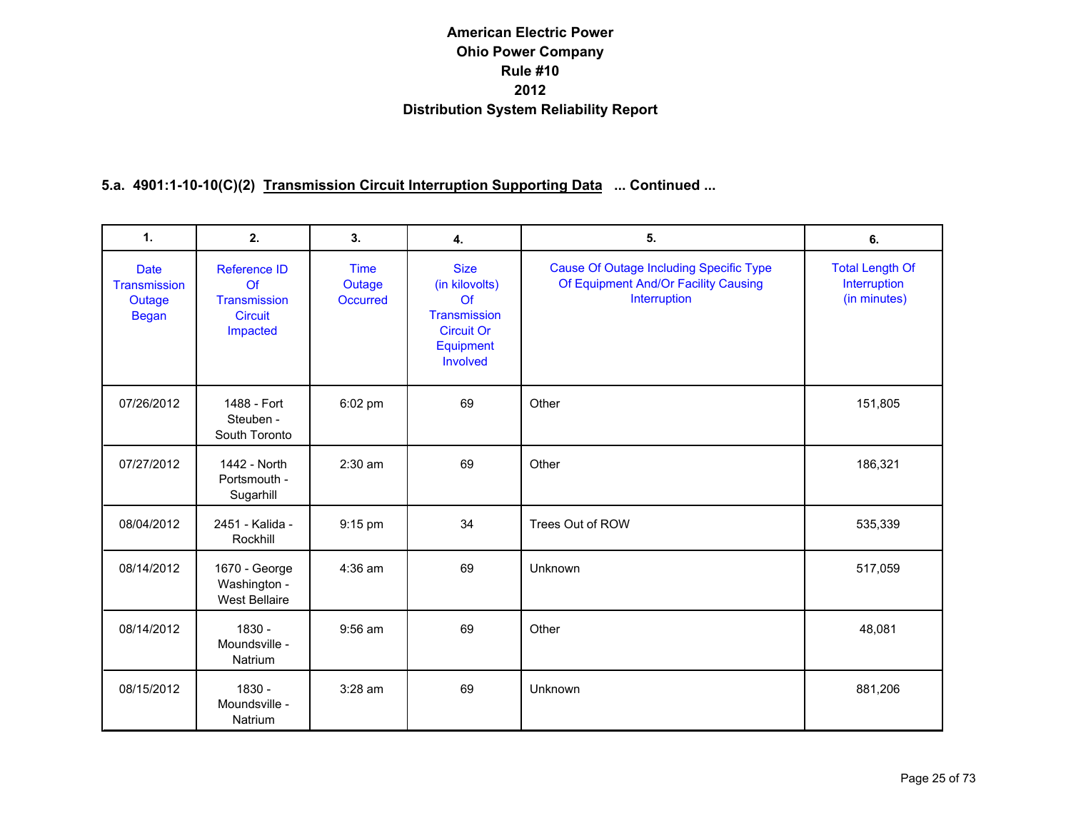# American Electric Power
# Ohio Power Company
# Rule #10
# 2012
# Distribution System Reliability Report

## 5.a. 4901:1-10-10(C)(2) Transmission Circuit Interruption Supporting Data ... Continued ...

| 1. | 2. | 3. | 4. | 5. | 6. |
|---|---|---|---|---|---|
| Date Transmission Outage Began | Reference ID Of Transmission Circuit Impacted | Time Outage Occurred | Size (in kilovolts) Of Transmission Circuit Or Equipment Involved | Cause Of Outage Including Specific Type Of Equipment And/Or Facility Causing Interruption | Total Length Of Interruption (in minutes) |
| 07/26/2012 | 1488 - Fort Steuben - South Toronto | 6:02 pm | 69 | Other | 151,805 |
| 07/27/2012 | 1442 - North Portsmouth - Sugarhill | 2:30 am | 69 | Other | 186,321 |
| 08/04/2012 | 2451 - Kalida - Rockhill | 9:15 pm | 34 | Trees Out of ROW | 535,339 |
| 08/14/2012 | 1670 - George Washington - West Bellaire | 4:36 am | 69 | Unknown | 517,059 |
| 08/14/2012 | 1830 - Moundsville - Natrium | 9:56 am | 69 | Other | 48,081 |
| 08/15/2012 | 1830 - Moundsville - Natrium | 3:28 am | 69 | Unknown | 881,206 |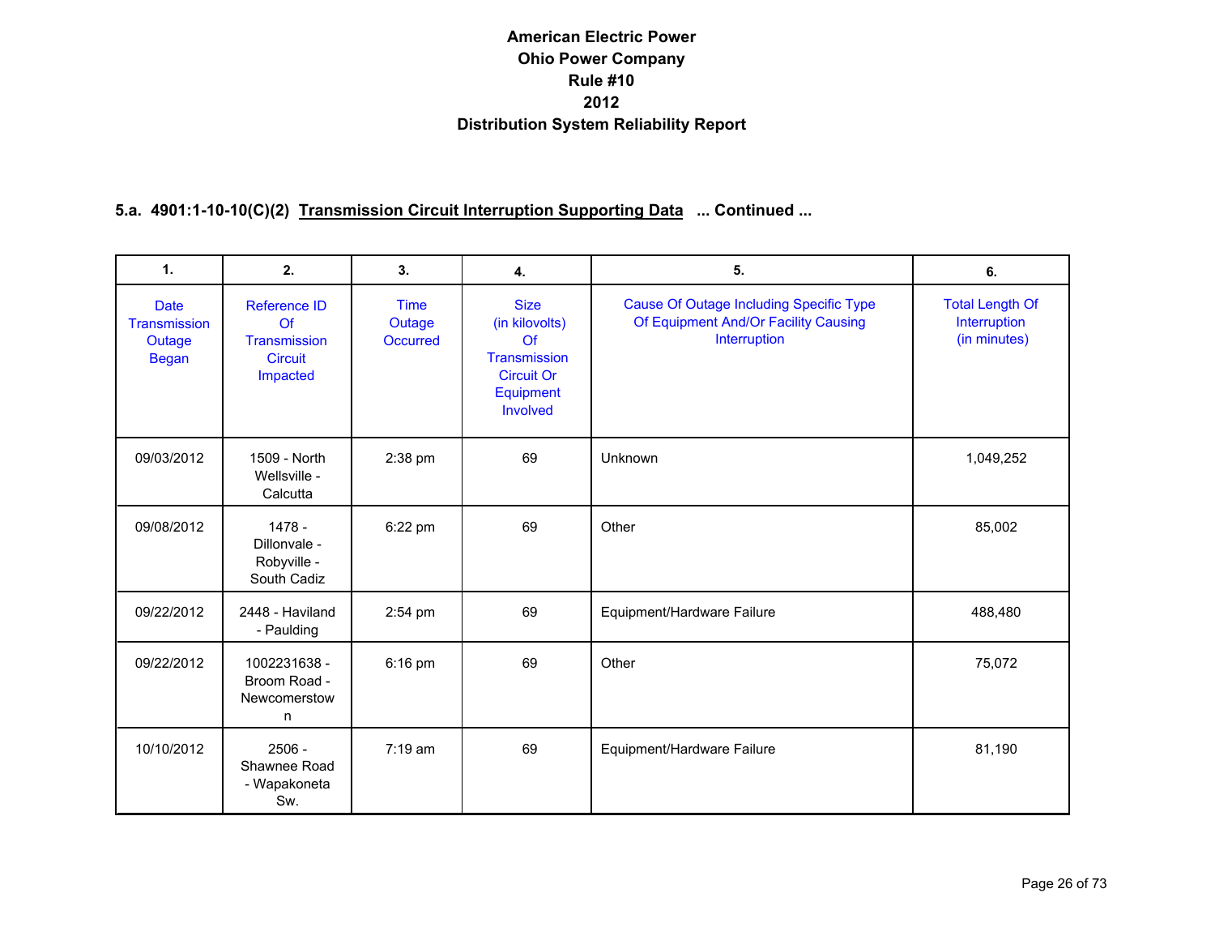# American Electric Power
# Ohio Power Company
# Rule #10
# 2012
# Distribution System Reliability Report

## 5.a. 4901:1-10-10(C)(2) Transmission Circuit Interruption Supporting Data ... Continued ...

| 1. | 2. | 3. | 4. | 5. | 6. |
|---|---|---|---|---|---|
| Date Transmission Outage Began | Reference ID Of Transmission Circuit Impacted | Time Outage Occurred | Size (in kilovolts) Of Transmission Circuit Or Equipment Involved | Cause Of Outage Including Specific Type Of Equipment And/Or Facility Causing Interruption | Total Length Of Interruption (in minutes) |
| 09/03/2012 | 1509 - North Wellsville - Calcutta | 2:38 pm | 69 | Unknown | 1,049,252 |
| 09/08/2012 | 1478 - Dillonvale - Robyville - South Cadiz | 6:22 pm | 69 | Other | 85,002 |
| 09/22/2012 | 2448 - Haviland - Paulding | 2:54 pm | 69 | Equipment/Hardware Failure | 488,480 |
| 09/22/2012 | 1002231638 - Broom Road - Newcomerstown | 6:16 pm | 69 | Other | 75,072 |
| 10/10/2012 | 2506 - Shawnee Road - Wapakoneta Sw. | 7:19 am | 69 | Equipment/Hardware Failure | 81,190 |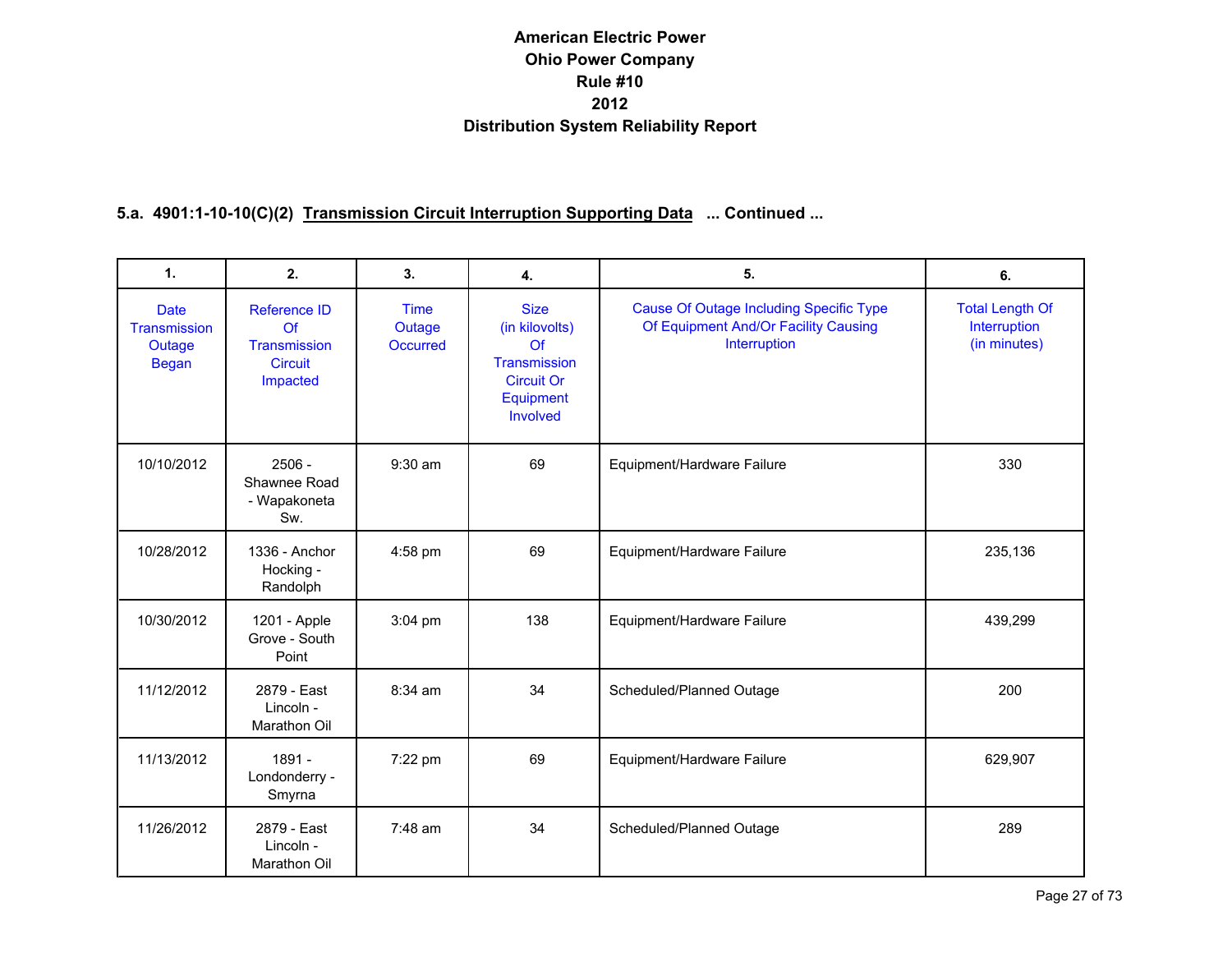# American Electric Power
# Ohio Power Company
# Rule #10
# 2012
# Distribution System Reliability Report

## 5.a. 4901:1-10-10(C)(2) Transmission Circuit Interruption Supporting Data ... Continued ...

| 1. | 2. | 3. | 4. | 5. | 6. |
|---|---|---|---|---|---|
| Date Transmission Outage Began | Reference ID Of Transmission Circuit Impacted | Time Outage Occurred | Size (in kilovolts) Of Transmission Circuit Or Equipment Involved | Cause Of Outage Including Specific Type Of Equipment And/Or Facility Causing Interruption | Total Length Of Interruption (in minutes) |
| 10/10/2012 | 2506 - Shawnee Road - Wapakoneta Sw. | 9:30 am | 69 | Equipment/Hardware Failure | 330 |
| 10/28/2012 | 1336 - Anchor Hocking - Randolph | 4:58 pm | 69 | Equipment/Hardware Failure | 235,136 |
| 10/30/2012 | 1201 - Apple Grove - South Point | 3:04 pm | 138 | Equipment/Hardware Failure | 439,299 |
| 11/12/2012 | 2879 - East Lincoln - Marathon Oil | 8:34 am | 34 | Scheduled/Planned Outage | 200 |
| 11/13/2012 | 1891 - Londonderry - Smyrna | 7:22 pm | 69 | Equipment/Hardware Failure | 629,907 |
| 11/26/2012 | 2879 - East Lincoln - Marathon Oil | 7:48 am | 34 | Scheduled/Planned Outage | 289 |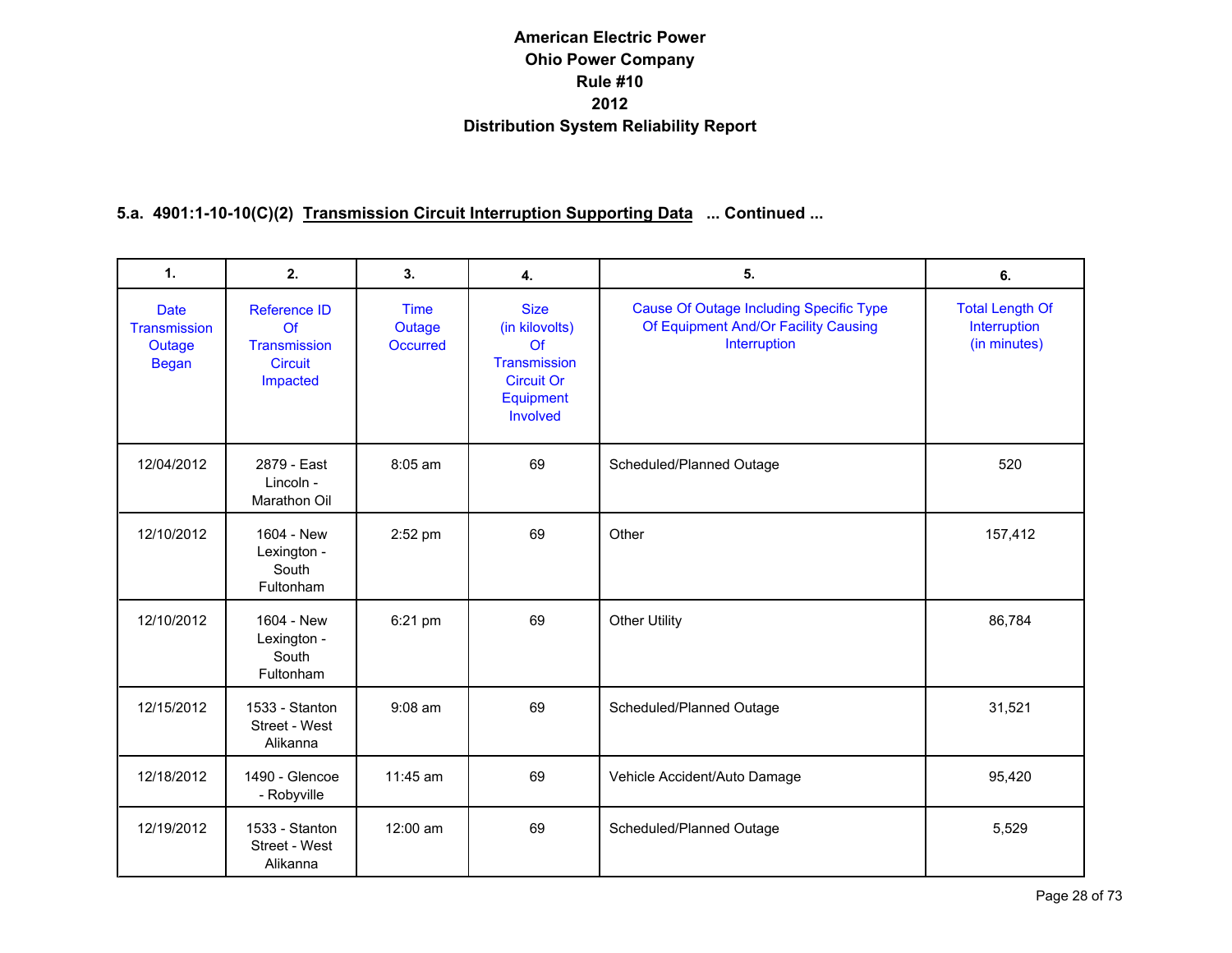**American Electric Power**
**Ohio Power Company**
**Rule #10**
**2012**
**Distribution System Reliability Report**

**5.a. 4901:1-10-10(C)(2) Transmission Circuit Interruption Supporting Data ... Continued ...**

| 1. | 2. | 3. | 4. | 5. | 6. |
|---|---|---|---|---|---|
| Date Transmission Outage Began | Reference ID Of Transmission Circuit Impacted | Time Outage Occurred | Size (in kilovolts) Of Transmission Circuit Or Equipment Involved | Cause Of Outage Including Specific Type Of Equipment And/Or Facility Causing Interruption | Total Length Of Interruption (in minutes) |
| 12/04/2012 | 2879 - East Lincoln - Marathon Oil | 8:05 am | 69 | Scheduled/Planned Outage | 520 |
| 12/10/2012 | 1604 - New Lexington - South Fultonham | 2:52 pm | 69 | Other | 157,412 |
| 12/10/2012 | 1604 - New Lexington - South Fultonham | 6:21 pm | 69 | Other Utility | 86,784 |
| 12/15/2012 | 1533 - Stanton Street - West Alikanna | 9:08 am | 69 | Scheduled/Planned Outage | 31,521 |
| 12/18/2012 | 1490 - Glencoe - Robyville | 11:45 am | 69 | Vehicle Accident/Auto Damage | 95,420 |
| 12/19/2012 | 1533 - Stanton Street - West Alikanna | 12:00 am | 69 | Scheduled/Planned Outage | 5,529 |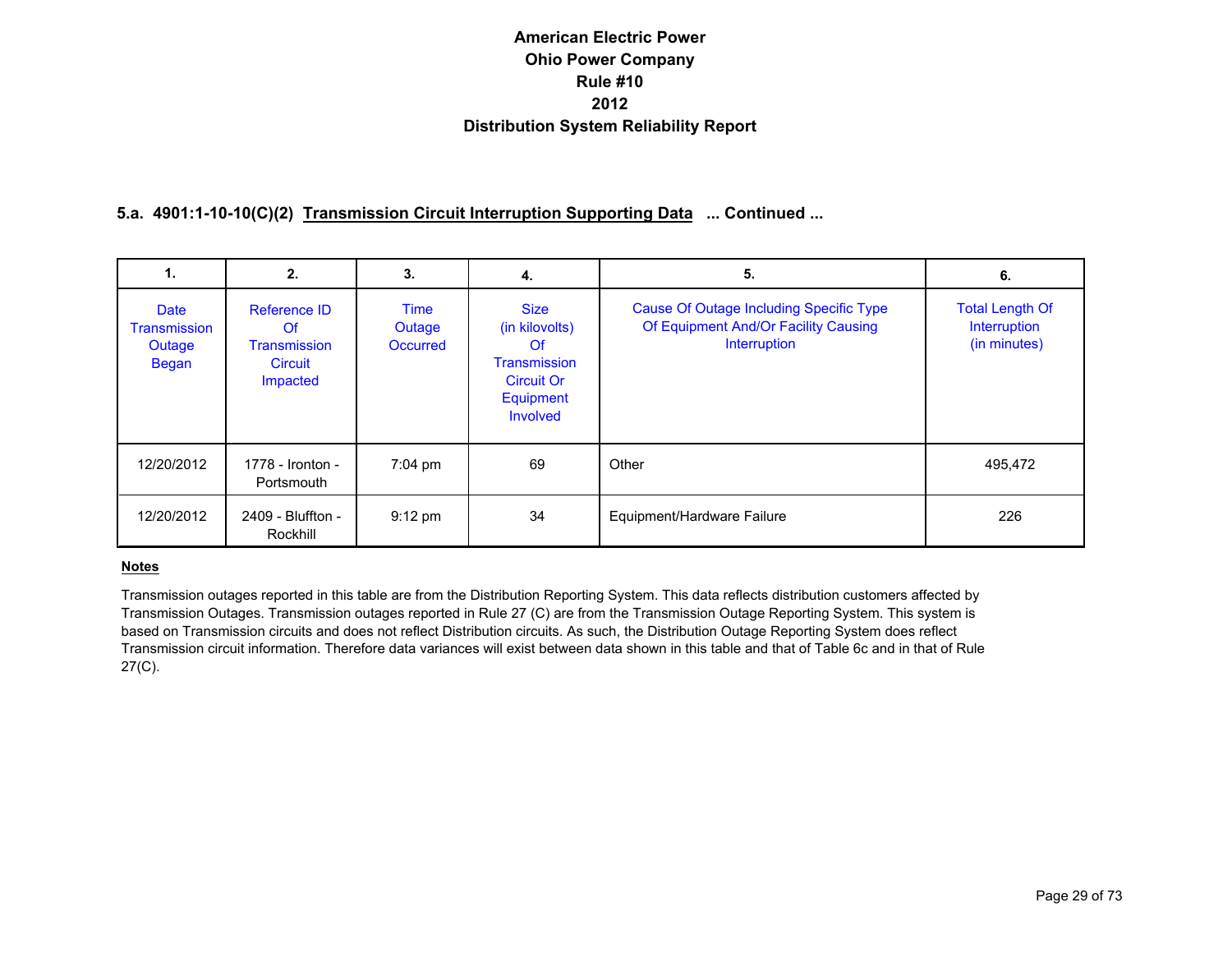# American Electric Power
# Ohio Power Company
# Rule #10
# 2012
# Distribution System Reliability Report

### 5.a. 4901:1-10-10(C)(2) Transmission Circuit Interruption Supporting Data ... Continued ...

| 1. | 2. | 3. | 4. | 5. | 6. |
|---|---|---|---|---|---|
| Date Transmission Outage Began | Reference ID Of Transmission Circuit Impacted | Time Outage Occurred | Size (in kilovolts) Of Transmission Circuit Or Equipment Involved | Cause Of Outage Including Specific Type Of Equipment And/Or Facility Causing Interruption | Total Length Of Interruption (in minutes) |
| 12/20/2012 | 1778 - Ironton - Portsmouth | 7:04 pm | 69 | Other | 495,472 |
| 12/20/2012 | 2409 - Bluffton - Rockhill | 9:12 pm | 34 | Equipment/Hardware Failure | 226 |

**Notes**

Transmission outages reported in this table are from the Distribution Reporting System. This data reflects distribution customers affected by Transmission Outages. Transmission outages reported in Rule 27 (C) are from the Transmission Outage Reporting System. This system is based on Transmission circuits and does not reflect Distribution circuits. As such, the Distribution Outage Reporting System does reflect Transmission circuit information. Therefore data variances will exist between data shown in this table and that of Table 6c and in that of Rule 27(C).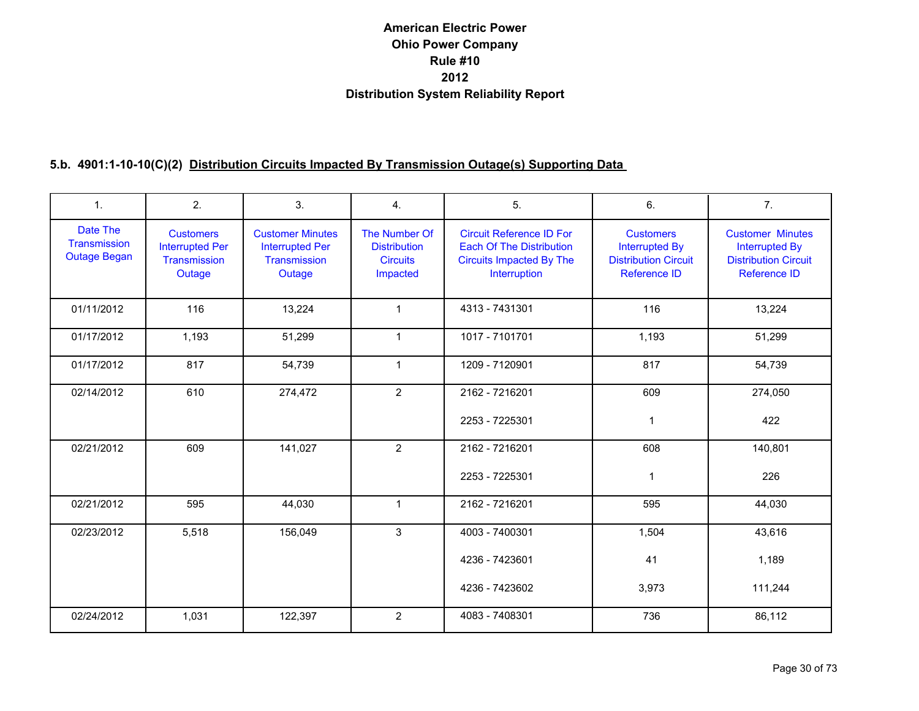# American Electric Power
# Ohio Power Company
# Rule #10
# 2012
# Distribution System Reliability Report

## 5.b. 4901:1-10-10(C)(2) Distribution Circuits Impacted By Transmission Outage(s) Supporting Data

| 1. | 2. | 3. | 4. | 5. | 6. | 7. |
|---|---|---|---|---|---|---|
| Date The Transmission Outage Began | Customers Interrupted Per Transmission Outage | Customer Minutes Interrupted Per Transmission Outage | The Number Of Distribution Circuits Impacted | Circuit Reference ID For Each Of The Distribution Circuits Impacted By The Interruption | Customers Interrupted By Distribution Circuit Reference ID | Customer Minutes Interrupted By Distribution Circuit Reference ID |
| 01/11/2012 | 116 | 13,224 | 1 | 4313 - 7431301 | 116 | 13,224 |
| 01/17/2012 | 1,193 | 51,299 | 1 | 1017 - 7101701 | 1,193 | 51,299 |
| 01/17/2012 | 817 | 54,739 | 1 | 1209 - 7120901 | 817 | 54,739 |
| 02/14/2012 | 610 | 274,472 | 2 | 2162 - 7216201 | 609 | 274,050 |
| | | | | 2253 - 7225301 | 1 | 422 |
| 02/21/2012 | 609 | 141,027 | 2 | 2162 - 7216201 | 608 | 140,801 |
| | | | | 2253 - 7225301 | 1 | 226 |
| 02/21/2012 | 595 | 44,030 | 1 | 2162 - 7216201 | 595 | 44,030 |
| 02/23/2012 | 5,518 | 156,049 | 3 | 4003 - 7400301 | 1,504 | 43,616 |
| | | | | 4236 - 7423601 | 41 | 1,189 |
| | | | | 4236 - 7423602 | 3,973 | 111,244 |
| 02/24/2012 | 1,031 | 122,397 | 2 | 4083 - 7408301 | 736 | 86,112 |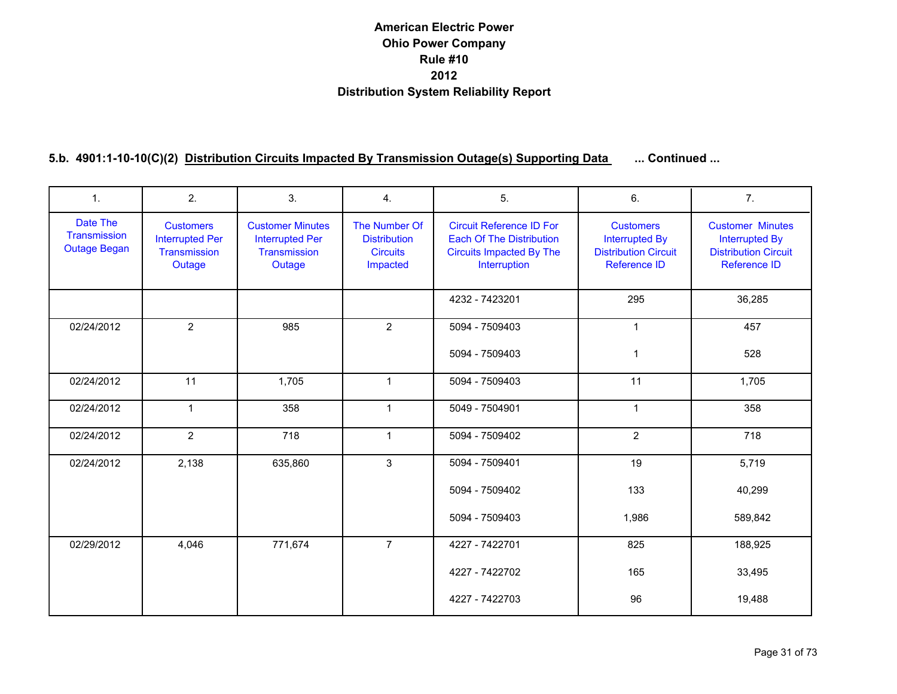# American Electric Power
# Ohio Power Company
# Rule #10
# 2012
# Distribution System Reliability Report

### 5.b. 4901:1-10-10(C)(2) Distribution Circuits Impacted By Transmission Outage(s) Supporting Data ... Continued ...

| 1. | 2. | 3. | 4. | 5. | 6. | 7. |
|---|---|---|---|---|---|---|
| Date The Transmission Outage Began | Customers Interrupted Per Transmission Outage | Customer Minutes Interrupted Per Transmission Outage | The Number Of Distribution Circuits Impacted | Circuit Reference ID For Each Of The Distribution Circuits Impacted By The Interruption | Customers Interrupted By Distribution Circuit Reference ID | Customer Minutes Interrupted By Distribution Circuit Reference ID |
| | | | | 4232 - 7423201 | 295 | 36,285 |
| 02/24/2012 | 2 | 985 | 2 | 5094 - 7509403 | 1 | 457 |
| | | | | 5094 - 7509403 | 1 | 528 |
| 02/24/2012 | 11 | 1,705 | 1 | 5094 - 7509403 | 11 | 1,705 |
| 02/24/2012 | 1 | 358 | 1 | 5049 - 7504901 | 1 | 358 |
| 02/24/2012 | 2 | 718 | 1 | 5094 - 7509402 | 2 | 718 |
| 02/24/2012 | 2,138 | 635,860 | 3 | 5094 - 7509401 | 19 | 5,719 |
| | | | | 5094 - 7509402 | 133 | 40,299 |
| | | | | 5094 - 7509403 | 1,986 | 589,842 |
| 02/29/2012 | 4,046 | 771,674 | 7 | 4227 - 7422701 | 825 | 188,925 |
| | | | | 4227 - 7422702 | 165 | 33,495 |
| | | | | 4227 - 7422703 | 96 | 19,488 |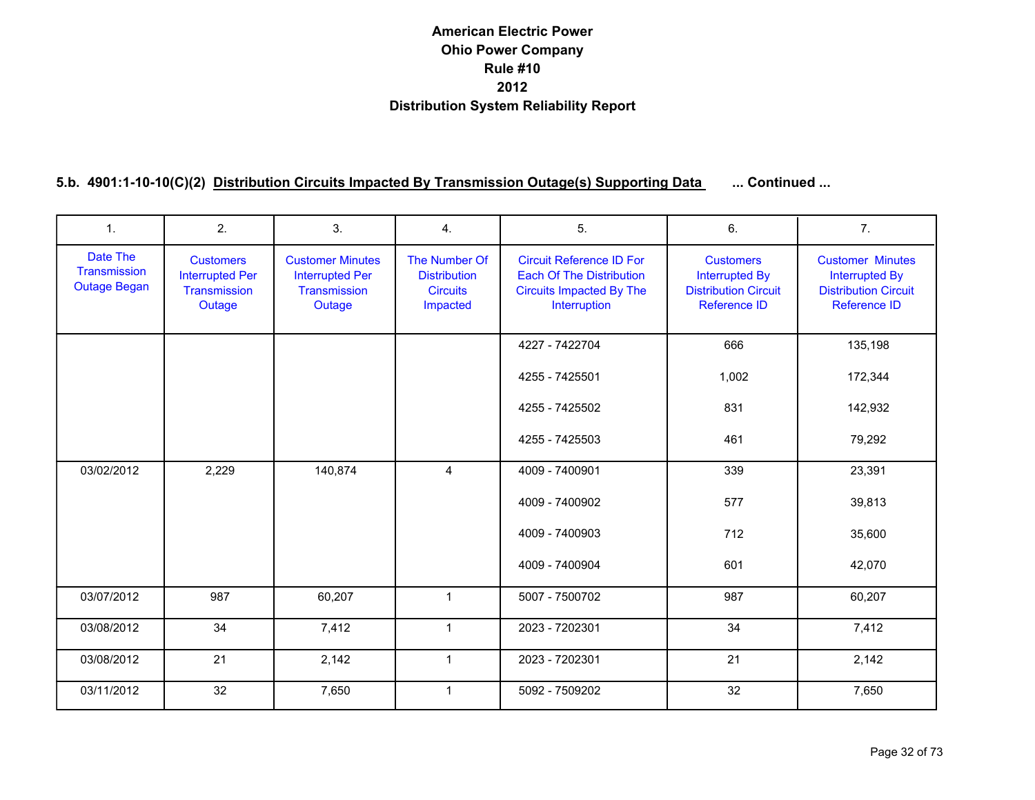# American Electric Power
# Ohio Power Company
# Rule #10
# 2012
# Distribution System Reliability Report

### 5.b. 4901:1-10-10(C)(2) Distribution Circuits Impacted By Transmission Outage(s) Supporting Data ... Continued ...

| 1. | 2. | 3. | 4. | 5. | 6. | 7. |
|---|---|---|---|---|---|---|
| Date The Transmission Outage Began | Customers Interrupted Per Transmission Outage | Customer Minutes Interrupted Per Transmission Outage | The Number Of Distribution Circuits Impacted | Circuit Reference ID For Each Of The Distribution Circuits Impacted By The Interruption | Customers Interrupted By Distribution Circuit Reference ID | Customer Minutes Interrupted By Distribution Circuit Reference ID |
| | | | | 4227 - 7422704 | 666 | 135,198 |
| | | | | 4255 - 7425501 | 1,002 | 172,344 |
| | | | | 4255 - 7425502 | 831 | 142,932 |
| | | | | 4255 - 7425503 | 461 | 79,292 |
| 03/02/2012 | 2,229 | 140,874 | 4 | 4009 - 7400901 | 339 | 23,391 |
| | | | | 4009 - 7400902 | 577 | 39,813 |
| | | | | 4009 - 7400903 | 712 | 35,600 |
| | | | | 4009 - 7400904 | 601 | 42,070 |
| 03/07/2012 | 987 | 60,207 | 1 | 5007 - 7500702 | 987 | 60,207 |
| 03/08/2012 | 34 | 7,412 | 1 | 2023 - 7202301 | 34 | 7,412 |
| 03/08/2012 | 21 | 2,142 | 1 | 2023 - 7202301 | 21 | 2,142 |
| 03/11/2012 | 32 | 7,650 | 1 | 5092 - 7509202 | 32 | 7,650 |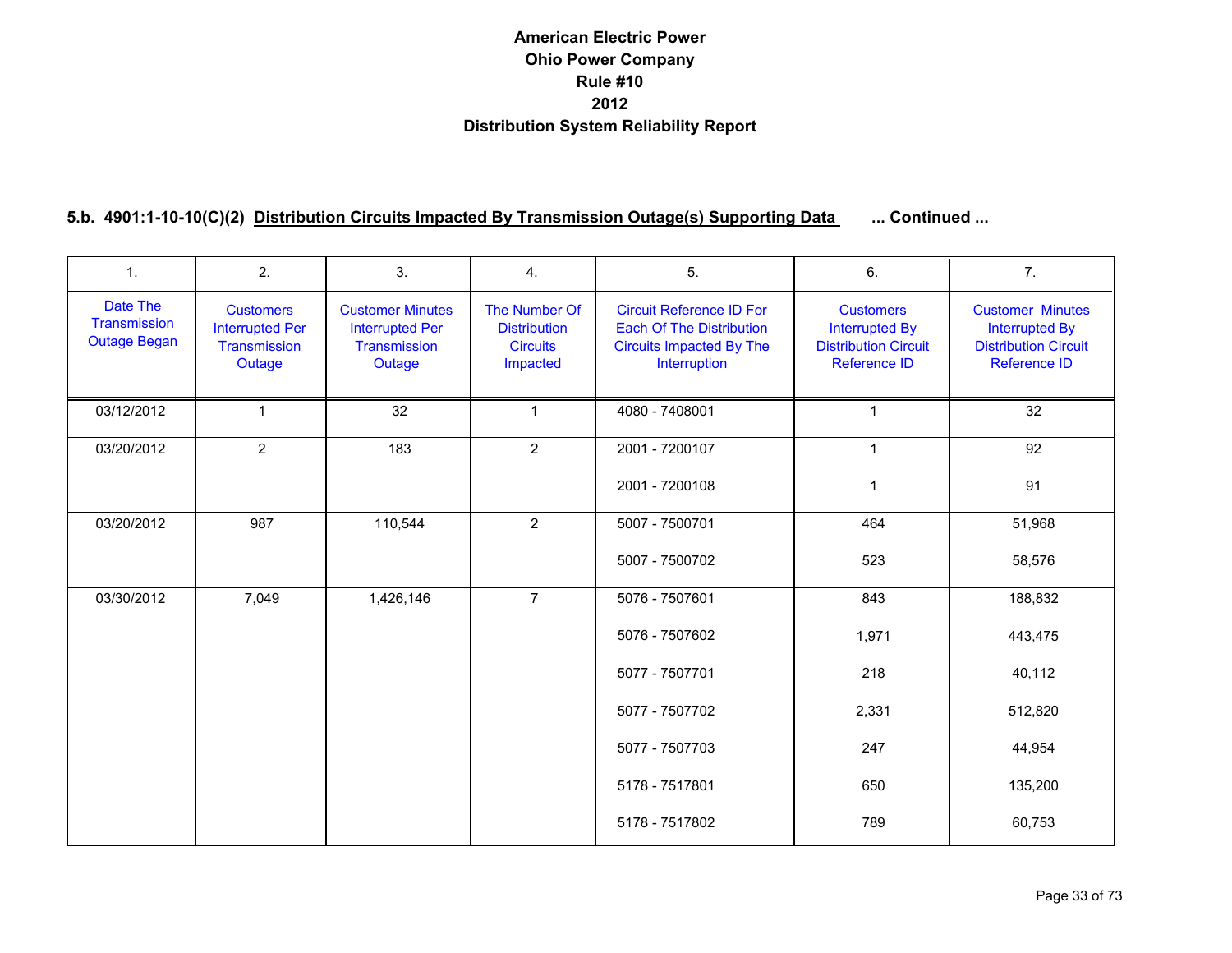# American Electric Power
# Ohio Power Company
# Rule #10
# 2012
# Distribution System Reliability Report

### 5.b. 4901:1-10-10(C)(2) Distribution Circuits Impacted By Transmission Outage(s) Supporting Data ... Continued ...

| 1. | 2. | 3. | 4. | 5. | 6. | 7. |
|---|---|---|---|---|---|---|
| Date The Transmission Outage Began | Customers Interrupted Per Transmission Outage | Customer Minutes Interrupted Per Transmission Outage | The Number Of Distribution Circuits Impacted | Circuit Reference ID For Each Of The Distribution Circuits Impacted By The Interruption | Customers Interrupted By Distribution Circuit Reference ID | Customer Minutes Interrupted By Distribution Circuit Reference ID |
| 03/12/2012 | 1 | 32 | 1 | 4080 - 7408001 | 1 | 32 |
| 03/20/2012 | 2 | 183 | 2 | 2001 - 7200107 | 1 | 92 |
| | | | | 2001 - 7200108 | 1 | 91 |
| 03/20/2012 | 987 | 110,544 | 2 | 5007 - 7500701 | 464 | 51,968 |
| | | | | 5007 - 7500702 | 523 | 58,576 |
| 03/30/2012 | 7,049 | 1,426,146 | 7 | 5076 - 7507601 | 843 | 188,832 |
| | | | | 5076 - 7507602 | 1,971 | 443,475 |
| | | | | 5077 - 7507701 | 218 | 40,112 |
| | | | | 5077 - 7507702 | 2,331 | 512,820 |
| | | | | 5077 - 7507703 | 247 | 44,954 |
| | | | | 5178 - 7517801 | 650 | 135,200 |
| | | | | 5178 - 7517802 | 789 | 60,753 |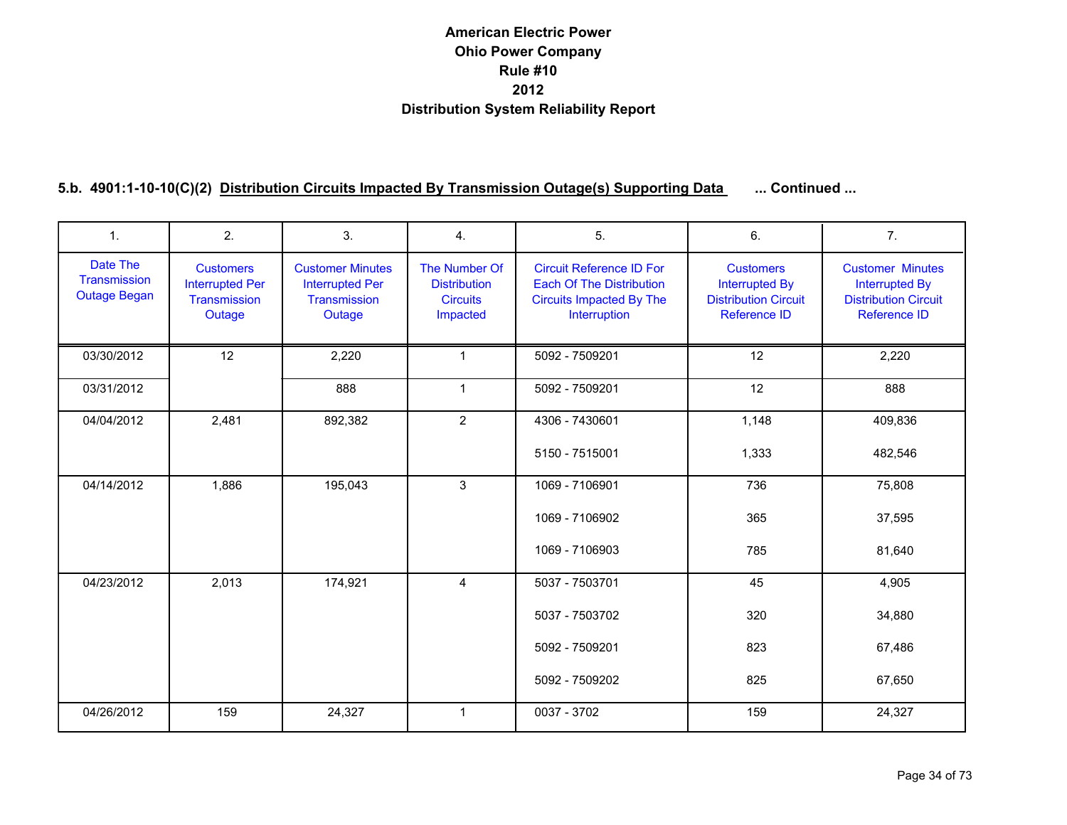# American Electric Power
# Ohio Power Company
# Rule #10
# 2012
# Distribution System Reliability Report

## 5.b. 4901:1-10-10(C)(2) Distribution Circuits Impacted By Transmission Outage(s) Supporting Data ... Continued ...

| 1. | 2. | 3. | 4. | 5. | 6. | 7. |
|---|---|---|---|---|---|---|
| Date The Transmission Outage Began | Customers Interrupted Per Transmission Outage | Customer Minutes Interrupted Per Transmission Outage | The Number Of Distribution Circuits Impacted | Circuit Reference ID For Each Of The Distribution Circuits Impacted By The Interruption | Customers Interrupted By Distribution Circuit Reference ID | Customer Minutes Interrupted By Distribution Circuit Reference ID |
| 03/30/2012 | 12 | 2,220 | 1 | 5092 - 7509201 | 12 | 2,220 |
| 03/31/2012 | | 888 | 1 | 5092 - 7509201 | 12 | 888 |
| 04/04/2012 | 2,481 | 892,382 | 2 | 4306 - 7430601 | 1,148 | 409,836 |
| | | | | 5150 - 7515001 | 1,333 | 482,546 |
| 04/14/2012 | 1,886 | 195,043 | 3 | 1069 - 7106901 | 736 | 75,808 |
| | | | | 1069 - 7106902 | 365 | 37,595 |
| | | | | 1069 - 7106903 | 785 | 81,640 |
| 04/23/2012 | 2,013 | 174,921 | 4 | 5037 - 7503701 | 45 | 4,905 |
| | | | | 5037 - 7503702 | 320 | 34,880 |
| | | | | 5092 - 7509201 | 823 | 67,486 |
| | | | | 5092 - 7509202 | 825 | 67,650 |
| 04/26/2012 | 159 | 24,327 | 1 | 0037 - 3702 | 159 | 24,327 |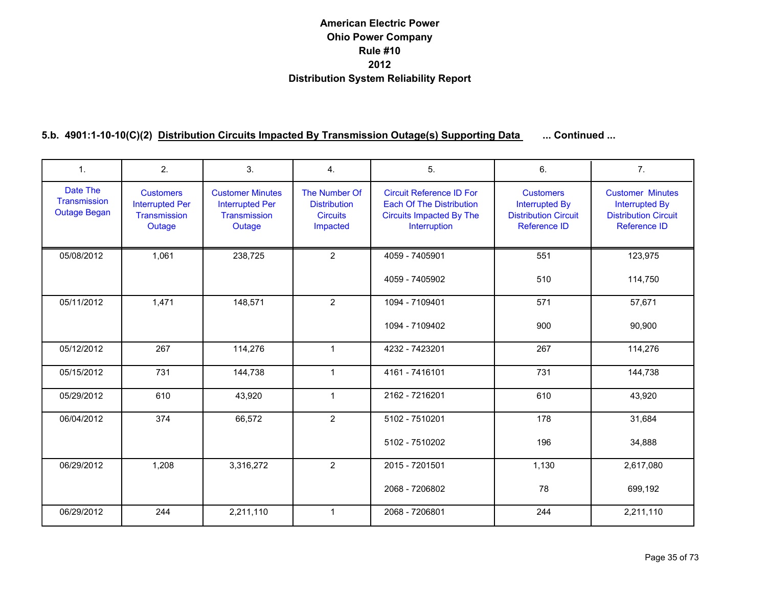# American Electric Power
# Ohio Power Company
# Rule #10
# 2012
# Distribution System Reliability Report

### 5.b. 4901:1-10-10(C)(2) Distribution Circuits Impacted By Transmission Outage(s) Supporting Data ... Continued ...

| 1. | 2. | 3. | 4. | 5. | 6. | 7. |
|---|---|---|---|---|---|---|
| Date The Transmission Outage Began | Customers Interrupted Per Transmission Outage | Customer Minutes Interrupted Per Transmission Outage | The Number Of Distribution Circuits Impacted | Circuit Reference ID For Each Of The Distribution Circuits Impacted By The Interruption | Customers Interrupted By Distribution Circuit Reference ID | Customer Minutes Interrupted By Distribution Circuit Reference ID |
| 05/08/2012 | 1,061 | 238,725 | 2 | 4059 - 7405901 | 551 | 123,975 |
| | | | | 4059 - 7405902 | 510 | 114,750 |
| 05/11/2012 | 1,471 | 148,571 | 2 | 1094 - 7109401 | 571 | 57,671 |
| | | | | 1094 - 7109402 | 900 | 90,900 |
| 05/12/2012 | 267 | 114,276 | 1 | 4232 - 7423201 | 267 | 114,276 |
| 05/15/2012 | 731 | 144,738 | 1 | 4161 - 7416101 | 731 | 144,738 |
| 05/29/2012 | 610 | 43,920 | 1 | 2162 - 7216201 | 610 | 43,920 |
| 06/04/2012 | 374 | 66,572 | 2 | 5102 - 7510201 | 178 | 31,684 |
| | | | | 5102 - 7510202 | 196 | 34,888 |
| 06/29/2012 | 1,208 | 3,316,272 | 2 | 2015 - 7201501 | 1,130 | 2,617,080 |
| | | | | 2068 - 7206802 | 78 | 699,192 |
| 06/29/2012 | 244 | 2,211,110 | 1 | 2068 - 7206801 | 244 | 2,211,110 |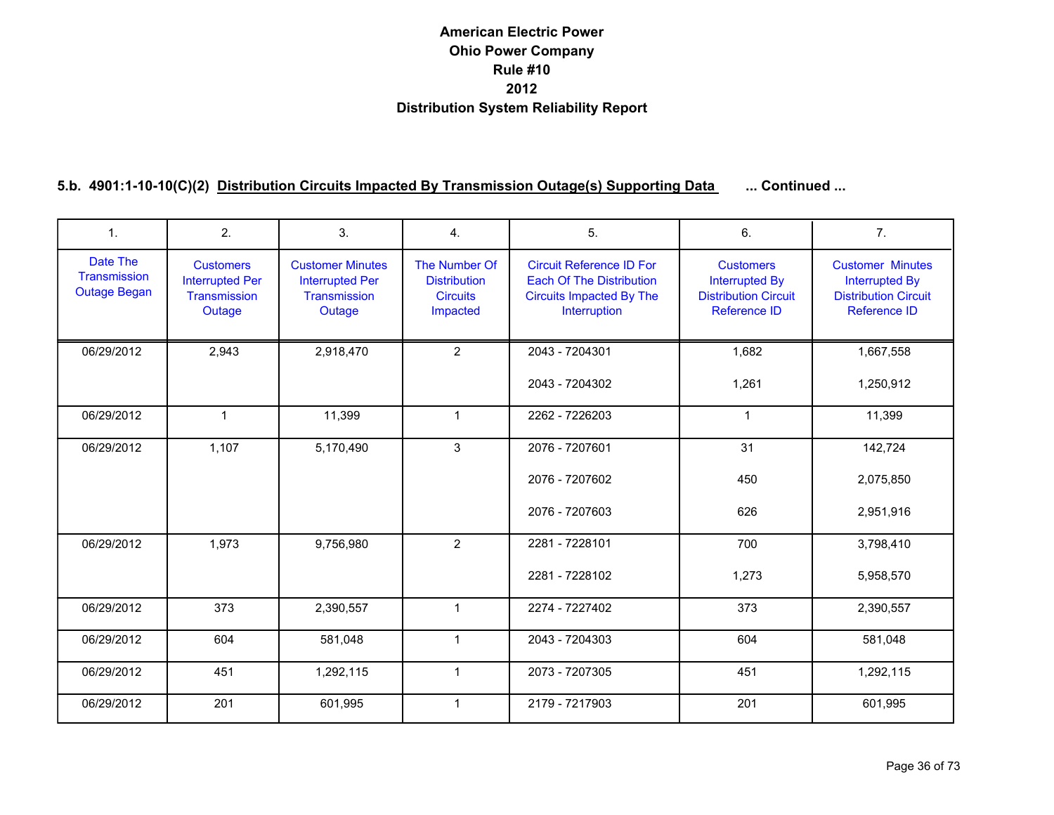# American Electric Power
# Ohio Power Company
# Rule #10
# 2012
# Distribution System Reliability Report

### 5.b. 4901:1-10-10(C)(2) Distribution Circuits Impacted By Transmission Outage(s) Supporting Data ... Continued ...

| 1. | 2. | 3. | 4. | 5. | 6. | 7. |
|---|---|---|---|---|---|---|
| Date The Transmission Outage Began | Customers Interrupted Per Transmission Outage | Customer Minutes Interrupted Per Transmission Outage | The Number Of Distribution Circuits Impacted | Circuit Reference ID For Each Of The Distribution Circuits Impacted By The Interruption | Customers Interrupted By Distribution Circuit Reference ID | Customer Minutes Interrupted By Distribution Circuit Reference ID |
| 06/29/2012 | 2,943 | 2,918,470 | 2 | 2043 - 7204301 | 1,682 | 1,667,558 |
| | | | | 2043 - 7204302 | 1,261 | 1,250,912 |
| 06/29/2012 | 1 | 11,399 | 1 | 2262 - 7226203 | 1 | 11,399 |
| 06/29/2012 | 1,107 | 5,170,490 | 3 | 2076 - 7207601 | 31 | 142,724 |
| | | | | 2076 - 7207602 | 450 | 2,075,850 |
| | | | | 2076 - 7207603 | 626 | 2,951,916 |
| 06/29/2012 | 1,973 | 9,756,980 | 2 | 2281 - 7228101 | 700 | 3,798,410 |
| | | | | 2281 - 7228102 | 1,273 | 5,958,570 |
| 06/29/2012 | 373 | 2,390,557 | 1 | 2274 - 7227402 | 373 | 2,390,557 |
| 06/29/2012 | 604 | 581,048 | 1 | 2043 - 7204303 | 604 | 581,048 |
| 06/29/2012 | 451 | 1,292,115 | 1 | 2073 - 7207305 | 451 | 1,292,115 |
| 06/29/2012 | 201 | 601,995 | 1 | 2179 - 7217903 | 201 | 601,995 |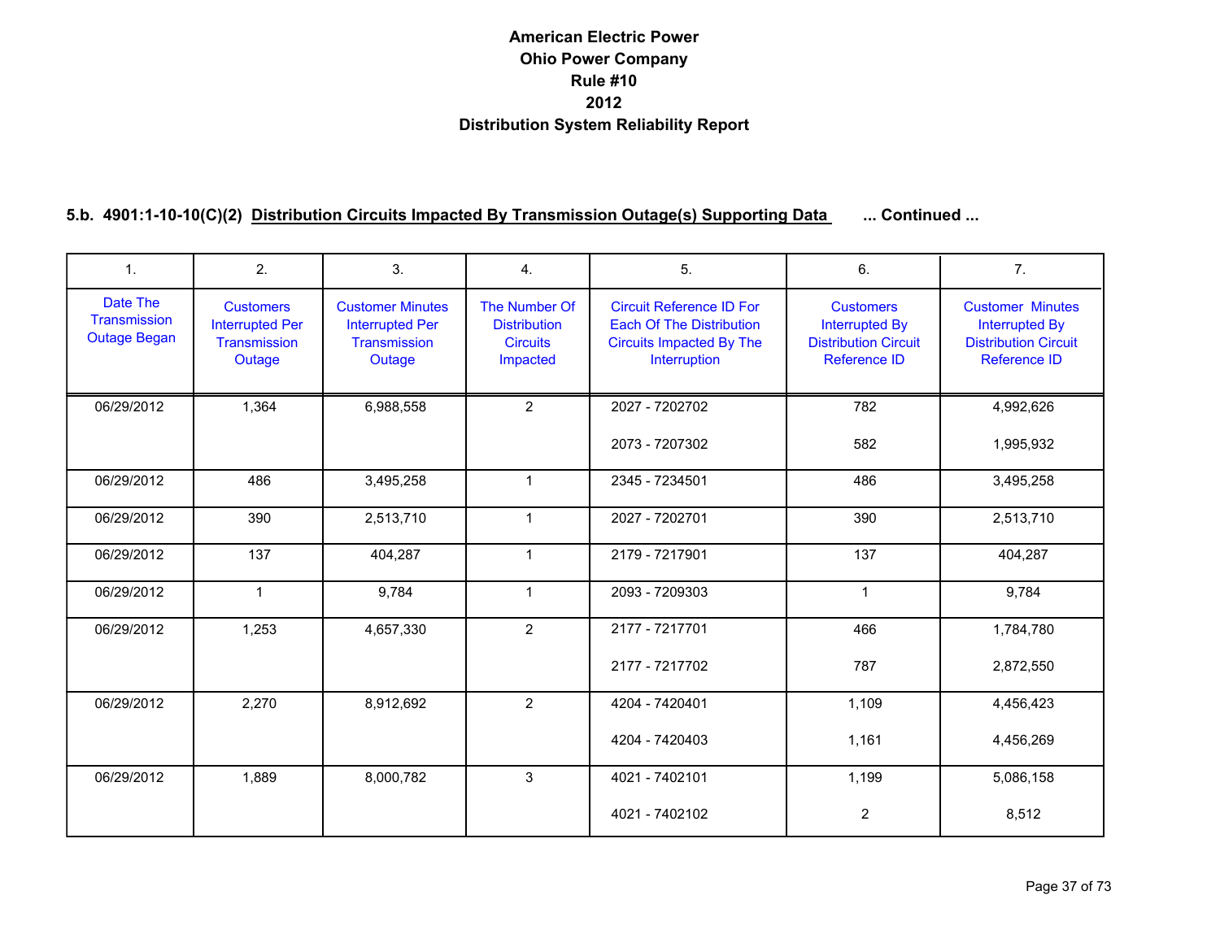# American Electric Power
# Ohio Power Company
# Rule #10
# 2012
# Distribution System Reliability Report

## 5.b. 4901:1-10-10(C)(2) Distribution Circuits Impacted By Transmission Outage(s) Supporting Data ... Continued ...

| 1. | 2. | 3. | 4. | 5. | 6. | 7. |
|---|---|---|---|---|---|---|
| Date The Transmission Outage Began | Customers Interrupted Per Transmission Outage | Customer Minutes Interrupted Per Transmission Outage | The Number Of Distribution Circuits Impacted | Circuit Reference ID For Each Of The Distribution Circuits Impacted By The Interruption | Customers Interrupted By Distribution Circuit Reference ID | Customer Minutes Interrupted By Distribution Circuit Reference ID |
| 06/29/2012 | 1,364 | 6,988,558 | 2 | 2027 - 7202702 | 782 | 4,992,626 |
| | | | | 2073 - 7207302 | 582 | 1,995,932 |
| 06/29/2012 | 486 | 3,495,258 | 1 | 2345 - 7234501 | 486 | 3,495,258 |
| 06/29/2012 | 390 | 2,513,710 | 1 | 2027 - 7202701 | 390 | 2,513,710 |
| 06/29/2012 | 137 | 404,287 | 1 | 2179 - 7217901 | 137 | 404,287 |
| 06/29/2012 | 1 | 9,784 | 1 | 2093 - 7209303 | 1 | 9,784 |
| 06/29/2012 | 1,253 | 4,657,330 | 2 | 2177 - 7217701 | 466 | 1,784,780 |
| | | | | 2177 - 7217702 | 787 | 2,872,550 |
| 06/29/2012 | 2,270 | 8,912,692 | 2 | 4204 - 7420401 | 1,109 | 4,456,423 |
| | | | | 4204 - 7420403 | 1,161 | 4,456,269 |
| 06/29/2012 | 1,889 | 8,000,782 | 3 | 4021 - 7402101 | 1,199 | 5,086,158 |
| | | | | 4021 - 7402102 | 2 | 8,512 |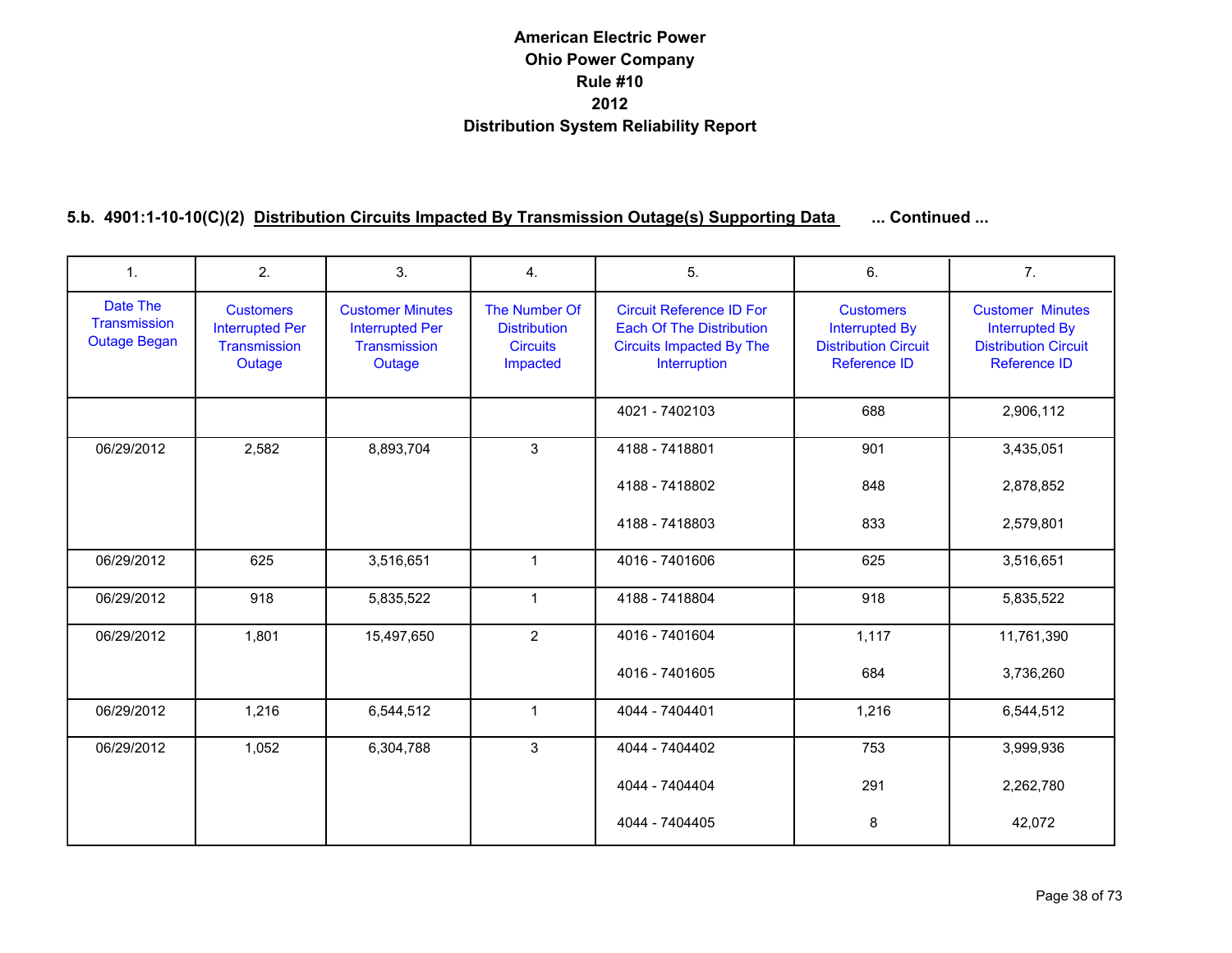# American Electric Power
# Ohio Power Company
# Rule #10
# 2012
# Distribution System Reliability Report

## 5.b. 4901:1-10-10(C)(2) Distribution Circuits Impacted By Transmission Outage(s) Supporting Data ... Continued ...

| 1. | 2. | 3. | 4. | 5. | 6. | 7. |
|---|---|---|---|---|---|---|
| Date The Transmission Outage Began | Customers Interrupted Per Transmission Outage | Customer Minutes Interrupted Per Transmission Outage | The Number Of Distribution Circuits Impacted | Circuit Reference ID For Each Of The Distribution Circuits Impacted By The Interruption | Customers Interrupted By Distribution Circuit Reference ID | Customer Minutes Interrupted By Distribution Circuit Reference ID |
| | | | | 4021 - 7402103 | 688 | 2,906,112 |
| 06/29/2012 | 2,582 | 8,893,704 | 3 | 4188 - 7418801 | 901 | 3,435,051 |
| | | | | 4188 - 7418802 | 848 | 2,878,852 |
| | | | | 4188 - 7418803 | 833 | 2,579,801 |
| 06/29/2012 | 625 | 3,516,651 | 1 | 4016 - 7401606 | 625 | 3,516,651 |
| 06/29/2012 | 918 | 5,835,522 | 1 | 4188 - 7418804 | 918 | 5,835,522 |
| 06/29/2012 | 1,801 | 15,497,650 | 2 | 4016 - 7401604 | 1,117 | 11,761,390 |
| | | | | 4016 - 7401605 | 684 | 3,736,260 |
| 06/29/2012 | 1,216 | 6,544,512 | 1 | 4044 - 7404401 | 1,216 | 6,544,512 |
| 06/29/2012 | 1,052 | 6,304,788 | 3 | 4044 - 7404402 | 753 | 3,999,936 |
| | | | | 4044 - 7404404 | 291 | 2,262,780 |
| | | | | 4044 - 7404405 | 8 | 42,072 |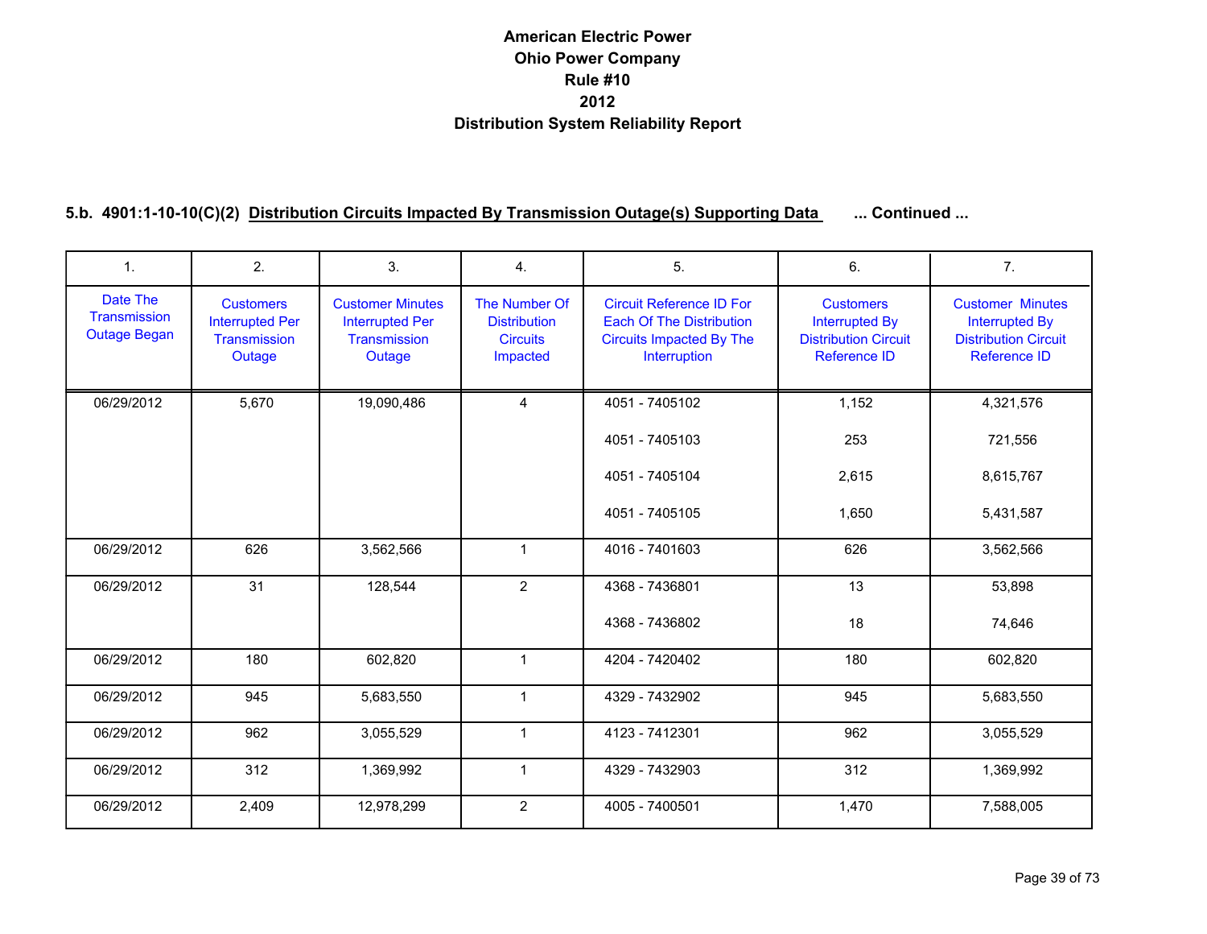# American Electric Power
# Ohio Power Company
# Rule #10
# 2012
# Distribution System Reliability Report

### 5.b. 4901:1-10-10(C)(2) Distribution Circuits Impacted By Transmission Outage(s) Supporting Data ... Continued ...

| 1. | 2. | 3. | 4. | 5. | 6. | 7. |
|---|---|---|---|---|---|---|
| Date The Transmission Outage Began | Customers Interrupted Per Transmission Outage | Customer Minutes Interrupted Per Transmission Outage | The Number Of Distribution Circuits Impacted | Circuit Reference ID For Each Of The Distribution Circuits Impacted By The Interruption | Customers Interrupted By Distribution Circuit Reference ID | Customer Minutes Interrupted By Distribution Circuit Reference ID |
| 06/29/2012 | 5,670 | 19,090,486 | 4 | 4051 - 7405102 | 1,152 | 4,321,576 |
| | | | | 4051 - 7405103 | 253 | 721,556 |
| | | | | 4051 - 7405104 | 2,615 | 8,615,767 |
| | | | | 4051 - 7405105 | 1,650 | 5,431,587 |
| 06/29/2012 | 626 | 3,562,566 | 1 | 4016 - 7401603 | 626 | 3,562,566 |
| 06/29/2012 | 31 | 128,544 | 2 | 4368 - 7436801 | 13 | 53,898 |
| | | | | 4368 - 7436802 | 18 | 74,646 |
| 06/29/2012 | 180 | 602,820 | 1 | 4204 - 7420402 | 180 | 602,820 |
| 06/29/2012 | 945 | 5,683,550 | 1 | 4329 - 7432902 | 945 | 5,683,550 |
| 06/29/2012 | 962 | 3,055,529 | 1 | 4123 - 7412301 | 962 | 3,055,529 |
| 06/29/2012 | 312 | 1,369,992 | 1 | 4329 - 7432903 | 312 | 1,369,992 |
| 06/29/2012 | 2,409 | 12,978,299 | 2 | 4005 - 7400501 | 1,470 | 7,588,005 |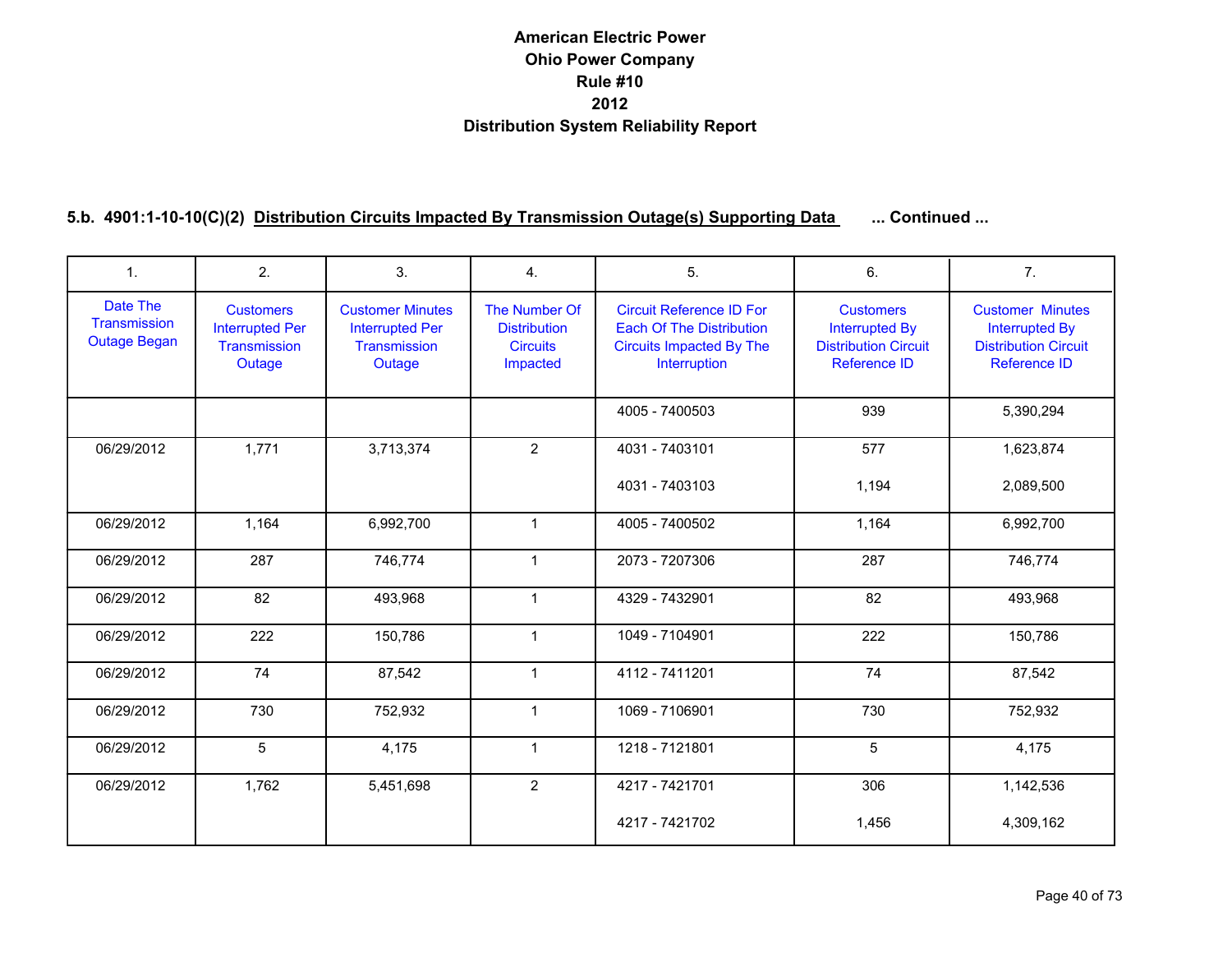# American Electric Power
# Ohio Power Company
# Rule #10
# 2012
# Distribution System Reliability Report

## 5.b. 4901:1-10-10(C)(2) Distribution Circuits Impacted By Transmission Outage(s) Supporting Data ... Continued ...

| 1. | 2. | 3. | 4. | 5. | 6. | 7. |
|---|---|---|---|---|---|---|
| Date The Transmission Outage Began | Customers Interrupted Per Transmission Outage | Customer Minutes Interrupted Per Transmission Outage | The Number Of Distribution Circuits Impacted | Circuit Reference ID For Each Of The Distribution Circuits Impacted By The Interruption | Customers Interrupted By Distribution Circuit Reference ID | Customer Minutes Interrupted By Distribution Circuit Reference ID |
| | | | | 4005 - 7400503 | 939 | 5,390,294 |
| 06/29/2012 | 1,771 | 3,713,374 | 2 | 4031 - 7403101 | 577 | 1,623,874 |
| | | | | 4031 - 7403103 | 1,194 | 2,089,500 |
| 06/29/2012 | 1,164 | 6,992,700 | 1 | 4005 - 7400502 | 1,164 | 6,992,700 |
| 06/29/2012 | 287 | 746,774 | 1 | 2073 - 7207306 | 287 | 746,774 |
| 06/29/2012 | 82 | 493,968 | 1 | 4329 - 7432901 | 82 | 493,968 |
| 06/29/2012 | 222 | 150,786 | 1 | 1049 - 7104901 | 222 | 150,786 |
| 06/29/2012 | 74 | 87,542 | 1 | 4112 - 7411201 | 74 | 87,542 |
| 06/29/2012 | 730 | 752,932 | 1 | 1069 - 7106901 | 730 | 752,932 |
| 06/29/2012 | 5 | 4,175 | 1 | 1218 - 7121801 | 5 | 4,175 |
| 06/29/2012 | 1,762 | 5,451,698 | 2 | 4217 - 7421701 | 306 | 1,142,536 |
| | | | | 4217 - 7421702 | 1,456 | 4,309,162 |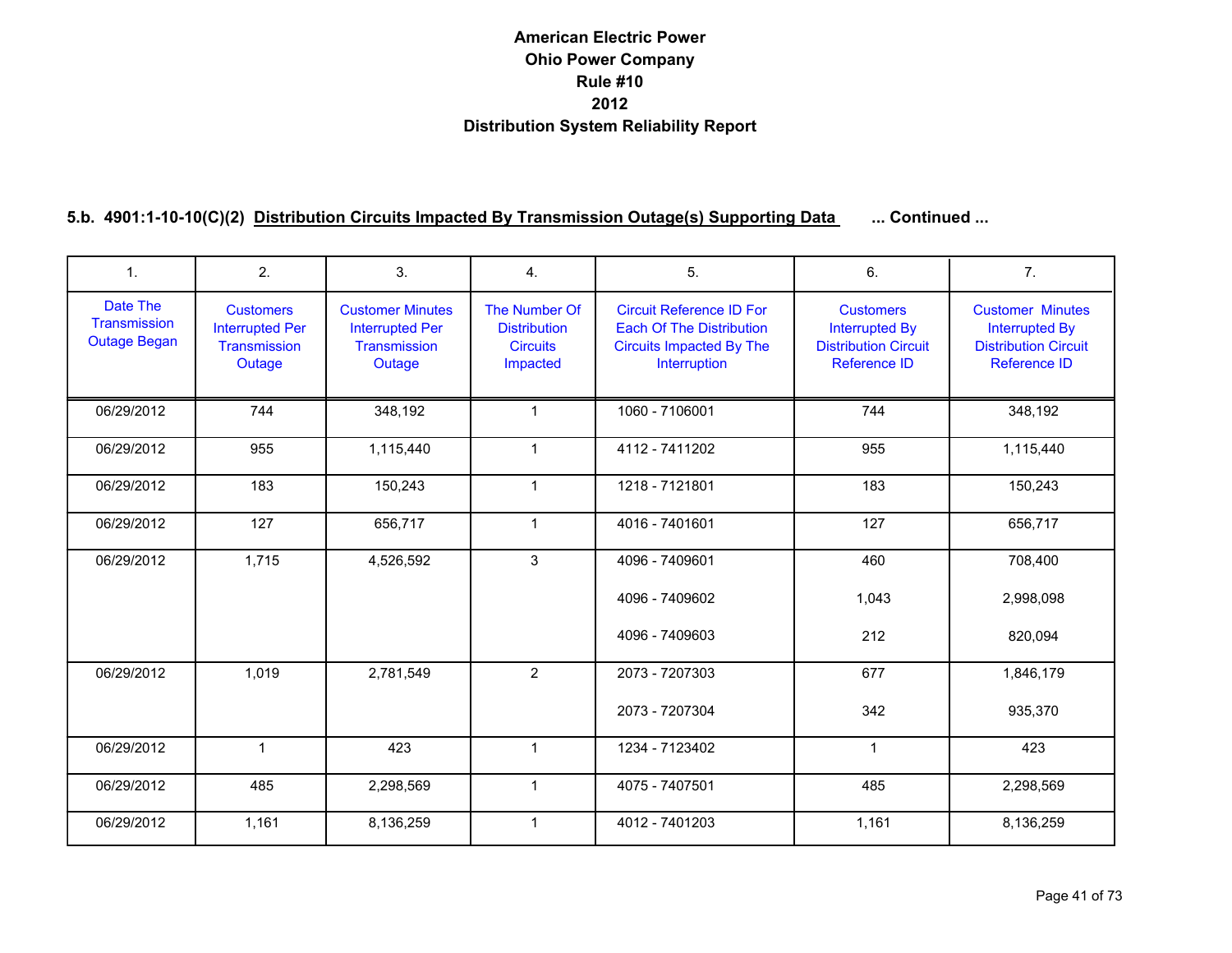# American Electric Power
# Ohio Power Company
# Rule #10
# 2012
# Distribution System Reliability Report

## 5.b. 4901:1-10-10(C)(2) Distribution Circuits Impacted By Transmission Outage(s) Supporting Data ... Continued ...

| 1. | 2. | 3. | 4. | 5. | 6. | 7. |
|---|---|---|---|---|---|---|
| Date The Transmission Outage Began | Customers Interrupted Per Transmission Outage | Customer Minutes Interrupted Per Transmission Outage | The Number Of Distribution Circuits Impacted | Circuit Reference ID For Each Of The Distribution Circuits Impacted By The Interruption | Customers Interrupted By Distribution Circuit Reference ID | Customer Minutes Interrupted By Distribution Circuit Reference ID |
| 06/29/2012 | 744 | 348,192 | 1 | 1060 - 7106001 | 744 | 348,192 |
| 06/29/2012 | 955 | 1,115,440 | 1 | 4112 - 7411202 | 955 | 1,115,440 |
| 06/29/2012 | 183 | 150,243 | 1 | 1218 - 7121801 | 183 | 150,243 |
| 06/29/2012 | 127 | 656,717 | 1 | 4016 - 7401601 | 127 | 656,717 |
| 06/29/2012 | 1,715 | 4,526,592 | 3 | 4096 - 7409601 | 460 | 708,400 |
| | | | | 4096 - 7409602 | 1,043 | 2,998,098 |
| | | | | 4096 - 7409603 | 212 | 820,094 |
| 06/29/2012 | 1,019 | 2,781,549 | 2 | 2073 - 7207303 | 677 | 1,846,179 |
| | | | | 2073 - 7207304 | 342 | 935,370 |
| 06/29/2012 | 1 | 423 | 1 | 1234 - 7123402 | 1 | 423 |
| 06/29/2012 | 485 | 2,298,569 | 1 | 4075 - 7407501 | 485 | 2,298,569 |
| 06/29/2012 | 1,161 | 8,136,259 | 1 | 4012 - 7401203 | 1,161 | 8,136,259 |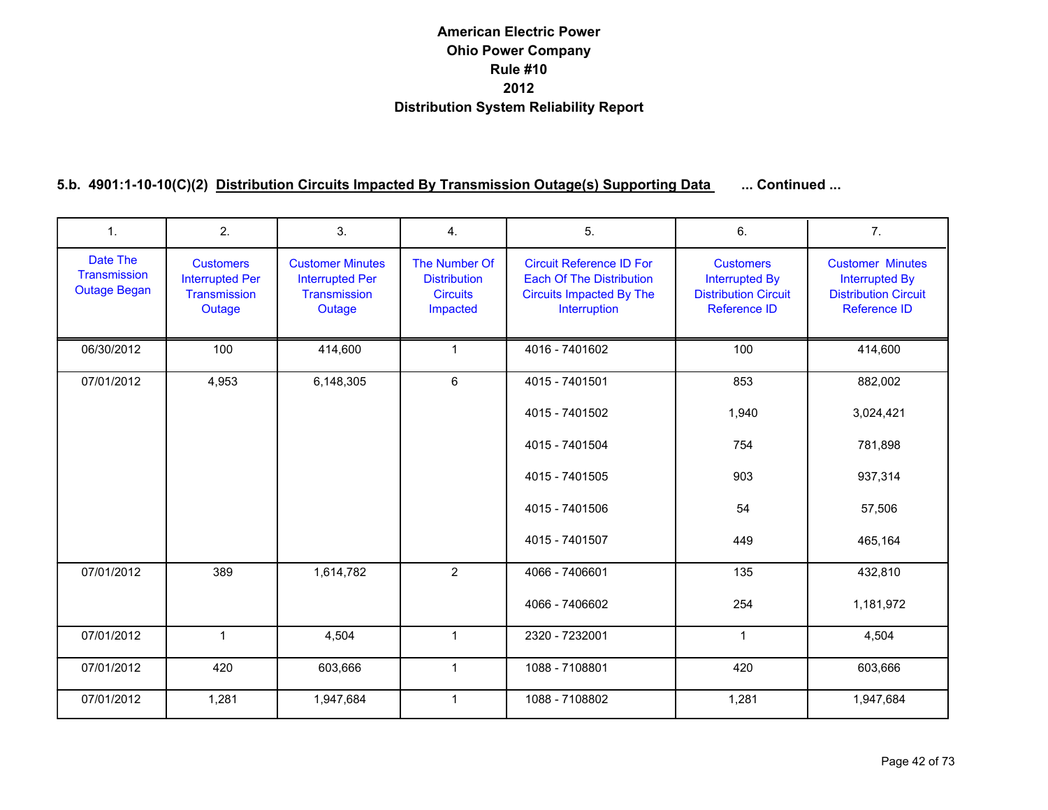# American Electric Power
# Ohio Power Company
# Rule #10
# 2012
# Distribution System Reliability Report

## 5.b. 4901:1-10-10(C)(2) Distribution Circuits Impacted By Transmission Outage(s) Supporting Data ... Continued ...

| 1. | 2. | 3. | 4. | 5. | 6. | 7. |
|---|---|---|---|---|---|---|
| Date The Transmission Outage Began | Customers Interrupted Per Transmission Outage | Customer Minutes Interrupted Per Transmission Outage | The Number Of Distribution Circuits Impacted | Circuit Reference ID For Each Of The Distribution Circuits Impacted By The Interruption | Customers Interrupted By Distribution Circuit Reference ID | Customer Minutes Interrupted By Distribution Circuit Reference ID |
| 06/30/2012 | 100 | 414,600 | 1 | 4016 - 7401602 | 100 | 414,600 |
| 07/01/2012 | 4,953 | 6,148,305 | 6 | 4015 - 7401501 | 853 | 882,002 |
| | | | | 4015 - 7401502 | 1,940 | 3,024,421 |
| | | | | 4015 - 7401504 | 754 | 781,898 |
| | | | | 4015 - 7401505 | 903 | 937,314 |
| | | | | 4015 - 7401506 | 54 | 57,506 |
| | | | | 4015 - 7401507 | 449 | 465,164 |
| 07/01/2012 | 389 | 1,614,782 | 2 | 4066 - 7406601 | 135 | 432,810 |
| | | | | 4066 - 7406602 | 254 | 1,181,972 |
| 07/01/2012 | 1 | 4,504 | 1 | 2320 - 7232001 | 1 | 4,504 |
| 07/01/2012 | 420 | 603,666 | 1 | 1088 - 7108801 | 420 | 603,666 |
| 07/01/2012 | 1,281 | 1,947,684 | 1 | 1088 - 7108802 | 1,281 | 1,947,684 |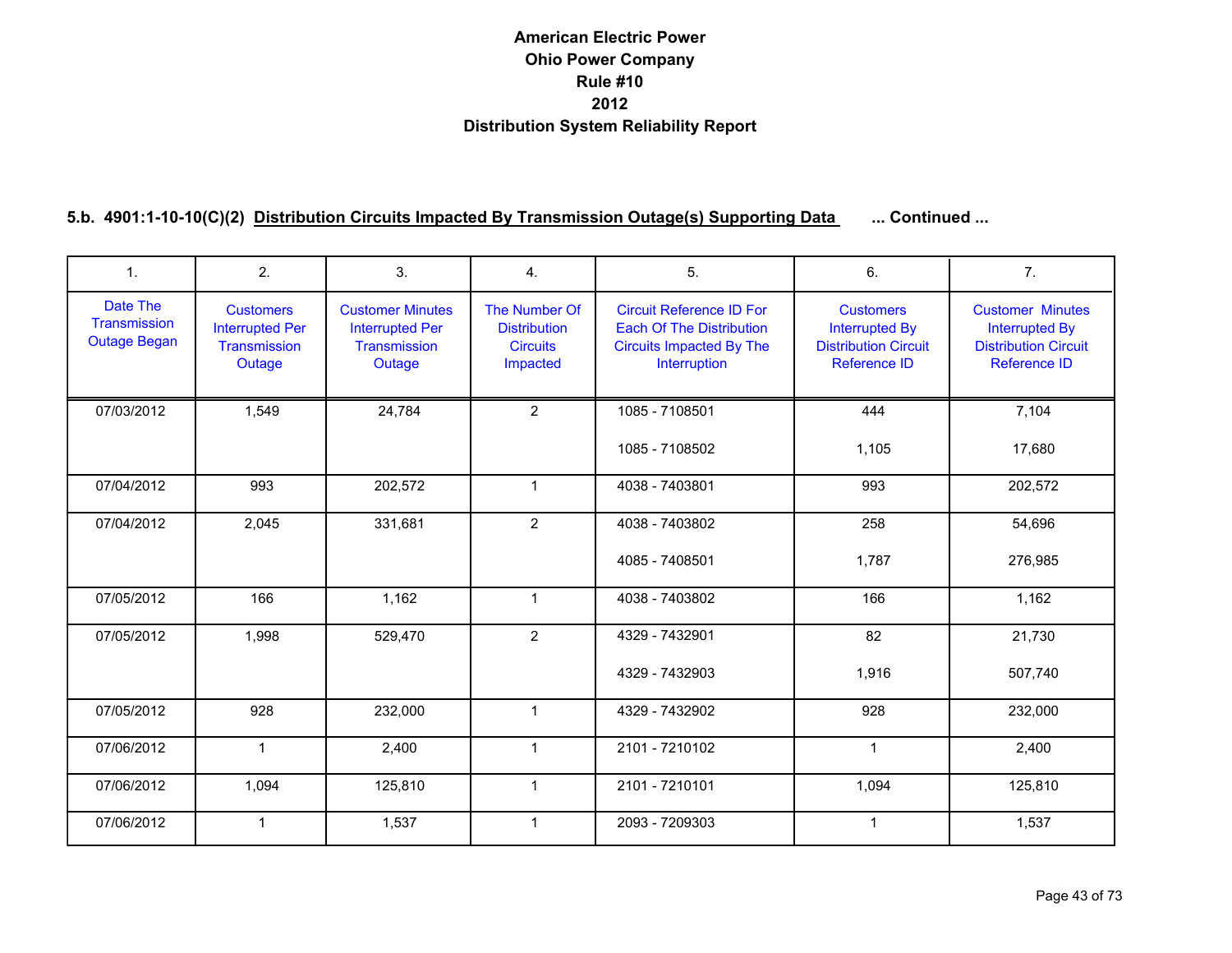# American Electric Power
# Ohio Power Company
# Rule #10
# 2012
# Distribution System Reliability Report

## 5.b. 4901:1-10-10(C)(2) Distribution Circuits Impacted By Transmission Outage(s) Supporting Data ... Continued ...

| 1. | 2. | 3. | 4. | 5. | 6. | 7. |
|---|---|---|---|---|---|---|
| Date The Transmission Outage Began | Customers Interrupted Per Transmission Outage | Customer Minutes Interrupted Per Transmission Outage | The Number Of Distribution Circuits Impacted | Circuit Reference ID For Each Of The Distribution Circuits Impacted By The Interruption | Customers Interrupted By Distribution Circuit Reference ID | Customer Minutes Interrupted By Distribution Circuit Reference ID |
| 07/03/2012 | 1,549 | 24,784 | 2 | 1085 - 7108501 | 444 | 7,104 |
| | | | | 1085 - 7108502 | 1,105 | 17,680 |
| 07/04/2012 | 993 | 202,572 | 1 | 4038 - 7403801 | 993 | 202,572 |
| 07/04/2012 | 2,045 | 331,681 | 2 | 4038 - 7403802 | 258 | 54,696 |
| | | | | 4085 - 7408501 | 1,787 | 276,985 |
| 07/05/2012 | 166 | 1,162 | 1 | 4038 - 7403802 | 166 | 1,162 |
| 07/05/2012 | 1,998 | 529,470 | 2 | 4329 - 7432901 | 82 | 21,730 |
| | | | | 4329 - 7432903 | 1,916 | 507,740 |
| 07/05/2012 | 928 | 232,000 | 1 | 4329 - 7432902 | 928 | 232,000 |
| 07/06/2012 | 1 | 2,400 | 1 | 2101 - 7210102 | 1 | 2,400 |
| 07/06/2012 | 1,094 | 125,810 | 1 | 2101 - 7210101 | 1,094 | 125,810 |
| 07/06/2012 | 1 | 1,537 | 1 | 2093 - 7209303 | 1 | 1,537 |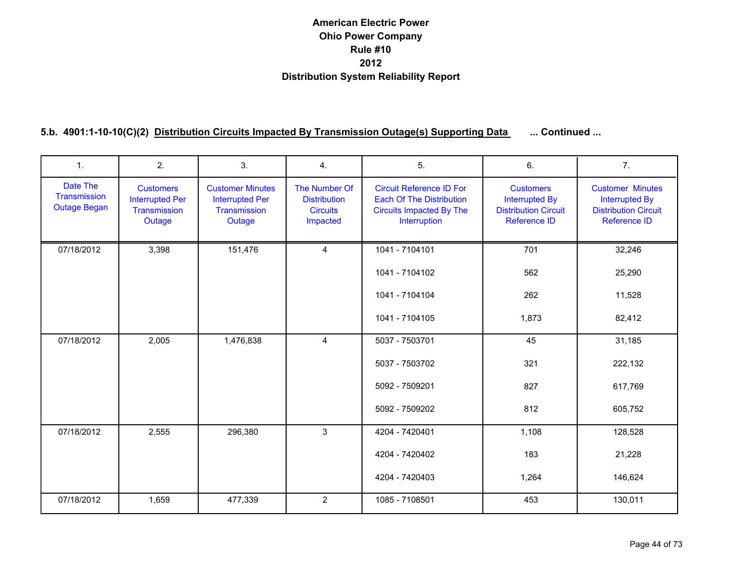# American Electric Power
# Ohio Power Company
# Rule #10
# 2012
# Distribution System Reliability Report

## 5.b. 4901:1-10-10(C)(2) Distribution Circuits Impacted By Transmission Outage(s) Supporting Data ... Continued ...

| 1. | 2. | 3. | 4. | 5. | 6. | 7. |
|---|---|---|---|---|---|---|
| Date The Transmission Outage Began | Customers Interrupted Per Transmission Outage | Customer Minutes Interrupted Per Transmission Outage | The Number Of Distribution Circuits Impacted | Circuit Reference ID For Each Of The Distribution Circuits Impacted By The Interruption | Customers Interrupted By Distribution Circuit Reference ID | Customer Minutes Interrupted By Distribution Circuit Reference ID |
| 07/18/2012 | 3,398 | 151,476 | 4 | 1041 - 7104101 | 701 | 32,246 |
| | | | | 1041 - 7104102 | 562 | 25,290 |
| | | | | 1041 - 7104104 | 262 | 11,528 |
| | | | | 1041 - 7104105 | 1,873 | 82,412 |
| 07/18/2012 | 2,005 | 1,476,838 | 4 | 5037 - 7503701 | 45 | 31,185 |
| | | | | 5037 - 7503702 | 321 | 222,132 |
| | | | | 5092 - 7509201 | 827 | 617,769 |
| | | | | 5092 - 7509202 | 812 | 605,752 |
| 07/18/2012 | 2,555 | 296,380 | 3 | 4204 - 7420401 | 1,108 | 128,528 |
| | | | | 4204 - 7420402 | 183 | 21,228 |
| | | | | 4204 - 7420403 | 1,264 | 146,624 |
| 07/18/2012 | 1,659 | 477,339 | 2 | 1085 - 7108501 | 453 | 130,011 |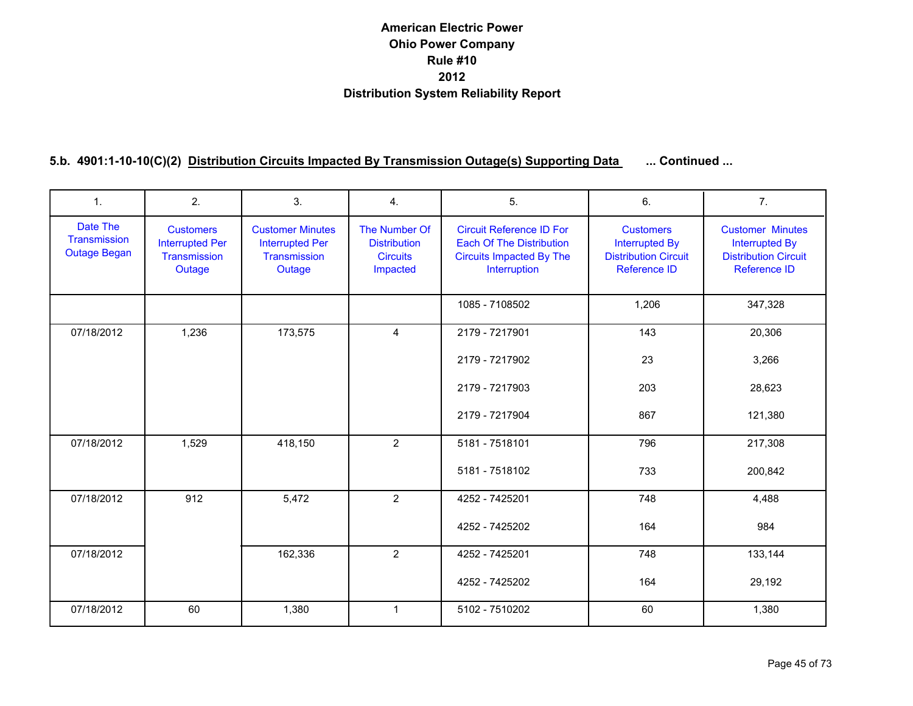# American Electric Power
# Ohio Power Company
# Rule #10
# 2012
# Distribution System Reliability Report

## 5.b. 4901:1-10-10(C)(2) Distribution Circuits Impacted By Transmission Outage(s) Supporting Data ... Continued ...

| 1. | 2. | 3. | 4. | 5. | 6. | 7. |
|---|---|---|---|---|---|---|
| Date The Transmission Outage Began | Customers Interrupted Per Transmission Outage | Customer Minutes Interrupted Per Transmission Outage | The Number Of Distribution Circuits Impacted | Circuit Reference ID For Each Of The Distribution Circuits Impacted By The Interruption | Customers Interrupted By Distribution Circuit Reference ID | Customer Minutes Interrupted By Distribution Circuit Reference ID |
| | | | | 1085 - 7108502 | 1,206 | 347,328 |
| 07/18/2012 | 1,236 | 173,575 | 4 | 2179 - 7217901 | 143 | 20,306 |
| | | | | 2179 - 7217902 | 23 | 3,266 |
| | | | | 2179 - 7217903 | 203 | 28,623 |
| | | | | 2179 - 7217904 | 867 | 121,380 |
| 07/18/2012 | 1,529 | 418,150 | 2 | 5181 - 7518101 | 796 | 217,308 |
| | | | | 5181 - 7518102 | 733 | 200,842 |
| 07/18/2012 | 912 | 5,472 | 2 | 4252 - 7425201 | 748 | 4,488 |
| | | | | 4252 - 7425202 | 164 | 984 |
| 07/18/2012 | | 162,336 | 2 | 4252 - 7425201 | 748 | 133,144 |
| | | | | 4252 - 7425202 | 164 | 29,192 |
| 07/18/2012 | 60 | 1,380 | 1 | 5102 - 7510202 | 60 | 1,380 |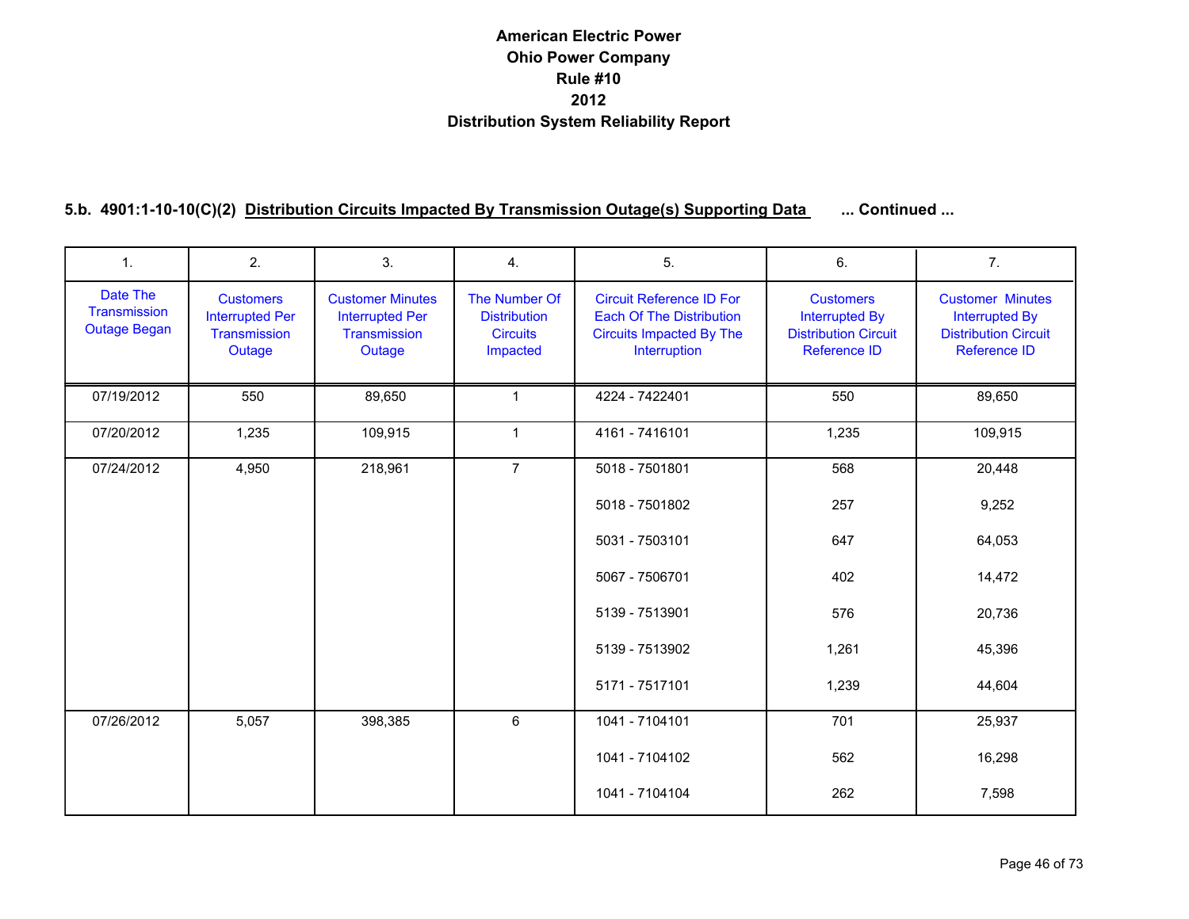# American Electric Power
# Ohio Power Company
# Rule #10
# 2012
# Distribution System Reliability Report

## 5.b. 4901:1-10-10(C)(2) Distribution Circuits Impacted By Transmission Outage(s) Supporting Data ... Continued ...

| 1. | 2. | 3. | 4. | 5. | 6. | 7. |
|---|---|---|---|---|---|---|
| Date The Transmission Outage Began | Customers Interrupted Per Transmission Outage | Customer Minutes Interrupted Per Transmission Outage | The Number Of Distribution Circuits Impacted | Circuit Reference ID For Each Of The Distribution Circuits Impacted By The Interruption | Customers Interrupted By Distribution Circuit Reference ID | Customer Minutes Interrupted By Distribution Circuit Reference ID |
| 07/19/2012 | 550 | 89,650 | 1 | 4224 - 7422401 | 550 | 89,650 |
| 07/20/2012 | 1,235 | 109,915 | 1 | 4161 - 7416101 | 1,235 | 109,915 |
| 07/24/2012 | 4,950 | 218,961 | 7 | 5018 - 7501801 | 568 | 20,448 |
| | | | | 5018 - 7501802 | 257 | 9,252 |
| | | | | 5031 - 7503101 | 647 | 64,053 |
| | | | | 5067 - 7506701 | 402 | 14,472 |
| | | | | 5139 - 7513901 | 576 | 20,736 |
| | | | | 5139 - 7513902 | 1,261 | 45,396 |
| | | | | 5171 - 7517101 | 1,239 | 44,604 |
| 07/26/2012 | 5,057 | 398,385 | 6 | 1041 - 7104101 | 701 | 25,937 |
| | | | | 1041 - 7104102 | 562 | 16,298 |
| | | | | 1041 - 7104104 | 262 | 7,598 |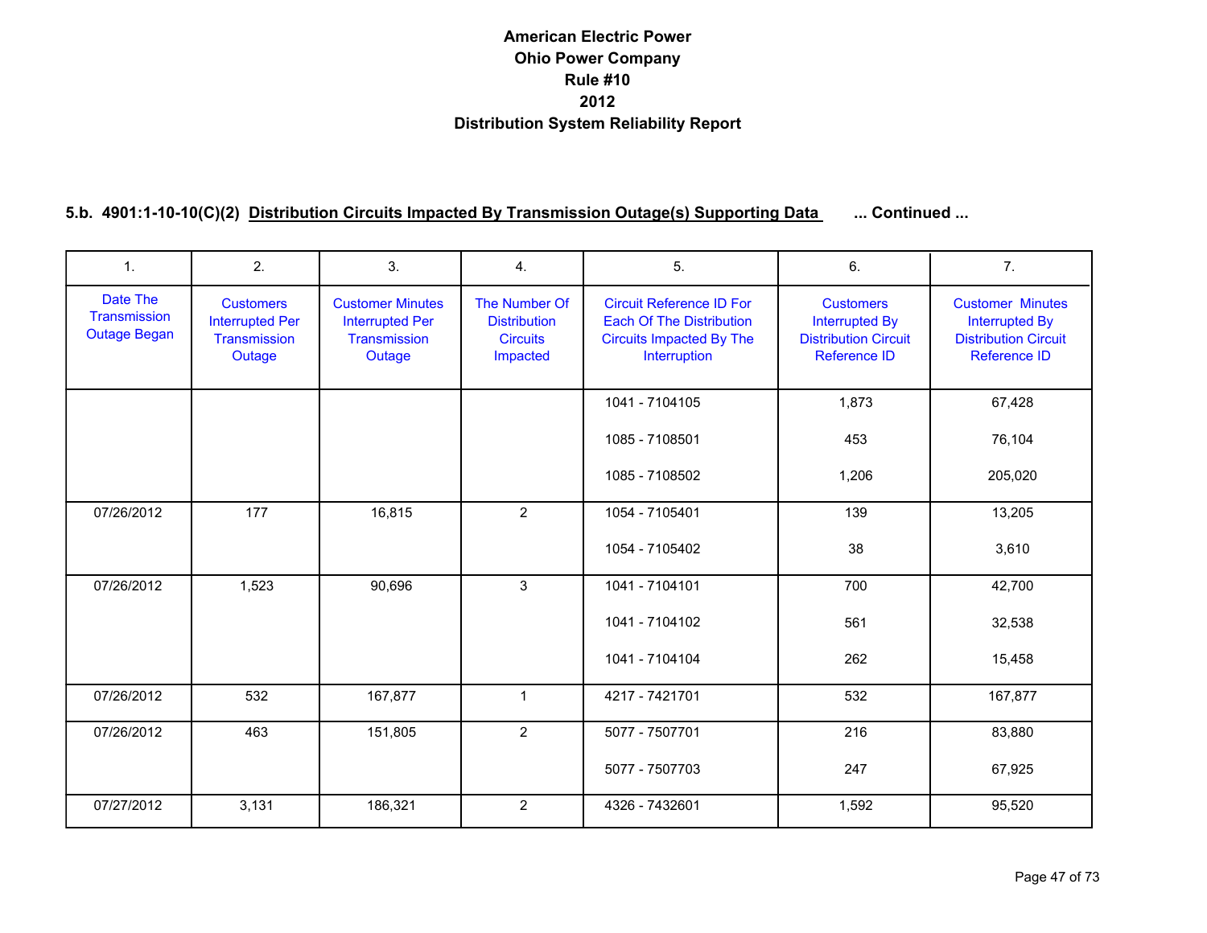# American Electric Power
# Ohio Power Company
# Rule #10
# 2012
# Distribution System Reliability Report

## 5.b. 4901:1-10-10(C)(2) Distribution Circuits Impacted By Transmission Outage(s) Supporting Data ... Continued ...

| 1. | 2. | 3. | 4. | 5. | 6. | 7. |
|---|---|---|---|---|---|---|
| Date The Transmission Outage Began | Customers Interrupted Per Transmission Outage | Customer Minutes Interrupted Per Transmission Outage | The Number Of Distribution Circuits Impacted | Circuit Reference ID For Each Of The Distribution Circuits Impacted By The Interruption | Customers Interrupted By Distribution Circuit Reference ID | Customer Minutes Interrupted By Distribution Circuit Reference ID |
| | | | | 1041 - 7104105 | 1,873 | 67,428 |
| | | | | 1085 - 7108501 | 453 | 76,104 |
| | | | | 1085 - 7108502 | 1,206 | 205,020 |
| 07/26/2012 | 177 | 16,815 | 2 | 1054 - 7105401 | 139 | 13,205 |
| | | | | 1054 - 7105402 | 38 | 3,610 |
| 07/26/2012 | 1,523 | 90,696 | 3 | 1041 - 7104101 | 700 | 42,700 |
| | | | | 1041 - 7104102 | 561 | 32,538 |
| | | | | 1041 - 7104104 | 262 | 15,458 |
| 07/26/2012 | 532 | 167,877 | 1 | 4217 - 7421701 | 532 | 167,877 |
| 07/26/2012 | 463 | 151,805 | 2 | 5077 - 7507701 | 216 | 83,880 |
| | | | | 5077 - 7507703 | 247 | 67,925 |
| 07/27/2012 | 3,131 | 186,321 | 2 | 4326 - 7432601 | 1,592 | 95,520 |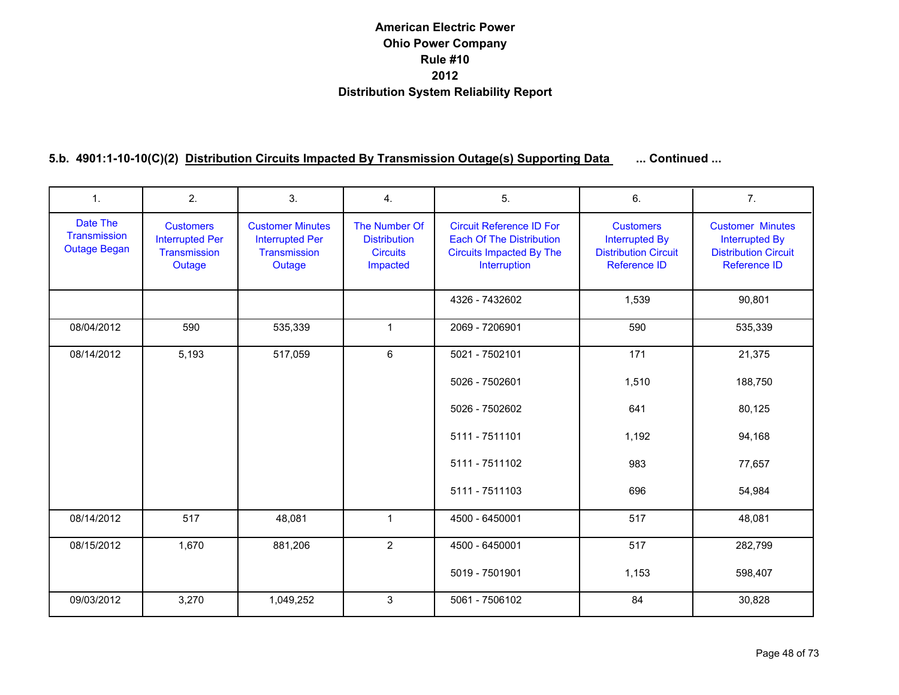# American Electric Power
# Ohio Power Company
# Rule #10
# 2012
# Distribution System Reliability Report

### 5.b. 4901:1-10-10(C)(2) Distribution Circuits Impacted By Transmission Outage(s) Supporting Data ... Continued ...

| 1. | 2. | 3. | 4. | 5. | 6. | 7. |
|---|---|---|---|---|---|---|
| Date The Transmission Outage Began | Customers Interrupted Per Transmission Outage | Customer Minutes Interrupted Per Transmission Outage | The Number Of Distribution Circuits Impacted | Circuit Reference ID For Each Of The Distribution Circuits Impacted By The Interruption | Customers Interrupted By Distribution Circuit Reference ID | Customer Minutes Interrupted By Distribution Circuit Reference ID |
| | | | | 4326 - 7432602 | 1,539 | 90,801 |
| 08/04/2012 | 590 | 535,339 | 1 | 2069 - 7206901 | 590 | 535,339 |
| 08/14/2012 | 5,193 | 517,059 | 6 | 5021 - 7502101 | 171 | 21,375 |
| | | | | 5026 - 7502601 | 1,510 | 188,750 |
| | | | | 5026 - 7502602 | 641 | 80,125 |
| | | | | 5111 - 7511101 | 1,192 | 94,168 |
| | | | | 5111 - 7511102 | 983 | 77,657 |
| | | | | 5111 - 7511103 | 696 | 54,984 |
| 08/14/2012 | 517 | 48,081 | 1 | 4500 - 6450001 | 517 | 48,081 |
| 08/15/2012 | 1,670 | 881,206 | 2 | 4500 - 6450001 | 517 | 282,799 |
| | | | | 5019 - 7501901 | 1,153 | 598,407 |
| 09/03/2012 | 3,270 | 1,049,252 | 3 | 5061 - 7506102 | 84 | 30,828 |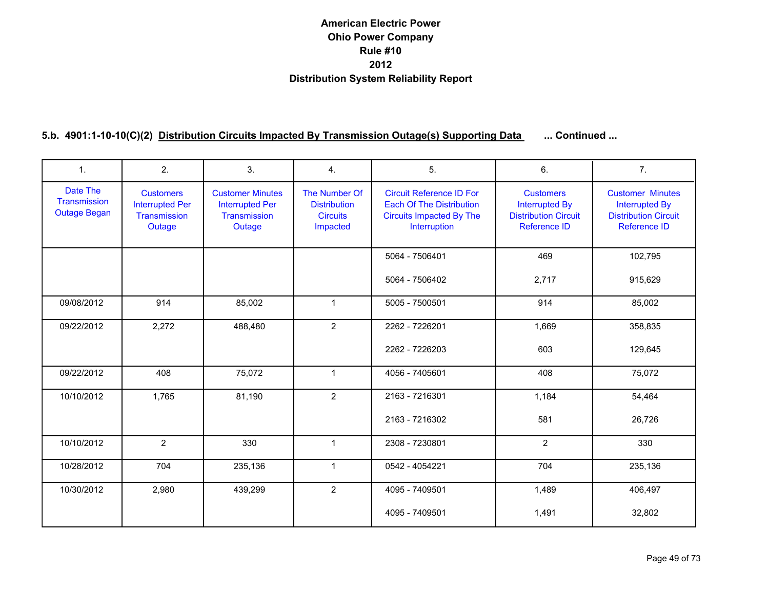# American Electric Power
# Ohio Power Company
# Rule #10
# 2012
# Distribution System Reliability Report

### 5.b. 4901:1-10-10(C)(2) Distribution Circuits Impacted By Transmission Outage(s) Supporting Data ... Continued ...

| 1. | 2. | 3. | 4. | 5. | 6. | 7. |
|---|---|---|---|---|---|---|
| Date The Transmission Outage Began | Customers Interrupted Per Transmission Outage | Customer Minutes Interrupted Per Transmission Outage | The Number Of Distribution Circuits Impacted | Circuit Reference ID For Each Of The Distribution Circuits Impacted By The Interruption | Customers Interrupted By Distribution Circuit Reference ID | Customer Minutes Interrupted By Distribution Circuit Reference ID |
| | | | | 5064 - 7506401 | 469 | 102,795 |
| | | | | 5064 - 7506402 | 2,717 | 915,629 |
| 09/08/2012 | 914 | 85,002 | 1 | 5005 - 7500501 | 914 | 85,002 |
| 09/22/2012 | 2,272 | 488,480 | 2 | 2262 - 7226201 | 1,669 | 358,835 |
| | | | | 2262 - 7226203 | 603 | 129,645 |
| 09/22/2012 | 408 | 75,072 | 1 | 4056 - 7405601 | 408 | 75,072 |
| 10/10/2012 | 1,765 | 81,190 | 2 | 2163 - 7216301 | 1,184 | 54,464 |
| | | | | 2163 - 7216302 | 581 | 26,726 |
| 10/10/2012 | 2 | 330 | 1 | 2308 - 7230801 | 2 | 330 |
| 10/28/2012 | 704 | 235,136 | 1 | 0542 - 4054221 | 704 | 235,136 |
| 10/30/2012 | 2,980 | 439,299 | 2 | 4095 - 7409501 | 1,489 | 406,497 |
| | | | | 4095 - 7409501 | 1,491 | 32,802 |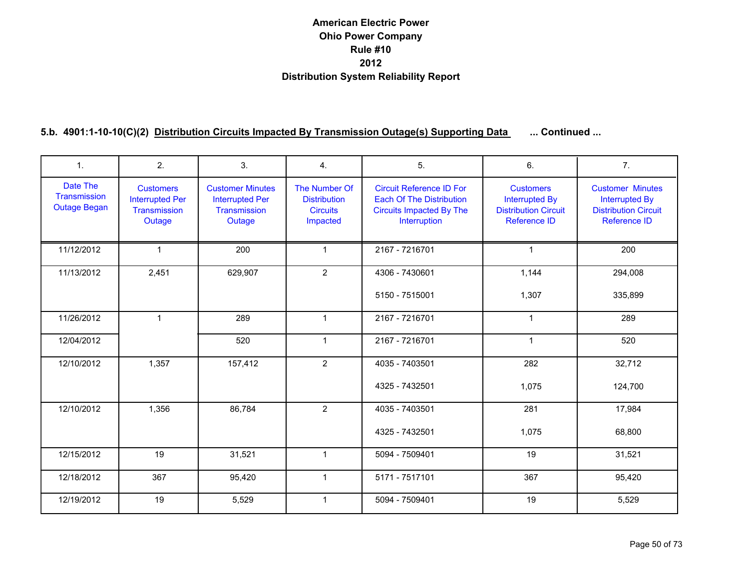# American Electric Power
# Ohio Power Company
# Rule #10
# 2012
# Distribution System Reliability Report

## 5.b. 4901:1-10-10(C)(2) Distribution Circuits Impacted By Transmission Outage(s) Supporting Data ... Continued ...

| 1. | 2. | 3. | 4. | 5. | 6. | 7. |
|---|---|---|---|---|---|---|
| Date The Transmission Outage Began | Customers Interrupted Per Transmission Outage | Customer Minutes Interrupted Per Transmission Outage | The Number Of Distribution Circuits Impacted | Circuit Reference ID For Each Of The Distribution Circuits Impacted By The Interruption | Customers Interrupted By Distribution Circuit Reference ID | Customer Minutes Interrupted By Distribution Circuit Reference ID |
| 11/12/2012 | 1 | 200 | 1 | 2167 - 7216701 | 1 | 200 |
| 11/13/2012 | 2,451 | 629,907 | 2 | 4306 - 7430601 | 1,144 | 294,008 |
| | | | | 5150 - 7515001 | 1,307 | 335,899 |
| 11/26/2012 | 1 | 289 | 1 | 2167 - 7216701 | 1 | 289 |
| 12/04/2012 | | 520 | 1 | 2167 - 7216701 | 1 | 520 |
| 12/10/2012 | 1,357 | 157,412 | 2 | 4035 - 7403501 | 282 | 32,712 |
| | | | | 4325 - 7432501 | 1,075 | 124,700 |
| 12/10/2012 | 1,356 | 86,784 | 2 | 4035 - 7403501 | 281 | 17,984 |
| | | | | 4325 - 7432501 | 1,075 | 68,800 |
| 12/15/2012 | 19 | 31,521 | 1 | 5094 - 7509401 | 19 | 31,521 |
| 12/18/2012 | 367 | 95,420 | 1 | 5171 - 7517101 | 367 | 95,420 |
| 12/19/2012 | 19 | 5,529 | 1 | 5094 - 7509401 | 19 | 5,529 |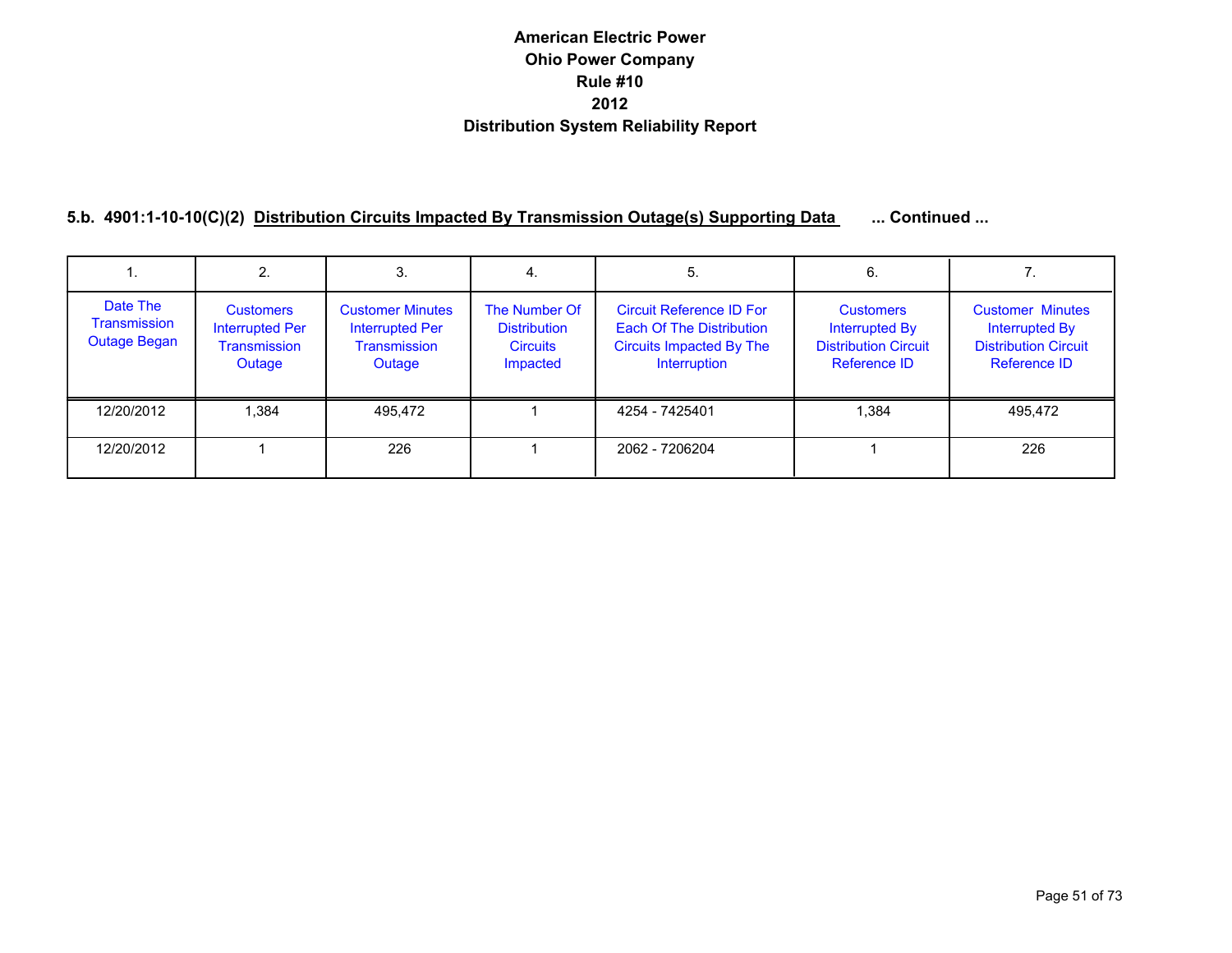# American Electric Power
# Ohio Power Company
# Rule #10
# 2012
# Distribution System Reliability Report

## 5.b. 4901:1-10-10(C)(2) Distribution Circuits Impacted By Transmission Outage(s) Supporting Data ... Continued ...

| 1. | 2. | 3. | 4. | 5. | 6. | 7. |
|---|---|---|---|---|---|---|
| Date The Transmission Outage Began | Customers Interrupted Per Transmission Outage | Customer Minutes Interrupted Per Transmission Outage | The Number Of Distribution Circuits Impacted | Circuit Reference ID For Each Of The Distribution Circuits Impacted By The Interruption | Customers Interrupted By Distribution Circuit Reference ID | Customer Minutes Interrupted By Distribution Circuit Reference ID |
| 12/20/2012 | 1,384 | 495,472 | 1 | 4254 - 7425401 | 1,384 | 495,472 |
| 12/20/2012 | 1 | 226 | 1 | 2062 - 7206204 | 1 | 226 |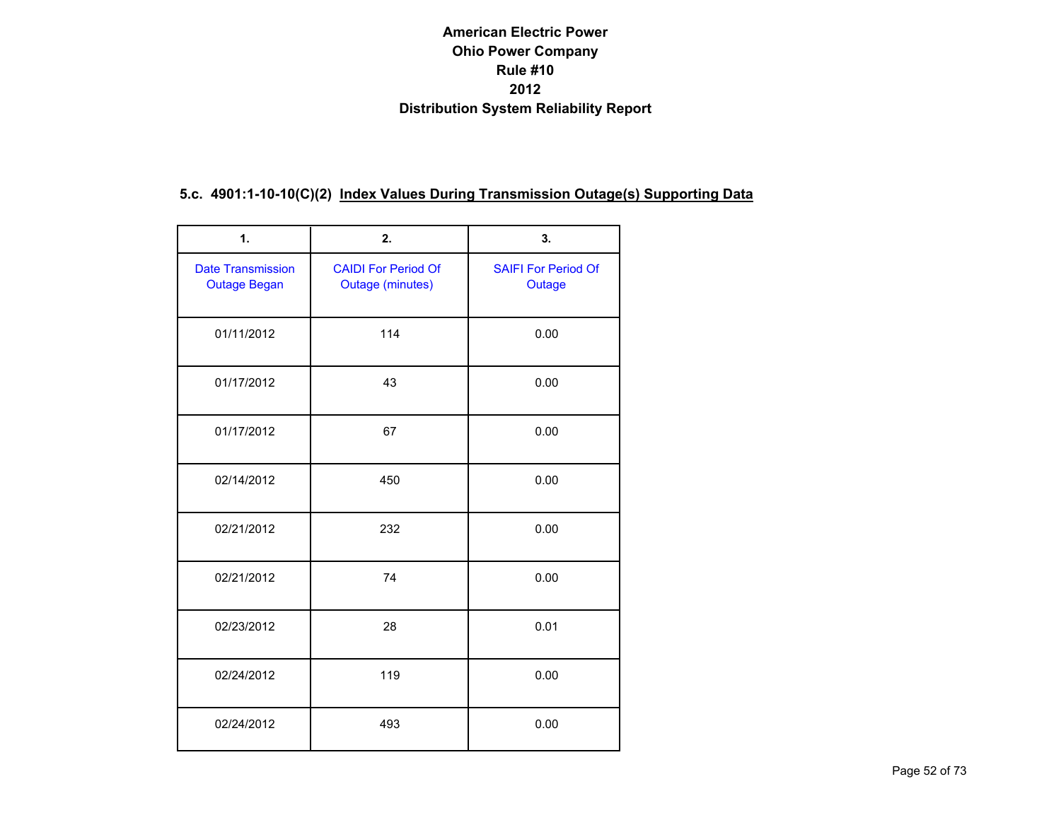# American Electric Power
# Ohio Power Company
# Rule #10
# 2012
# Distribution System Reliability Report

### 5.c. 4901:1-10-10(C)(2) Index Values During Transmission Outage(s) Supporting Data

| 1. | 2. | 3. |
|---|---|---|
| Date Transmission Outage Began | CAIDI For Period Of Outage (minutes) | SAIFI For Period Of Outage |
| 01/11/2012 | 114 | 0.00 |
| 01/17/2012 | 43 | 0.00 |
| 01/17/2012 | 67 | 0.00 |
| 02/14/2012 | 450 | 0.00 |
| 02/21/2012 | 232 | 0.00 |
| 02/21/2012 | 74 | 0.00 |
| 02/23/2012 | 28 | 0.01 |
| 02/24/2012 | 119 | 0.00 |
| 02/24/2012 | 493 | 0.00 |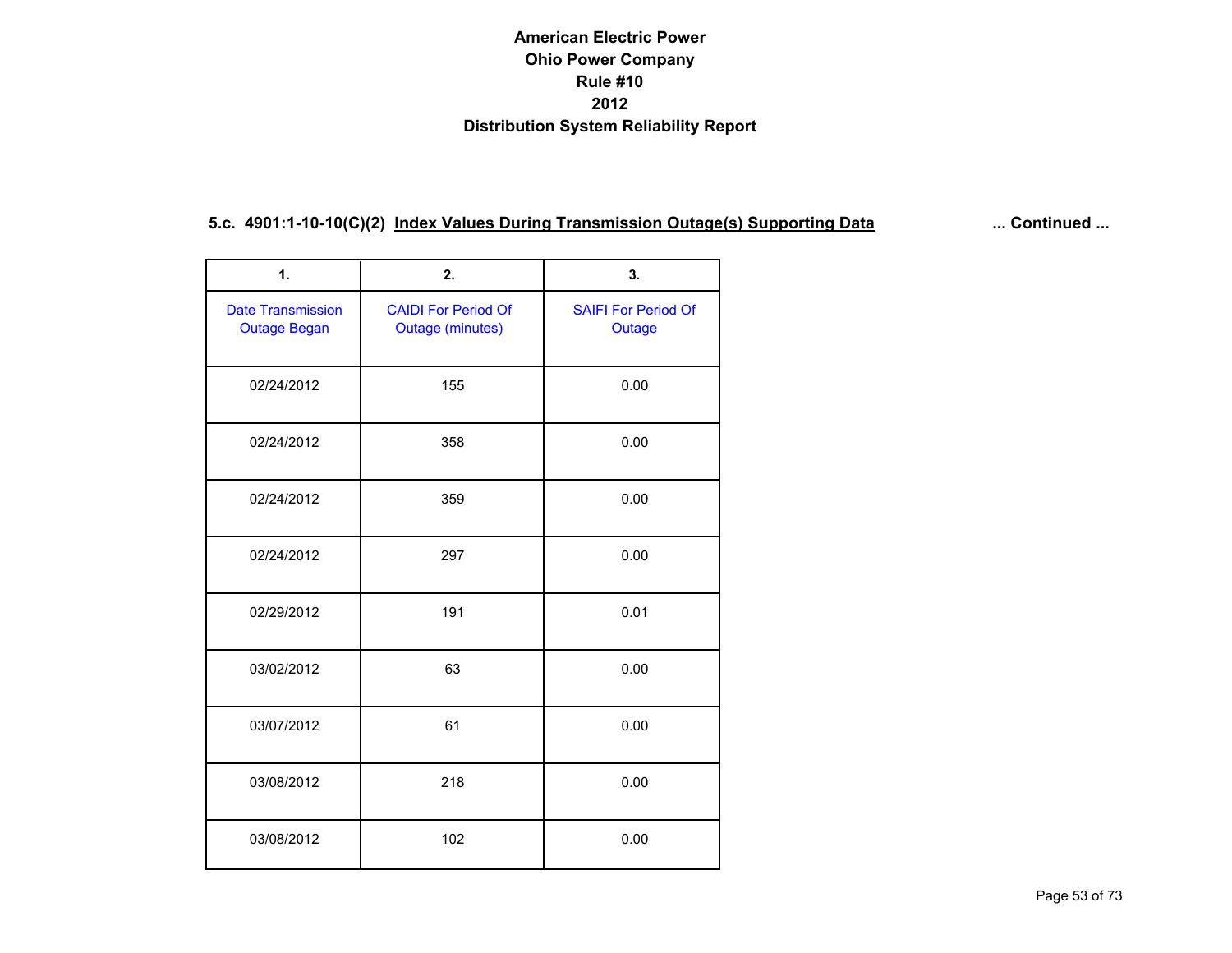# American Electric Power
# Ohio Power Company
# Rule #10
# 2012
# Distribution System Reliability Report

## 5.c. 4901:1-10-10(C)(2) Index Values During Transmission Outage(s) Supporting Data ... Continued ...

| 1. | 2. | 3. |
|---|---|---|
| Date Transmission Outage Began | CAIDI For Period Of Outage (minutes) | SAIFI For Period Of Outage |
| 02/24/2012 | 155 | 0.00 |
| 02/24/2012 | 358 | 0.00 |
| 02/24/2012 | 359 | 0.00 |
| 02/24/2012 | 297 | 0.00 |
| 02/29/2012 | 191 | 0.01 |
| 03/02/2012 | 63 | 0.00 |
| 03/07/2012 | 61 | 0.00 |
| 03/08/2012 | 218 | 0.00 |
| 03/08/2012 | 102 | 0.00 |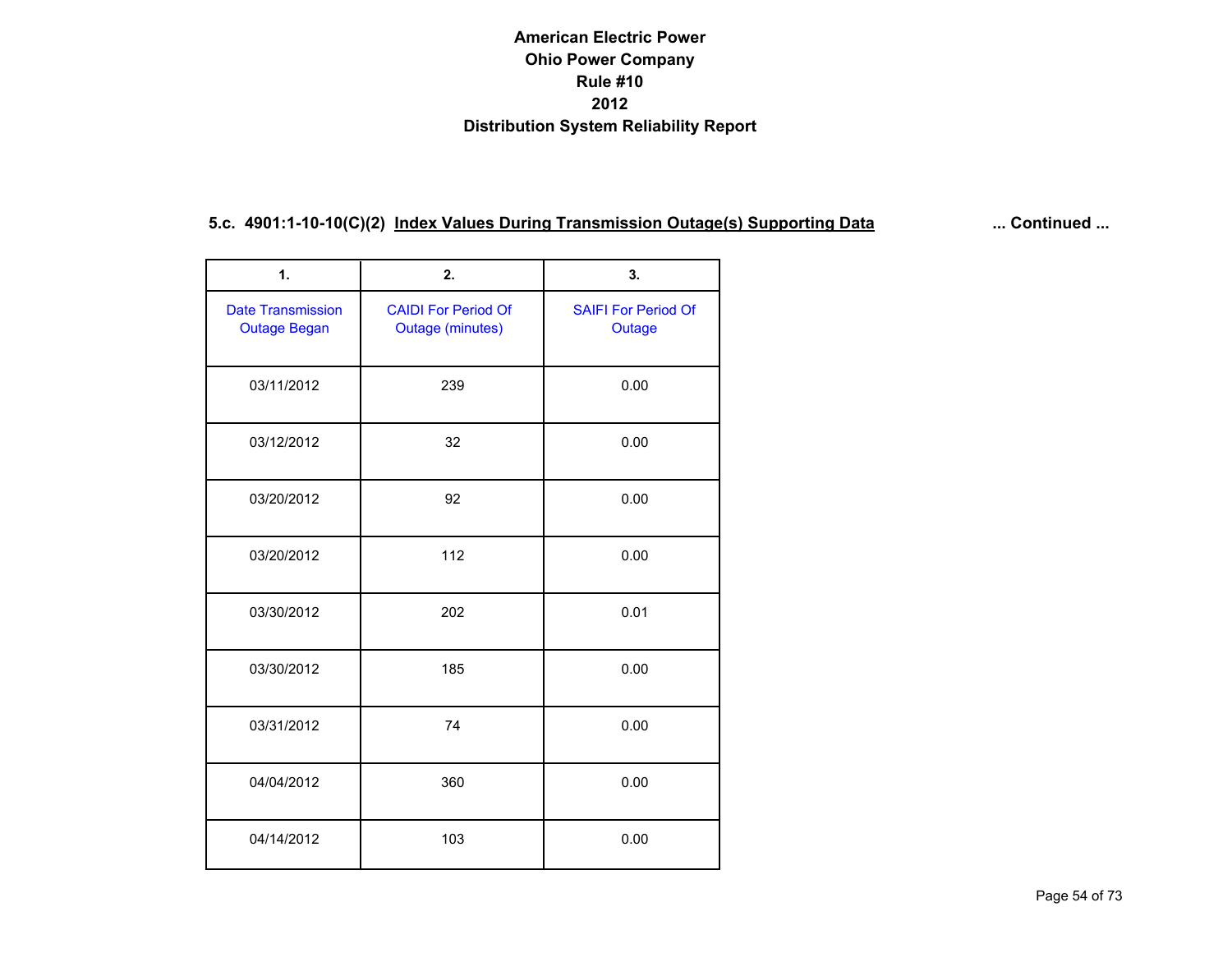# American Electric Power
# Ohio Power Company
# Rule #10
# 2012
# Distribution System Reliability Report

## 5.c. 4901:1-10-10(C)(2) Index Values During Transmission Outage(s) Supporting Data

... Continued ...

| 1. | 2. | 3. |
|---|---|---|
| Date Transmission Outage Began | CAIDI For Period Of Outage (minutes) | SAIFI For Period Of Outage |
| 03/11/2012 | 239 | 0.00 |
| 03/12/2012 | 32 | 0.00 |
| 03/20/2012 | 92 | 0.00 |
| 03/20/2012 | 112 | 0.00 |
| 03/30/2012 | 202 | 0.01 |
| 03/30/2012 | 185 | 0.00 |
| 03/31/2012 | 74 | 0.00 |
| 04/04/2012 | 360 | 0.00 |
| 04/14/2012 | 103 | 0.00 |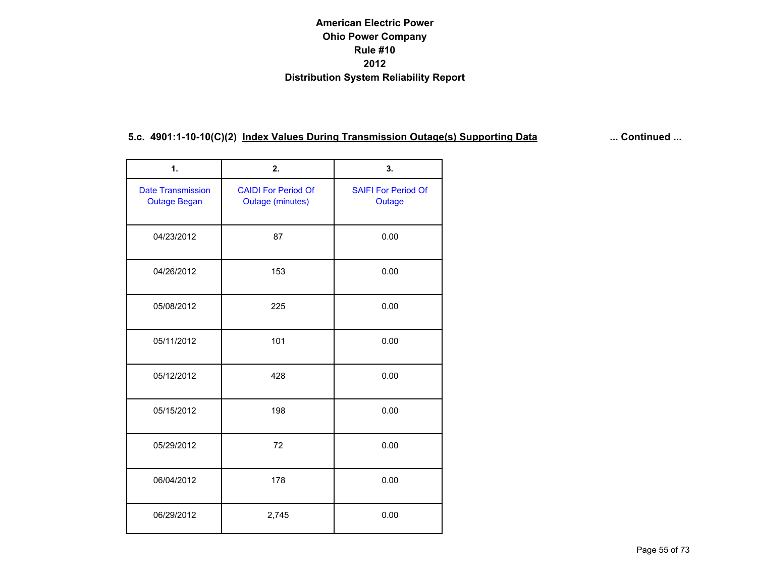# American Electric Power
# Ohio Power Company
# Rule #10
# 2012
# Distribution System Reliability Report

## 5.c. 4901:1-10-10(C)(2) Index Values During Transmission Outage(s) Supporting Data ... Continued ...

| 1. | 2. | 3. |
|---|---|---|
| Date Transmission Outage Began | CAIDI For Period Of Outage (minutes) | SAIFI For Period Of Outage |
| 04/23/2012 | 87 | 0.00 |
| 04/26/2012 | 153 | 0.00 |
| 05/08/2012 | 225 | 0.00 |
| 05/11/2012 | 101 | 0.00 |
| 05/12/2012 | 428 | 0.00 |
| 05/15/2012 | 198 | 0.00 |
| 05/29/2012 | 72 | 0.00 |
| 06/04/2012 | 178 | 0.00 |
| 06/29/2012 | 2,745 | 0.00 |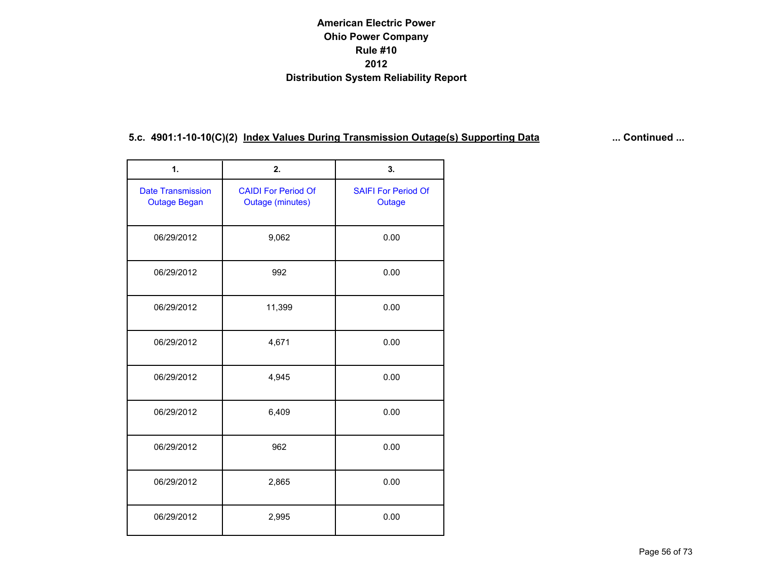# American Electric Power
# Ohio Power Company
# Rule #10
# 2012
# Distribution System Reliability Report

### 5.c. 4901:1-10-10(C)(2) Index Values During Transmission Outage(s) Supporting Data ... Continued ...

| 1. | 2. | 3. |
|---|---|---|
| Date Transmission Outage Began | CAIDI For Period Of Outage (minutes) | SAIFI For Period Of Outage |
| 06/29/2012 | 9,062 | 0.00 |
| 06/29/2012 | 992 | 0.00 |
| 06/29/2012 | 11,399 | 0.00 |
| 06/29/2012 | 4,671 | 0.00 |
| 06/29/2012 | 4,945 | 0.00 |
| 06/29/2012 | 6,409 | 0.00 |
| 06/29/2012 | 962 | 0.00 |
| 06/29/2012 | 2,865 | 0.00 |
| 06/29/2012 | 2,995 | 0.00 |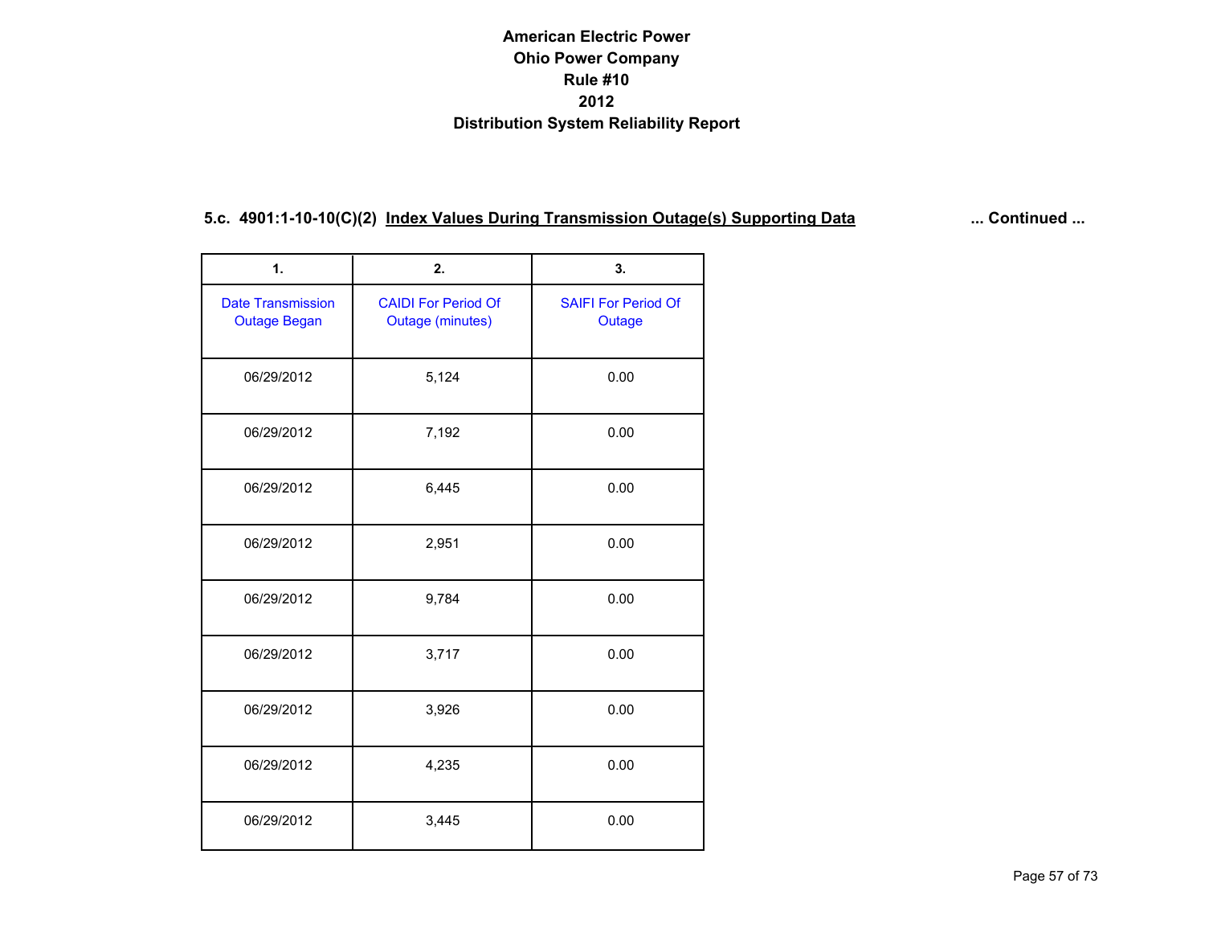# American Electric Power
# Ohio Power Company
# Rule #10
# 2012
# Distribution System Reliability Report

### 5.c. 4901:1-10-10(C)(2) Index Values During Transmission Outage(s) Supporting Data ... Continued ...

| 1. | 2. | 3. |
|---|---|---|
| Date Transmission Outage Began | CAIDI For Period Of Outage (minutes) | SAIFI For Period Of Outage |
| 06/29/2012 | 5,124 | 0.00 |
| 06/29/2012 | 7,192 | 0.00 |
| 06/29/2012 | 6,445 | 0.00 |
| 06/29/2012 | 2,951 | 0.00 |
| 06/29/2012 | 9,784 | 0.00 |
| 06/29/2012 | 3,717 | 0.00 |
| 06/29/2012 | 3,926 | 0.00 |
| 06/29/2012 | 4,235 | 0.00 |
| 06/29/2012 | 3,445 | 0.00 |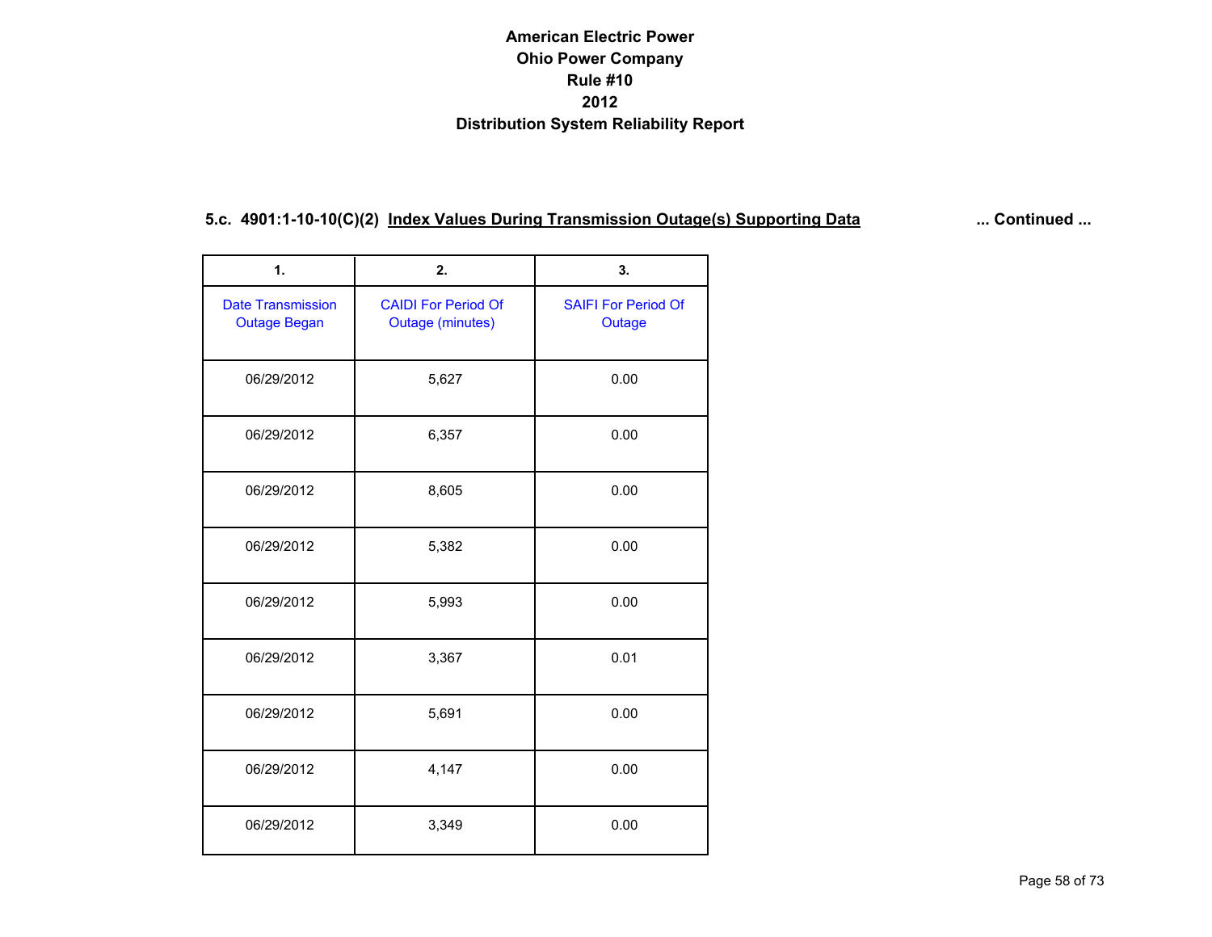# American Electric Power
# Ohio Power Company
# Rule #10
# 2012
# Distribution System Reliability Report

### 5.c. 4901:1-10-10(C)(2) Index Values During Transmission Outage(s) Supporting Data ... Continued ...

| 1. | 2. | 3. |
|---|---|---|
| Date Transmission Outage Began | CAIDI For Period Of Outage (minutes) | SAIFI For Period Of Outage |
| 06/29/2012 | 5,627 | 0.00 |
| 06/29/2012 | 6,357 | 0.00 |
| 06/29/2012 | 8,605 | 0.00 |
| 06/29/2012 | 5,382 | 0.00 |
| 06/29/2012 | 5,993 | 0.00 |
| 06/29/2012 | 3,367 | 0.01 |
| 06/29/2012 | 5,691 | 0.00 |
| 06/29/2012 | 4,147 | 0.00 |
| 06/29/2012 | 3,349 | 0.00 |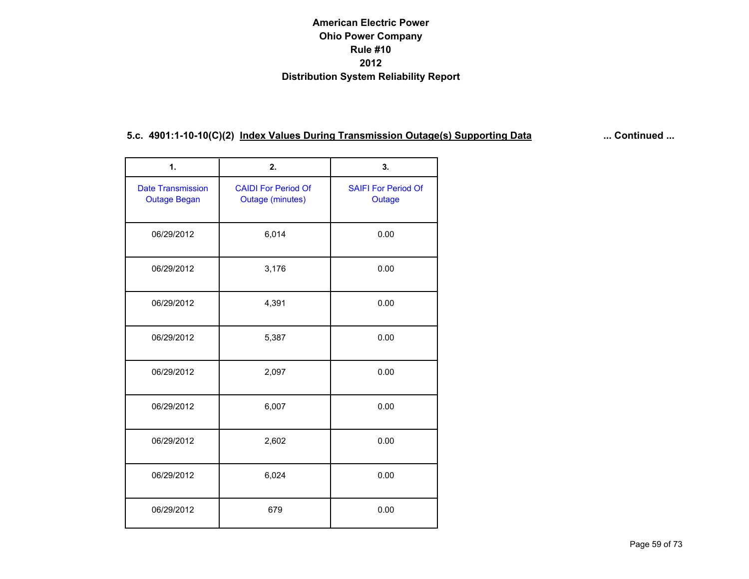# American Electric Power
# Ohio Power Company
# Rule #10
# 2012
# Distribution System Reliability Report

## 5.c. 4901:1-10-10(C)(2) Index Values During Transmission Outage(s) Supporting Data ... Continued ...

| 1. | 2. | 3. |
|---|---|---|
| Date Transmission Outage Began | CAIDI For Period Of Outage (minutes) | SAIFI For Period Of Outage |
| 06/29/2012 | 6,014 | 0.00 |
| 06/29/2012 | 3,176 | 0.00 |
| 06/29/2012 | 4,391 | 0.00 |
| 06/29/2012 | 5,387 | 0.00 |
| 06/29/2012 | 2,097 | 0.00 |
| 06/29/2012 | 6,007 | 0.00 |
| 06/29/2012 | 2,602 | 0.00 |
| 06/29/2012 | 6,024 | 0.00 |
| 06/29/2012 | 679 | 0.00 |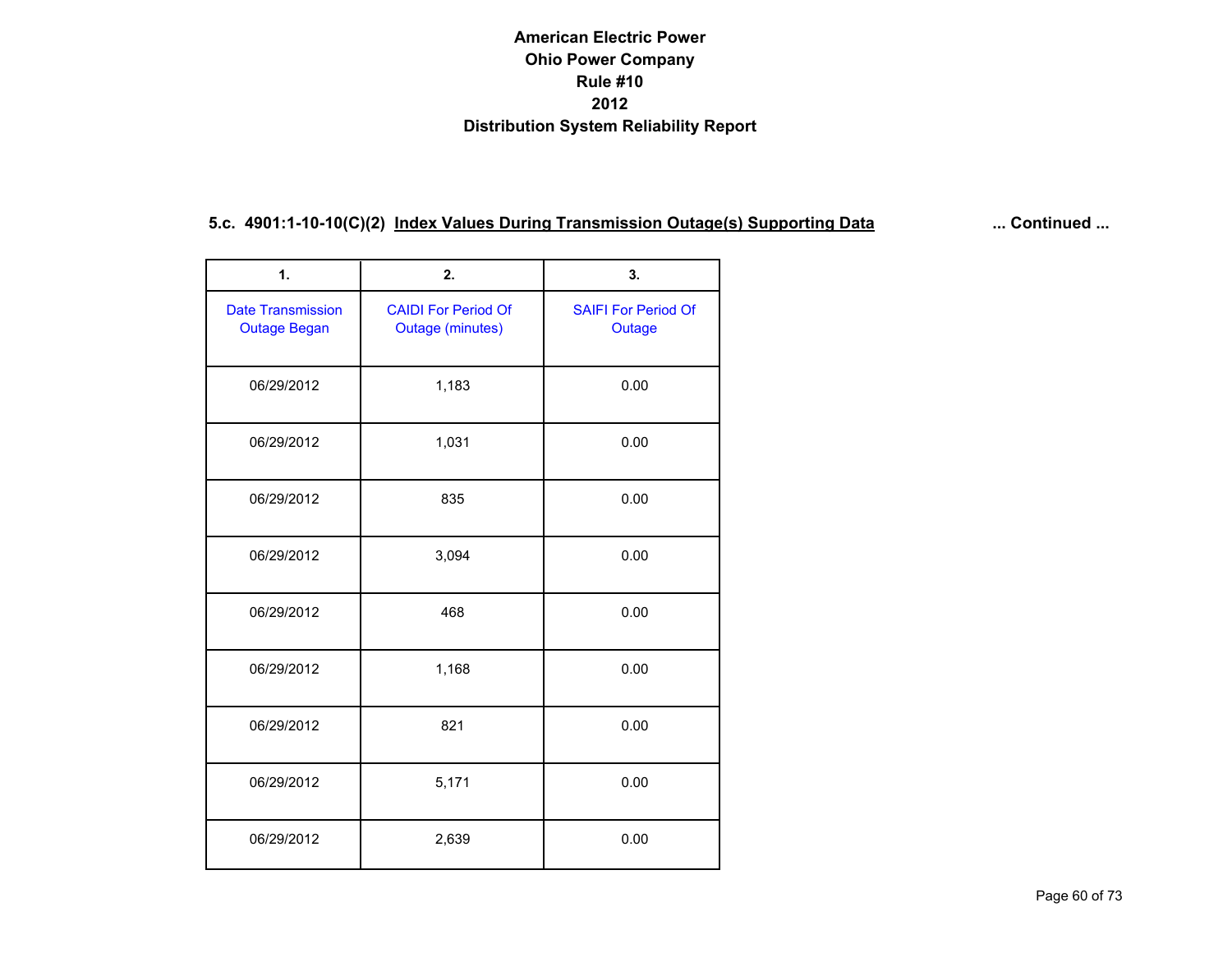# American Electric Power
# Ohio Power Company
# Rule #10
# 2012
# Distribution System Reliability Report

## 5.c. 4901:1-10-10(C)(2) Index Values During Transmission Outage(s) Supporting Data ... Continued ...

| 1. | 2. | 3. |
|---|---|---|
| Date Transmission Outage Began | CAIDI For Period Of Outage (minutes) | SAIFI For Period Of Outage |
| 06/29/2012 | 1,183 | 0.00 |
| 06/29/2012 | 1,031 | 0.00 |
| 06/29/2012 | 835 | 0.00 |
| 06/29/2012 | 3,094 | 0.00 |
| 06/29/2012 | 468 | 0.00 |
| 06/29/2012 | 1,168 | 0.00 |
| 06/29/2012 | 821 | 0.00 |
| 06/29/2012 | 5,171 | 0.00 |
| 06/29/2012 | 2,639 | 0.00 |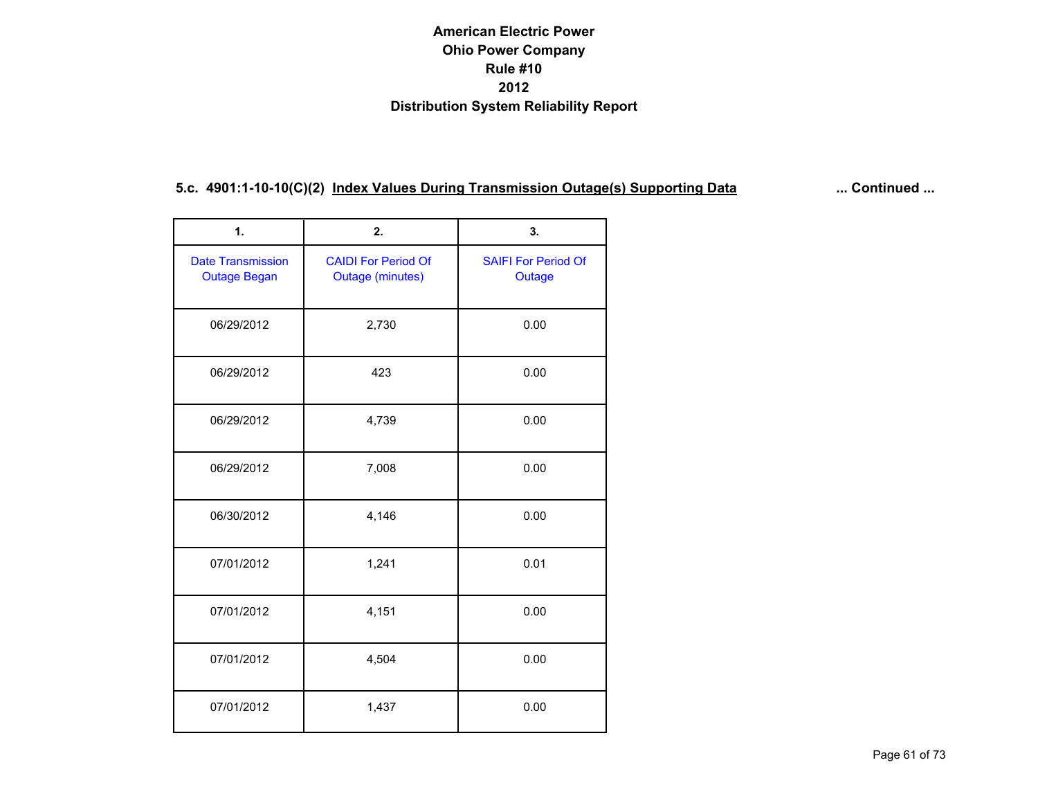# American Electric Power
# Ohio Power Company
# Rule #10
# 2012
# Distribution System Reliability Report

### 5.c. 4901:1-10-10(C)(2) Index Values During Transmission Outage(s) Supporting Data ... Continued ...

| 1. | 2. | 3. |
|---|---|---|
| Date Transmission Outage Began | CAIDI For Period Of Outage (minutes) | SAIFI For Period Of Outage |
| 06/29/2012 | 2,730 | 0.00 |
| 06/29/2012 | 423 | 0.00 |
| 06/29/2012 | 4,739 | 0.00 |
| 06/29/2012 | 7,008 | 0.00 |
| 06/30/2012 | 4,146 | 0.00 |
| 07/01/2012 | 1,241 | 0.01 |
| 07/01/2012 | 4,151 | 0.00 |
| 07/01/2012 | 4,504 | 0.00 |
| 07/01/2012 | 1,437 | 0.00 |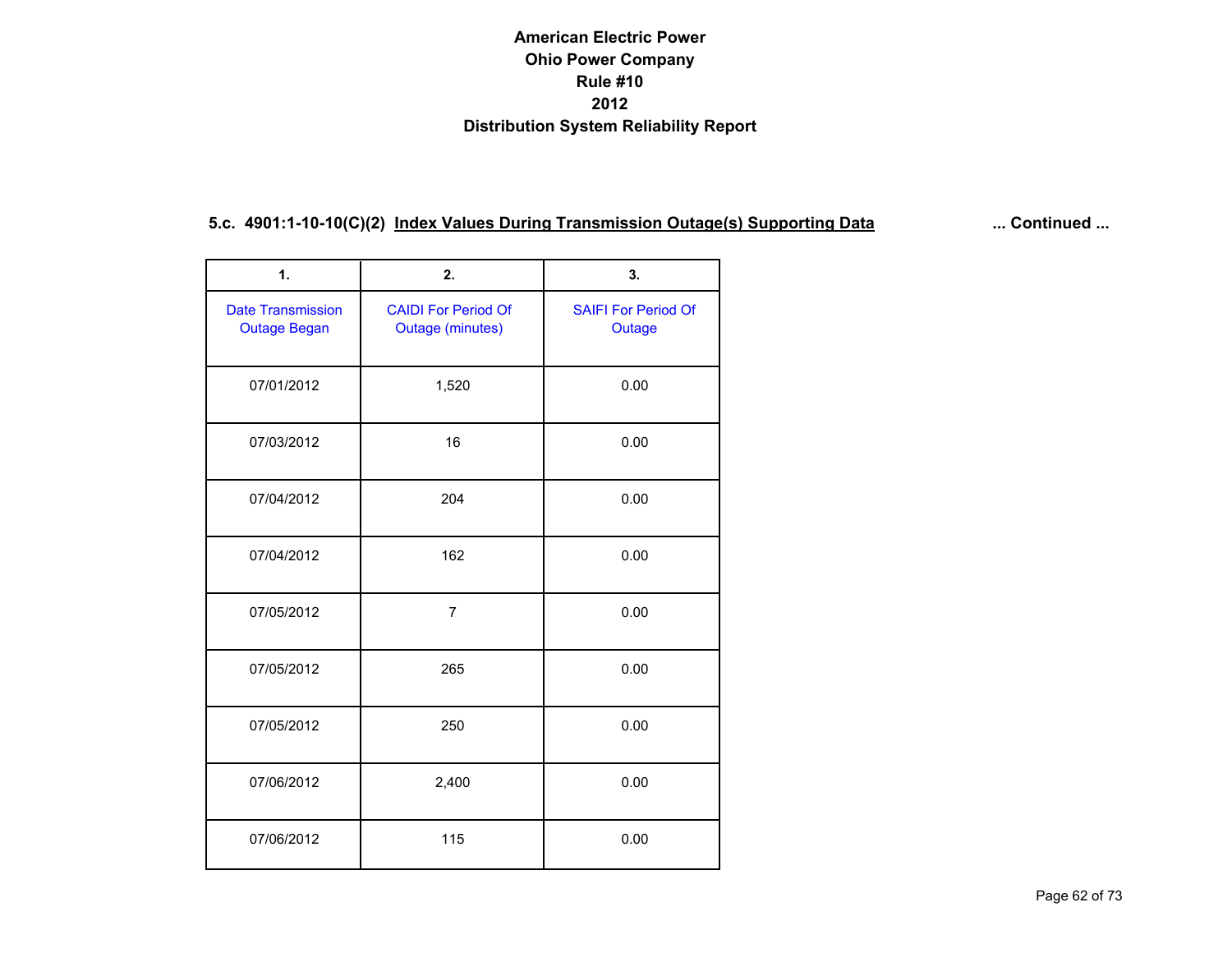# American Electric Power
# Ohio Power Company
# Rule #10
# 2012
# Distribution System Reliability Report

### 5.c. 4901:1-10-10(C)(2) Index Values During Transmission Outage(s) Supporting Data ... Continued ...

| 1. | 2. | 3. |
|---|---|---|
| Date Transmission Outage Began | CAIDI For Period Of Outage (minutes) | SAIFI For Period Of Outage |
| 07/01/2012 | 1,520 | 0.00 |
| 07/03/2012 | 16 | 0.00 |
| 07/04/2012 | 204 | 0.00 |
| 07/04/2012 | 162 | 0.00 |
| 07/05/2012 | 7 | 0.00 |
| 07/05/2012 | 265 | 0.00 |
| 07/05/2012 | 250 | 0.00 |
| 07/06/2012 | 2,400 | 0.00 |
| 07/06/2012 | 115 | 0.00 |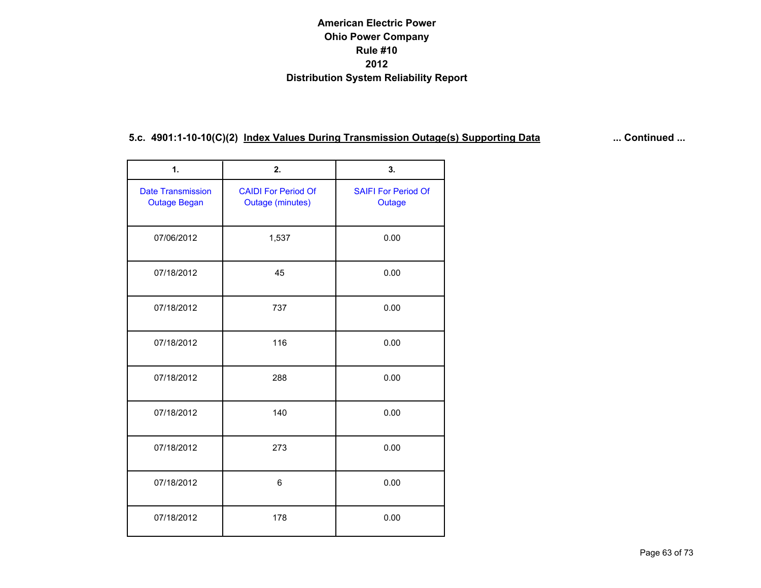# American Electric Power
# Ohio Power Company
# Rule #10
# 2012
# Distribution System Reliability Report

## 5.c. 4901:1-10-10(C)(2) Index Values During Transmission Outage(s) Supporting Data ... Continued ...

| 1. | 2. | 3. |
|---|---|---|
| Date Transmission Outage Began | CAIDI For Period Of Outage (minutes) | SAIFI For Period Of Outage |
| 07/06/2012 | 1,537 | 0.00 |
| 07/18/2012 | 45 | 0.00 |
| 07/18/2012 | 737 | 0.00 |
| 07/18/2012 | 116 | 0.00 |
| 07/18/2012 | 288 | 0.00 |
| 07/18/2012 | 140 | 0.00 |
| 07/18/2012 | 273 | 0.00 |
| 07/18/2012 | 6 | 0.00 |
| 07/18/2012 | 178 | 0.00 |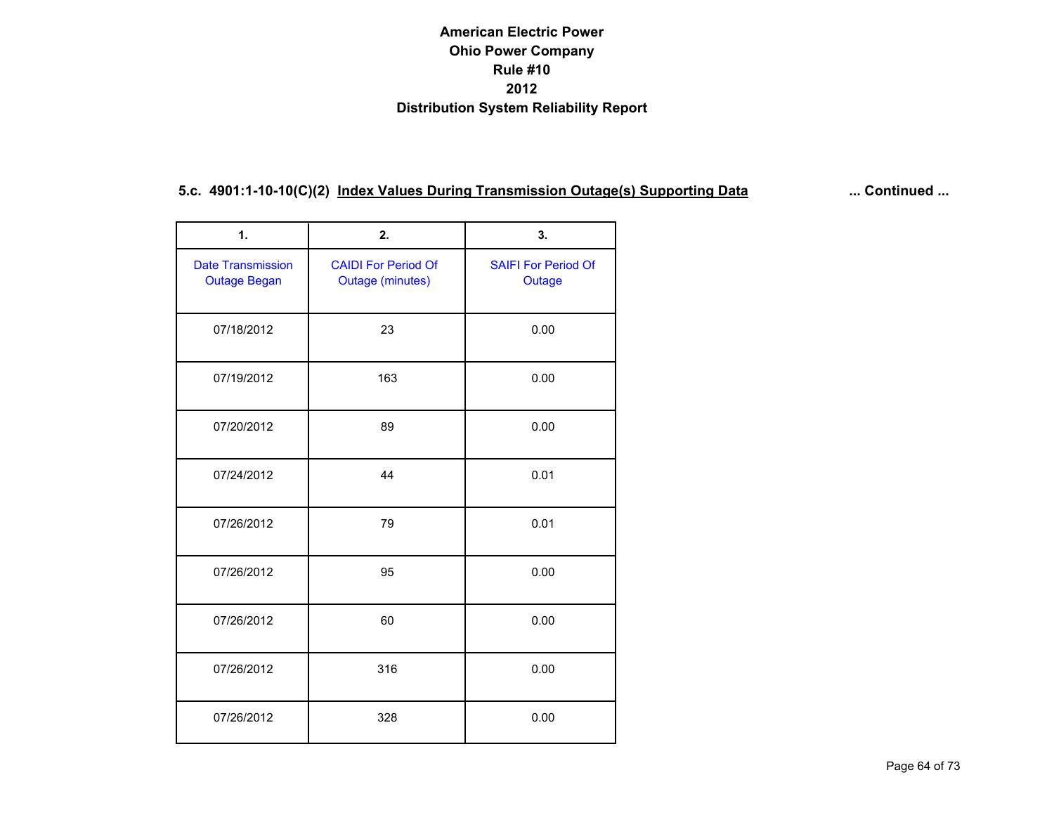# American Electric Power
# Ohio Power Company
# Rule #10
# 2012
# Distribution System Reliability Report

### 5.c. 4901:1-10-10(C)(2) Index Values During Transmission Outage(s) Supporting Data ... Continued ...

| 1. | 2. | 3. |
|---|---|---|
| Date Transmission Outage Began | CAIDI For Period Of Outage (minutes) | SAIFI For Period Of Outage |
| 07/18/2012 | 23 | 0.00 |
| 07/19/2012 | 163 | 0.00 |
| 07/20/2012 | 89 | 0.00 |
| 07/24/2012 | 44 | 0.01 |
| 07/26/2012 | 79 | 0.01 |
| 07/26/2012 | 95 | 0.00 |
| 07/26/2012 | 60 | 0.00 |
| 07/26/2012 | 316 | 0.00 |
| 07/26/2012 | 328 | 0.00 |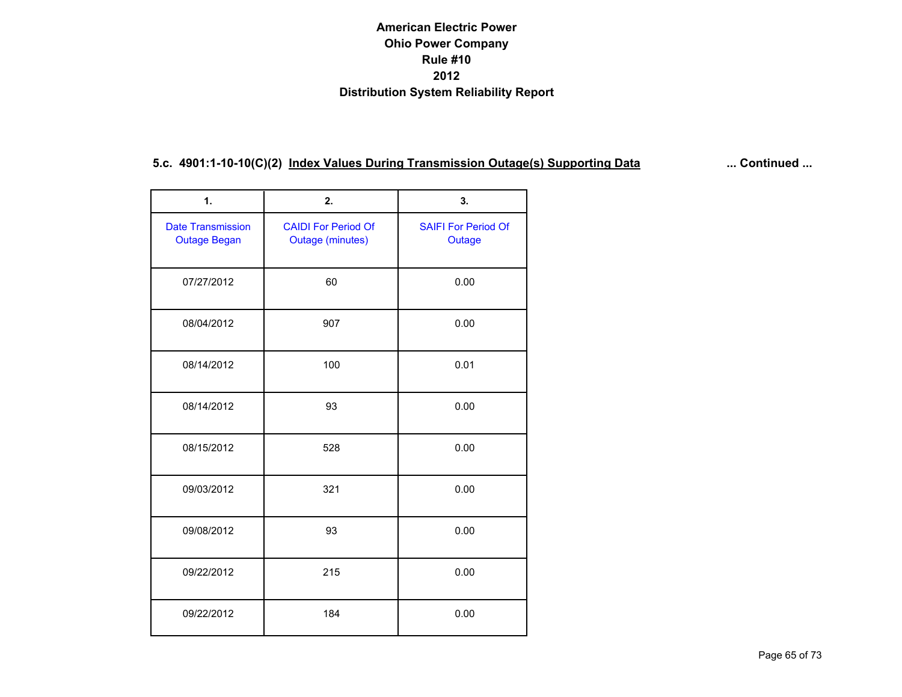# American Electric Power
# Ohio Power Company
# Rule #10
# 2012
# Distribution System Reliability Report

### 5.c. 4901:1-10-10(C)(2) Index Values During Transmission Outage(s) Supporting Data ... Continued ...

| 1. | 2. | 3. |
|---|---|---|
| Date Transmission Outage Began | CAIDI For Period Of Outage (minutes) | SAIFI For Period Of Outage |
| 07/27/2012 | 60 | 0.00 |
| 08/04/2012 | 907 | 0.00 |
| 08/14/2012 | 100 | 0.01 |
| 08/14/2012 | 93 | 0.00 |
| 08/15/2012 | 528 | 0.00 |
| 09/03/2012 | 321 | 0.00 |
| 09/08/2012 | 93 | 0.00 |
| 09/22/2012 | 215 | 0.00 |
| 09/22/2012 | 184 | 0.00 |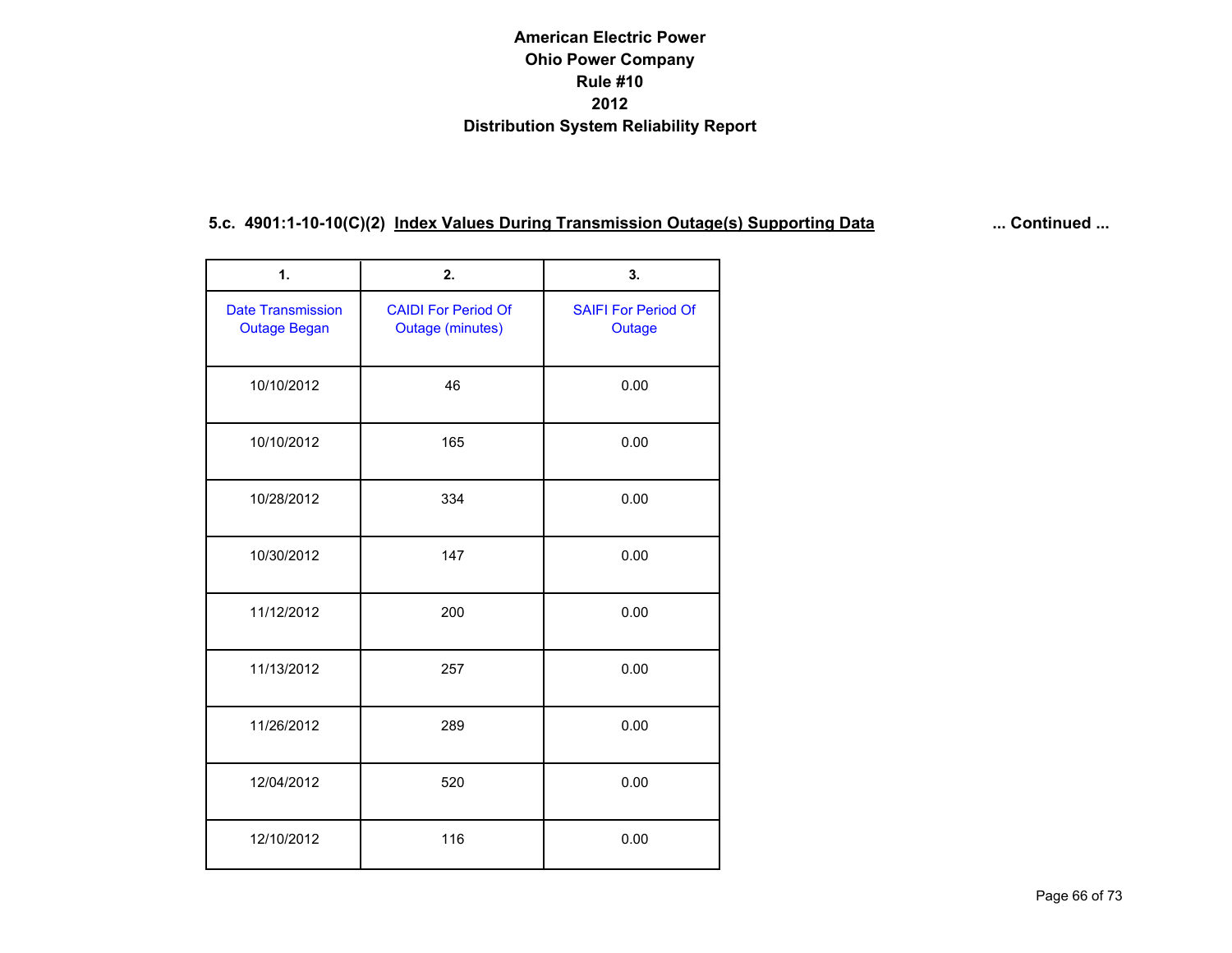# American Electric Power
# Ohio Power Company
# Rule #10
# 2012
# Distribution System Reliability Report

## 5.c. 4901:1-10-10(C)(2) Index Values During Transmission Outage(s) Supporting Data ... Continued ...

| 1. | 2. | 3. |
|---|---|---|
| Date Transmission Outage Began | CAIDI For Period Of Outage (minutes) | SAIFI For Period Of Outage |
| 10/10/2012 | 46 | 0.00 |
| 10/10/2012 | 165 | 0.00 |
| 10/28/2012 | 334 | 0.00 |
| 10/30/2012 | 147 | 0.00 |
| 11/12/2012 | 200 | 0.00 |
| 11/13/2012 | 257 | 0.00 |
| 11/26/2012 | 289 | 0.00 |
| 12/04/2012 | 520 | 0.00 |
| 12/10/2012 | 116 | 0.00 |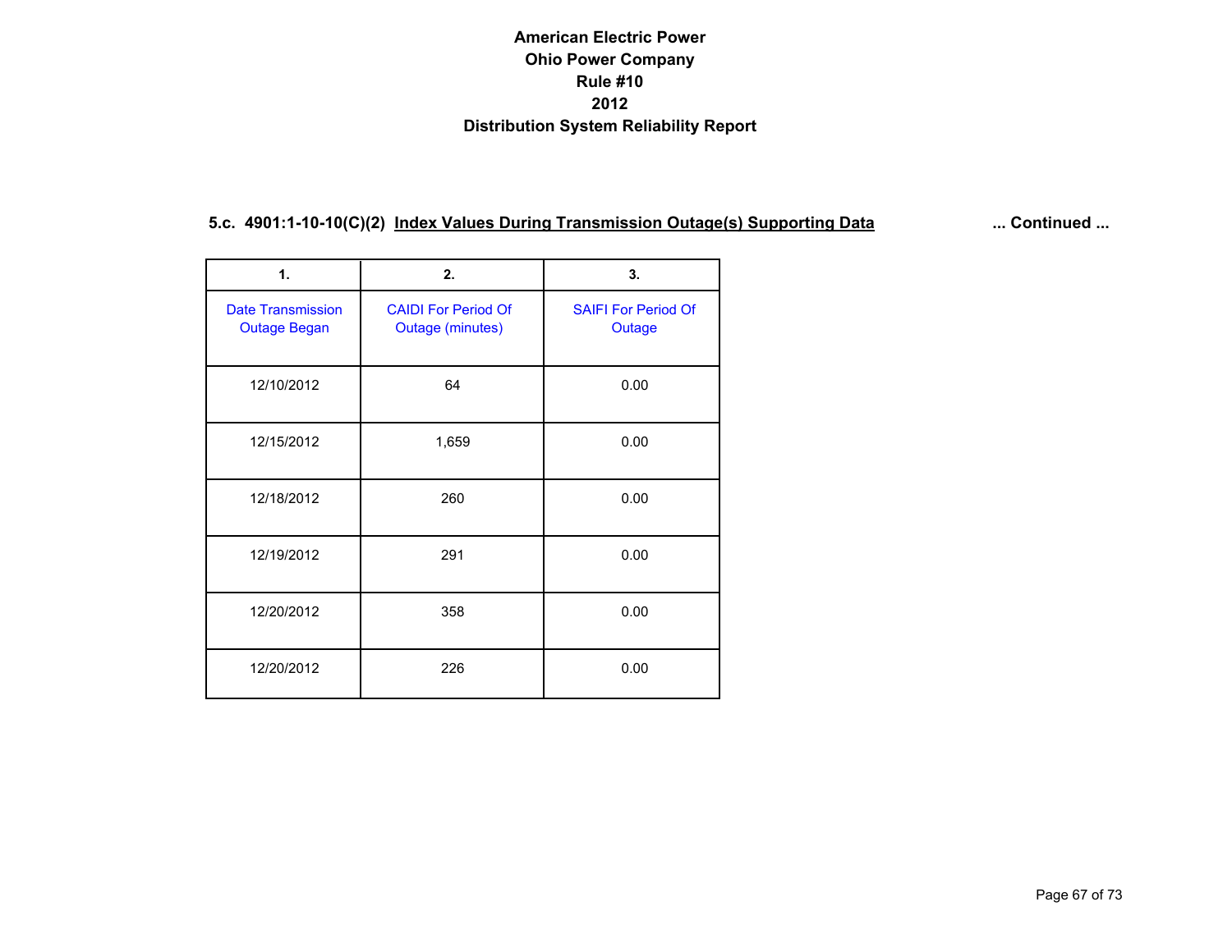# American Electric Power
# Ohio Power Company
# Rule #10
# 2012
# Distribution System Reliability Report

### 5.c. 4901:1-10-10(C)(2) Index Values During Transmission Outage(s) Supporting Data ... Continued ...

| 1. | 2. | 3. |
|---|---|---|
| Date Transmission Outage Began | CAIDI For Period Of Outage (minutes) | SAIFI For Period Of Outage |
| 12/10/2012 | 64 | 0.00 |
| 12/15/2012 | 1,659 | 0.00 |
| 12/18/2012 | 260 | 0.00 |
| 12/19/2012 | 291 | 0.00 |
| 12/20/2012 | 358 | 0.00 |
| 12/20/2012 | 226 | 0.00 |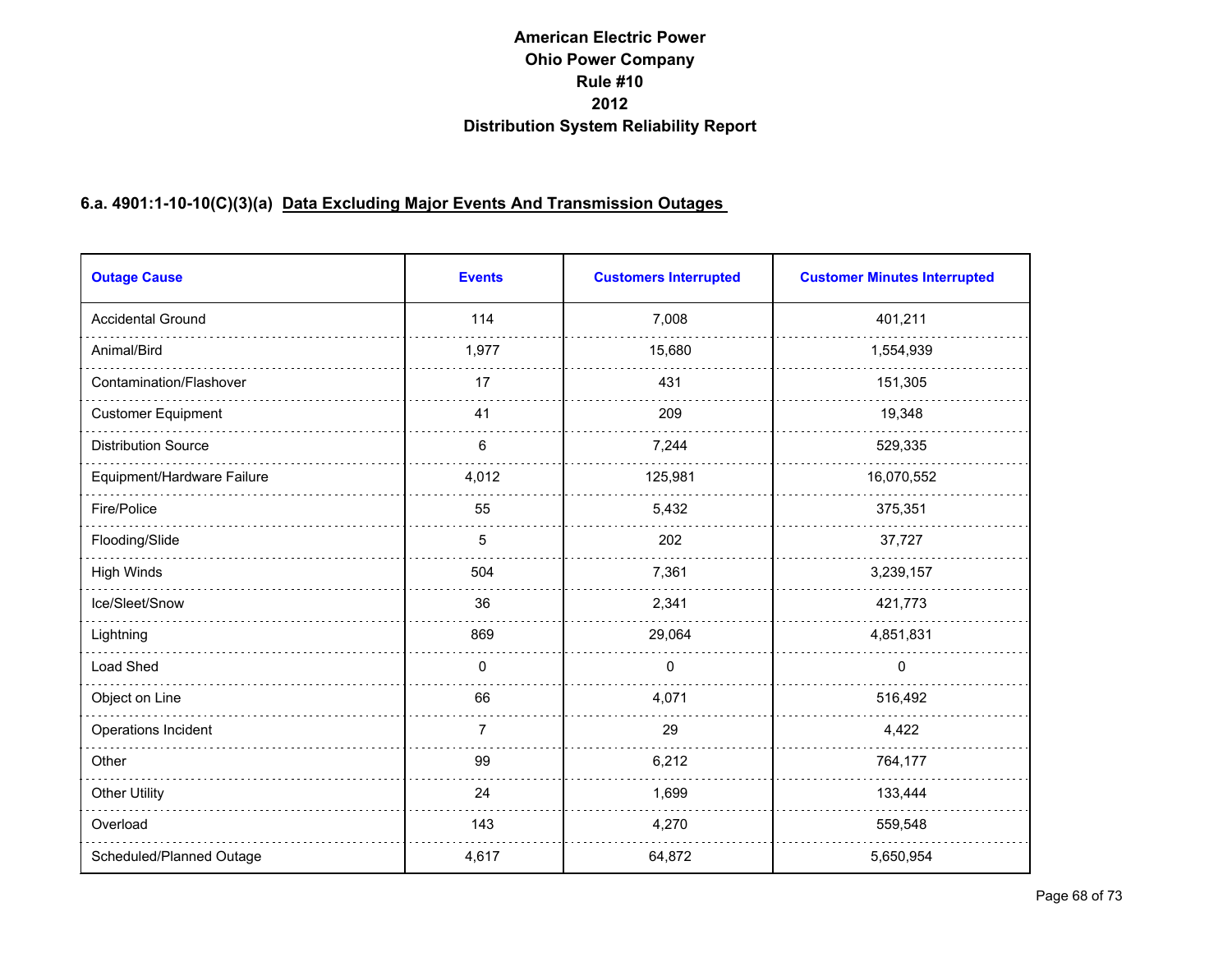# American Electric Power
# Ohio Power Company
# Rule #10
# 2012
# Distribution System Reliability Report

## 6.a. 4901:1-10-10(C)(3)(a) Data Excluding Major Events And Transmission Outages

| Outage Cause | Events | Customers Interrupted | Customer Minutes Interrupted |
|---|---|---|---|
| Accidental Ground | 114 | 7,008 | 401,211 |
| Animal/Bird | 1,977 | 15,680 | 1,554,939 |
| Contamination/Flashover | 17 | 431 | 151,305 |
| Customer Equipment | 41 | 209 | 19,348 |
| Distribution Source | 6 | 7,244 | 529,335 |
| Equipment/Hardware Failure | 4,012 | 125,981 | 16,070,552 |
| Fire/Police | 55 | 5,432 | 375,351 |
| Flooding/Slide | 5 | 202 | 37,727 |
| High Winds | 504 | 7,361 | 3,239,157 |
| Ice/Sleet/Snow | 36 | 2,341 | 421,773 |
| Lightning | 869 | 29,064 | 4,851,831 |
| Load Shed | 0 | 0 | 0 |
| Object on Line | 66 | 4,071 | 516,492 |
| Operations Incident | 7 | 29 | 4,422 |
| Other | 99 | 6,212 | 764,177 |
| Other Utility | 24 | 1,699 | 133,444 |
| Overload | 143 | 4,270 | 559,548 |
| Scheduled/Planned Outage | 4,617 | 64,872 | 5,650,954 |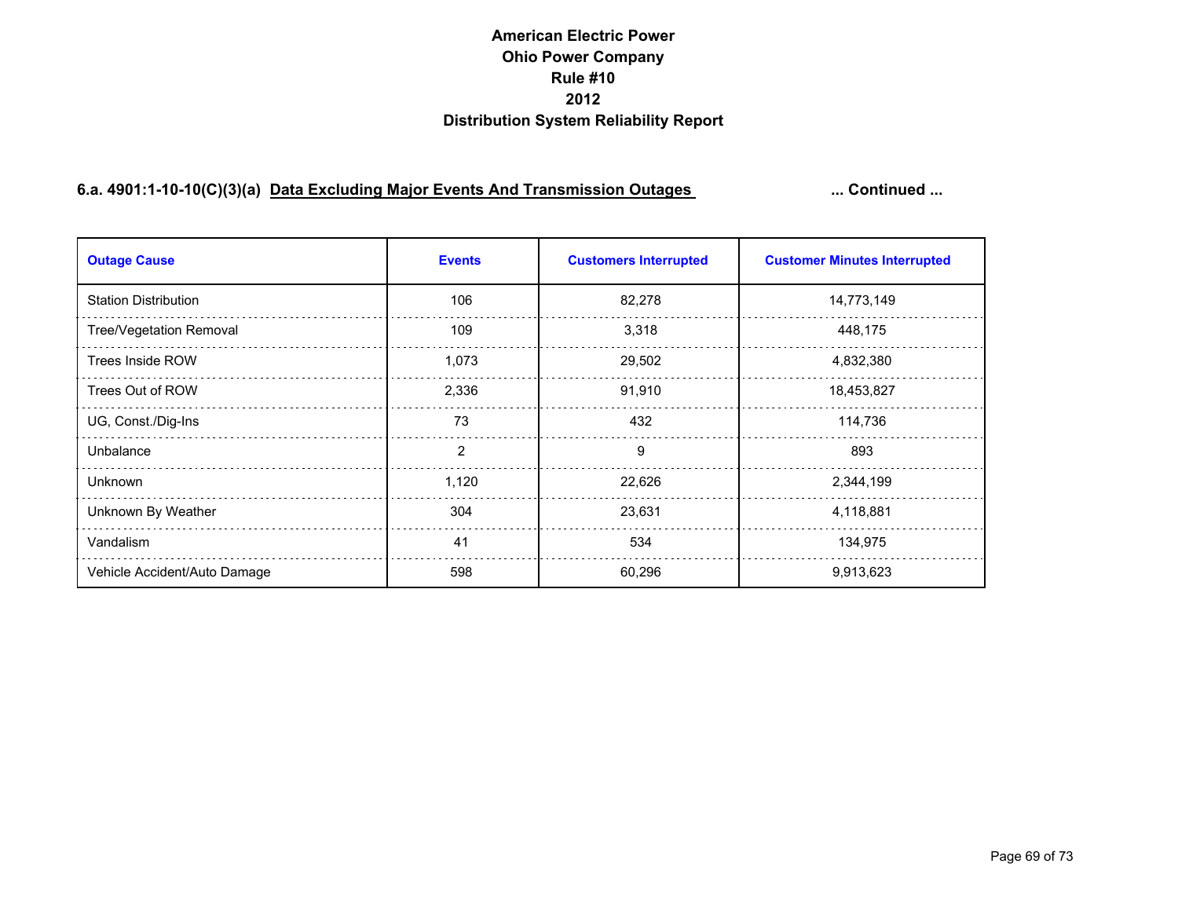# American Electric Power
# Ohio Power Company
# Rule #10
# 2012
# Distribution System Reliability Report

## 6.a. 4901:1-10-10(C)(3)(a) Data Excluding Major Events And Transmission Outages ... Continued ...

| Outage Cause | Events | Customers Interrupted | Customer Minutes Interrupted |
|---|---|---|---|
| Station Distribution | 106 | 82,278 | 14,773,149 |
| Tree/Vegetation Removal | 109 | 3,318 | 448,175 |
| Trees Inside ROW | 1,073 | 29,502 | 4,832,380 |
| Trees Out of ROW | 2,336 | 91,910 | 18,453,827 |
| UG, Const./Dig-Ins | 73 | 432 | 114,736 |
| Unbalance | 2 | 9 | 893 |
| Unknown | 1,120 | 22,626 | 2,344,199 |
| Unknown By Weather | 304 | 23,631 | 4,118,881 |
| Vandalism | 41 | 534 | 134,975 |
| Vehicle Accident/Auto Damage | 598 | 60,296 | 9,913,623 |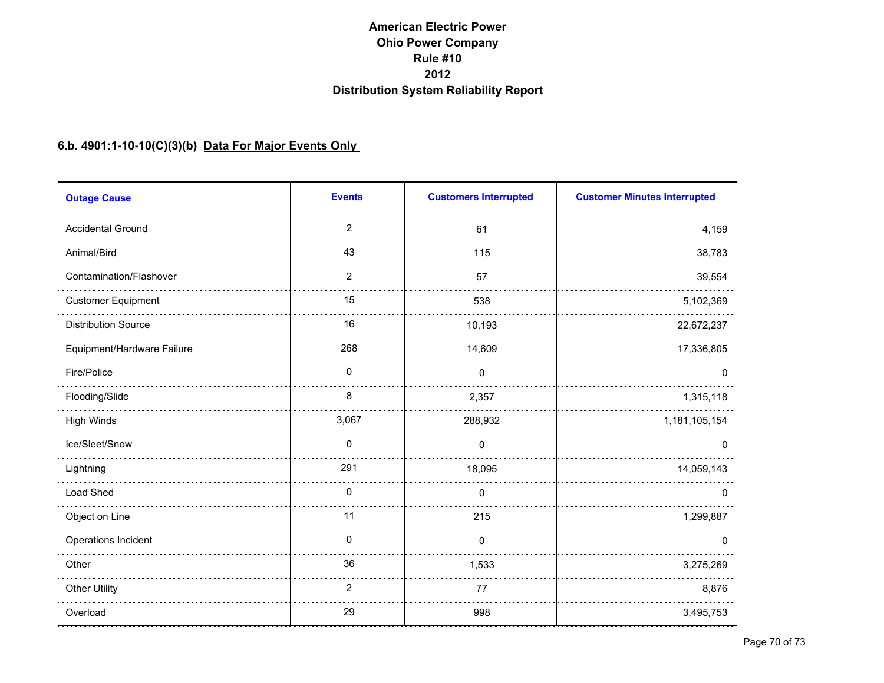**American Electric Power**
**Ohio Power Company**
**Rule #10**
**2012**
**Distribution System Reliability Report**

### 6.b. 4901:1-10-10(C)(3)(b) <u>Data For Major Events Only</u>

| Outage Cause | Events | Customers Interrupted | Customer Minutes Interrupted |
|---|---|---|---|
| Accidental Ground | 2 | 61 | 4,159 |
| Animal/Bird | 43 | 115 | 38,783 |
| Contamination/Flashover | 2 | 57 | 39,554 |
| Customer Equipment | 15 | 538 | 5,102,369 |
| Distribution Source | 16 | 10,193 | 22,672,237 |
| Equipment/Hardware Failure | 268 | 14,609 | 17,336,805 |
| Fire/Police | 0 | 0 | 0 |
| Flooding/Slide | 8 | 2,357 | 1,315,118 |
| High Winds | 3,067 | 288,932 | 1,181,105,154 |
| Ice/Sleet/Snow | 0 | 0 | 0 |
| Lightning | 291 | 18,095 | 14,059,143 |
| Load Shed | 0 | 0 | 0 |
| Object on Line | 11 | 215 | 1,299,887 |
| Operations Incident | 0 | 0 | 0 |
| Other | 36 | 1,533 | 3,275,269 |
| Other Utility | 2 | 77 | 8,876 |
| Overload | 29 | 998 | 3,495,753 |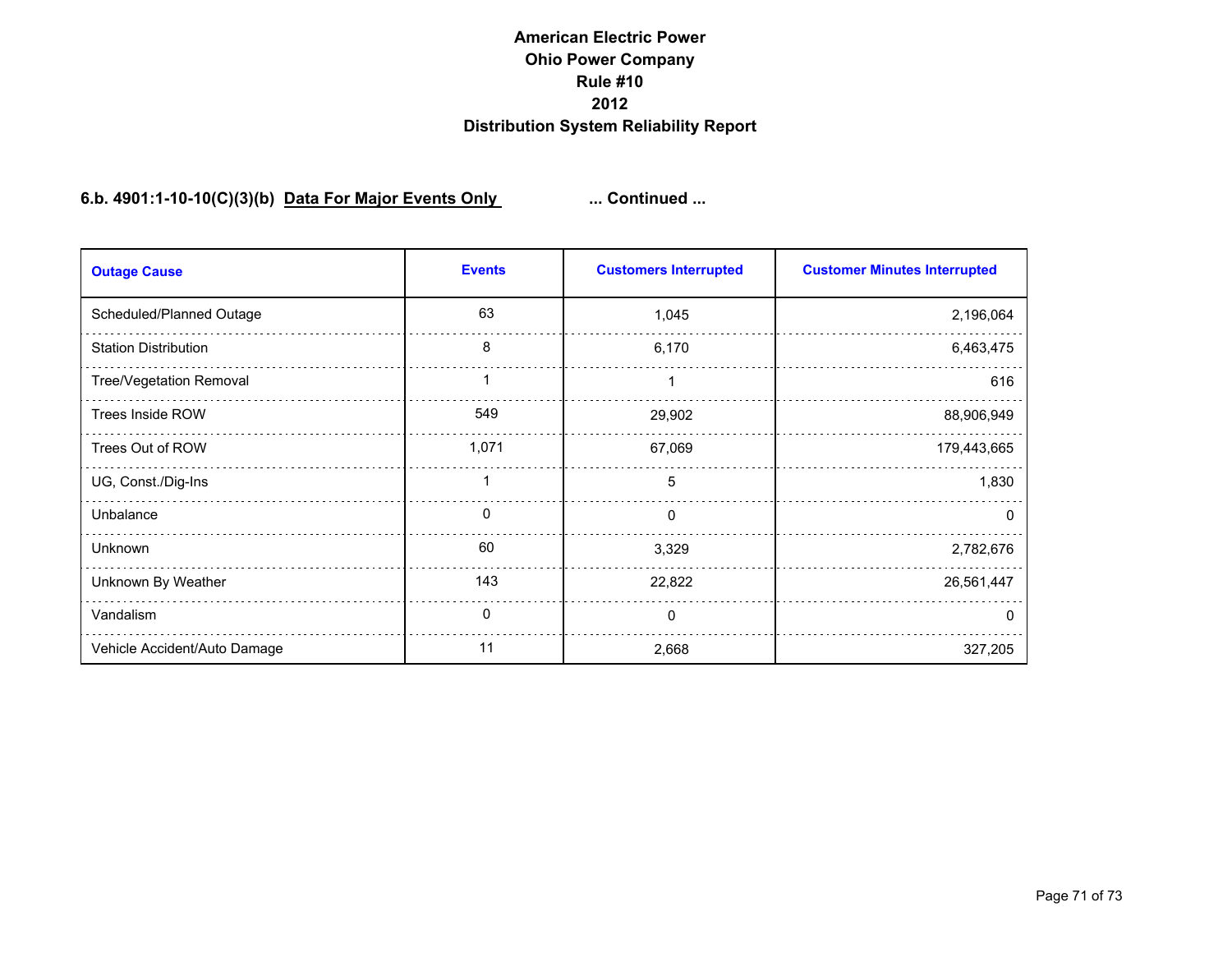# American Electric Power
# Ohio Power Company
# Rule #10
# 2012
# Distribution System Reliability Report

**6.b. 4901:1-10-10(C)(3)(b) Data For Major Events Only** ... **Continued** ...

| Outage Cause | Events | Customers Interrupted | Customer Minutes Interrupted |
|---|---|---|---|
| Scheduled/Planned Outage | 63 | 1,045 | 2,196,064 |
| Station Distribution | 8 | 6,170 | 6,463,475 |
| Tree/Vegetation Removal | 1 | 1 | 616 |
| Trees Inside ROW | 549 | 29,902 | 88,906,949 |
| Trees Out of ROW | 1,071 | 67,069 | 179,443,665 |
| UG, Const./Dig-Ins | 1 | 5 | 1,830 |
| Unbalance | 0 | 0 | 0 |
| Unknown | 60 | 3,329 | 2,782,676 |
| Unknown By Weather | 143 | 22,822 | 26,561,447 |
| Vandalism | 0 | 0 | 0 |
| Vehicle Accident/Auto Damage | 11 | 2,668 | 327,205 |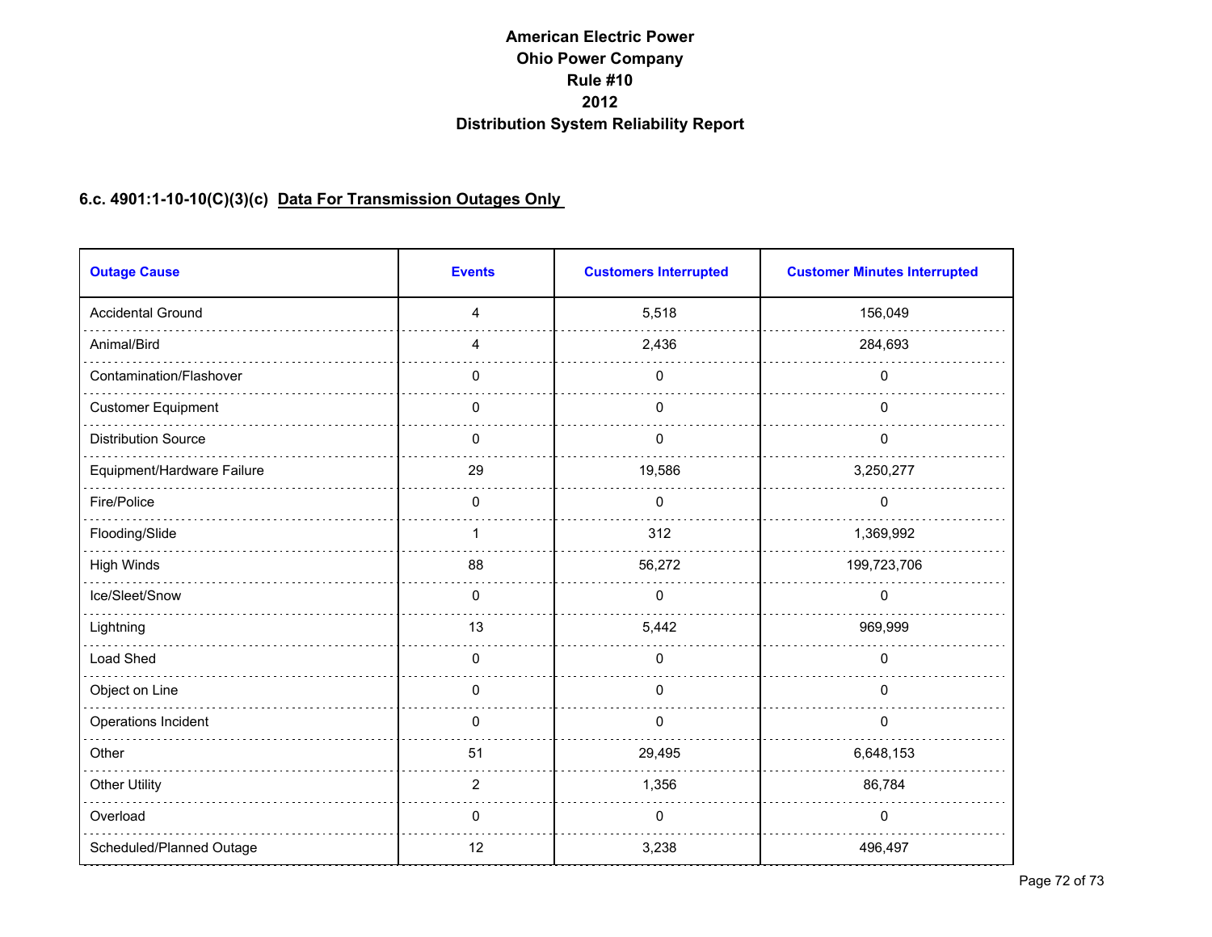# American Electric Power
# Ohio Power Company
# Rule #10
# 2012
# Distribution System Reliability Report

## 6.c. 4901:1-10-10(C)(3)(c) Data For Transmission Outages Only

| Outage Cause | Events | Customers Interrupted | Customer Minutes Interrupted |
|---|---|---|---|
| Accidental Ground | 4 | 5,518 | 156,049 |
| Animal/Bird | 4 | 2,436 | 284,693 |
| Contamination/Flashover | 0 | 0 | 0 |
| Customer Equipment | 0 | 0 | 0 |
| Distribution Source | 0 | 0 | 0 |
| Equipment/Hardware Failure | 29 | 19,586 | 3,250,277 |
| Fire/Police | 0 | 0 | 0 |
| Flooding/Slide | 1 | 312 | 1,369,992 |
| High Winds | 88 | 56,272 | 199,723,706 |
| Ice/Sleet/Snow | 0 | 0 | 0 |
| Lightning | 13 | 5,442 | 969,999 |
| Load Shed | 0 | 0 | 0 |
| Object on Line | 0 | 0 | 0 |
| Operations Incident | 0 | 0 | 0 |
| Other | 51 | 29,495 | 6,648,153 |
| Other Utility | 2 | 1,356 | 86,784 |
| Overload | 0 | 0 | 0 |
| Scheduled/Planned Outage | 12 | 3,238 | 496,497 |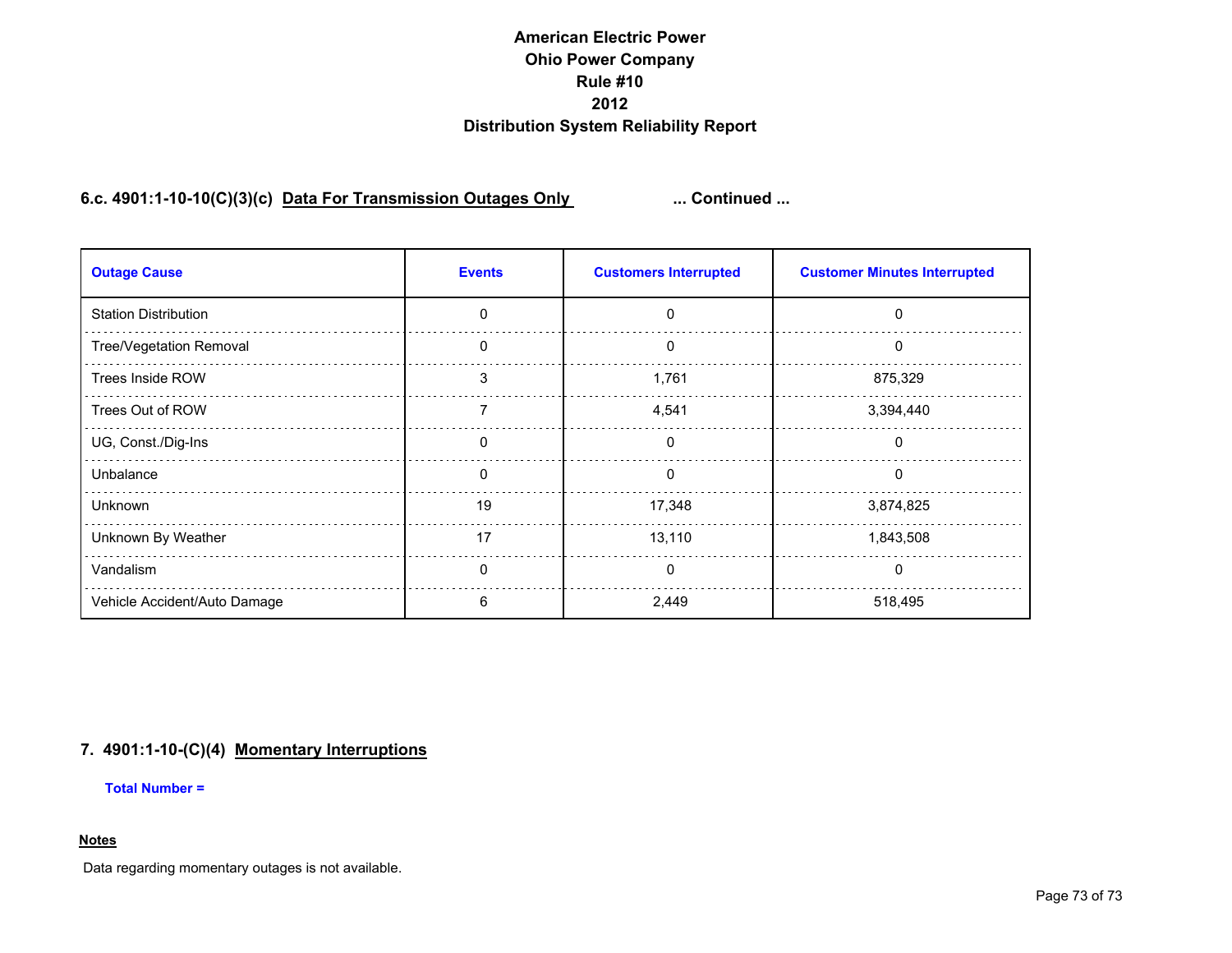# American Electric Power
# Ohio Power Company
# Rule #10
# 2012
# Distribution System Reliability Report

## 6.c. 4901:1-10-10(C)(3)(c) Data For Transmission Outages Only ... Continued ...

| Outage Cause | Events | Customers Interrupted | Customer Minutes Interrupted |
|---|---|---|---|
| Station Distribution | 0 | 0 | 0 |
| Tree/Vegetation Removal | 0 | 0 | 0 |
| Trees Inside ROW | 3 | 1,761 | 875,329 |
| Trees Out of ROW | 7 | 4,541 | 3,394,440 |
| UG, Const./Dig-Ins | 0 | 0 | 0 |
| Unbalance | 0 | 0 | 0 |
| Unknown | 19 | 17,348 | 3,874,825 |
| Unknown By Weather | 17 | 13,110 | 1,843,508 |
| Vandalism | 0 | 0 | 0 |
| Vehicle Accident/Auto Damage | 6 | 2,449 | 518,495 |

## 7. 4901:1-10-(C)(4) Momentary Interruptions

**Total Number =**

**Notes**

Data regarding momentary outages is not available.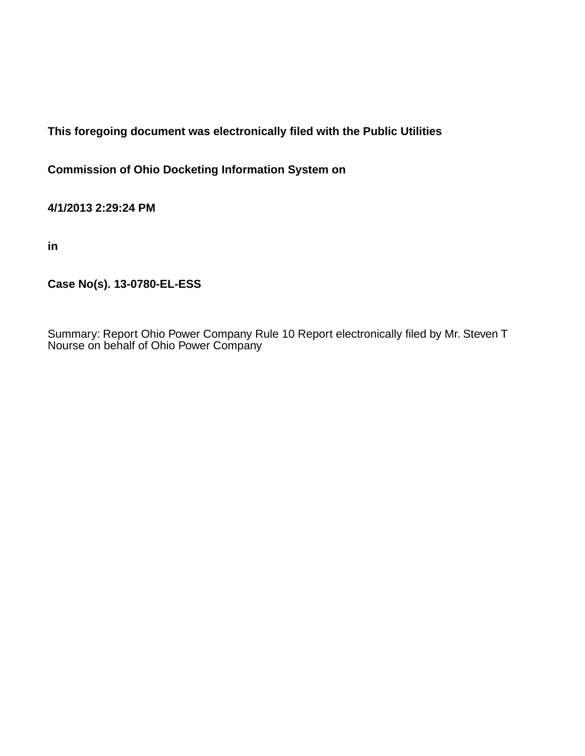**This foregoing document was electronically filed with the Public Utilities**

**Commission of Ohio Docketing Information System on**

**4/1/2013 2:29:24 PM**

**in**

**Case No(s). 13-0780-EL-ESS**

Summary: Report Ohio Power Company Rule 10 Report electronically filed by Mr. Steven T Nourse on behalf of Ohio Power Company